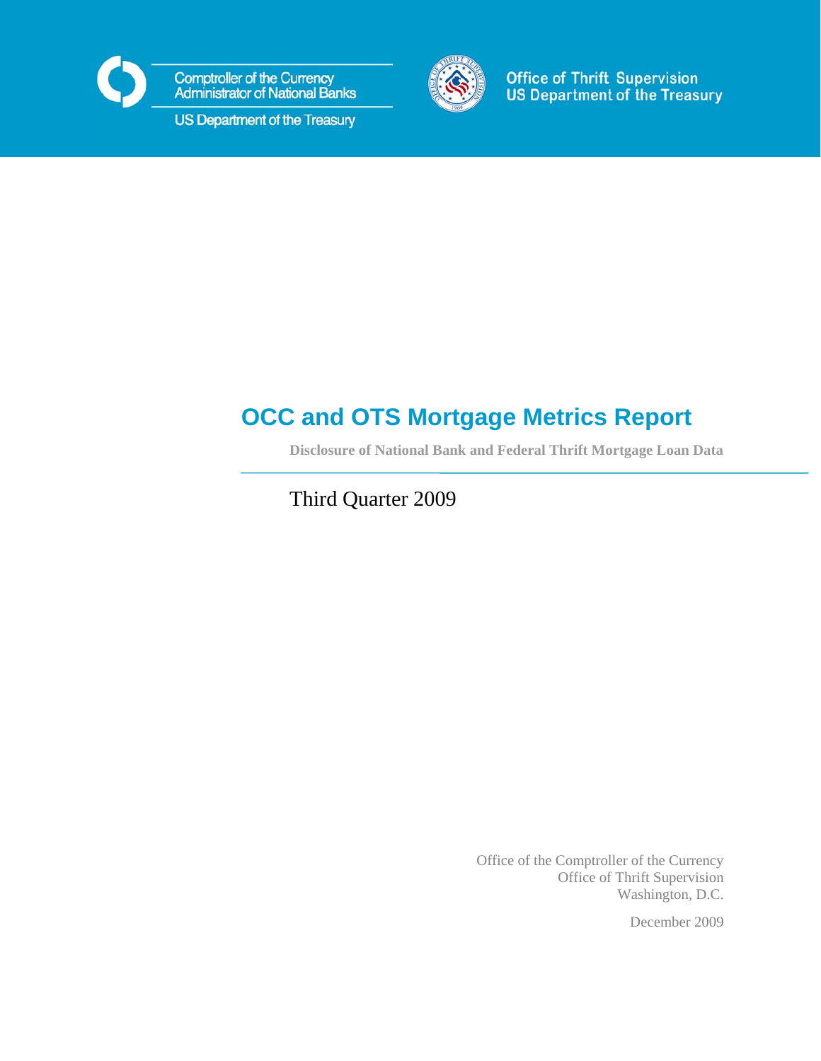Comptroller of the Currency
Administrator of National Banks

US Department of the Treasury

Office of Thrift Supervision
US Department of the Treasury

# OCC and OTS Mortgage Metrics Report

**Disclosure of National Bank and Federal Thrift Mortgage Loan Data**

Third Quarter 2009

Office of the Comptroller of the Currency
Office of Thrift Supervision
Washington, D.C.

December 2009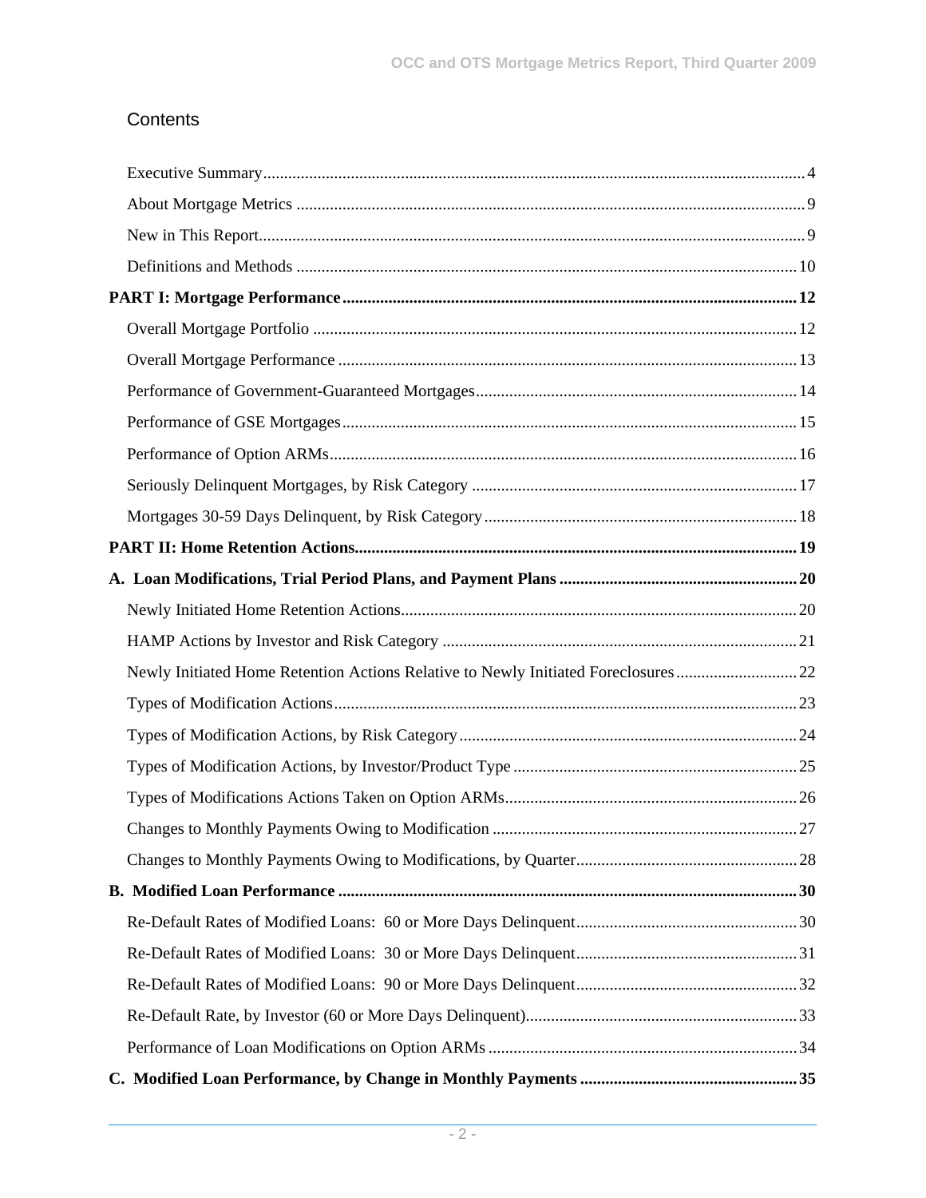## Contents

Executive Summary ..... 4

About Mortgage Metrics ..... 9

New in This Report ..... 9

Definitions and Methods ..... 10

**PART I: Mortgage Performance ..... 12**

Overall Mortgage Portfolio ..... 12

Overall Mortgage Performance ..... 13

Performance of Government-Guaranteed Mortgages ..... 14

Performance of GSE Mortgages ..... 15

Performance of Option ARMs ..... 16

Seriously Delinquent Mortgages, by Risk Category ..... 17

Mortgages 30-59 Days Delinquent, by Risk Category ..... 18

**PART II: Home Retention Actions ..... 19**

**A. Loan Modifications, Trial Period Plans, and Payment Plans ..... 20**

Newly Initiated Home Retention Actions ..... 20

HAMP Actions by Investor and Risk Category ..... 21

Newly Initiated Home Retention Actions Relative to Newly Initiated Foreclosures ..... 22

Types of Modification Actions ..... 23

Types of Modification Actions, by Risk Category ..... 24

Types of Modification Actions, by Investor/Product Type ..... 25

Types of Modifications Actions Taken on Option ARMs ..... 26

Changes to Monthly Payments Owing to Modification ..... 27

Changes to Monthly Payments Owing to Modifications, by Quarter ..... 28

**B. Modified Loan Performance ..... 30**

Re-Default Rates of Modified Loans: 60 or More Days Delinquent ..... 30

Re-Default Rates of Modified Loans: 30 or More Days Delinquent ..... 31

Re-Default Rates of Modified Loans: 90 or More Days Delinquent ..... 32

Re-Default Rate, by Investor (60 or More Days Delinquent) ..... 33

Performance of Loan Modifications on Option ARMs ..... 34

**C. Modified Loan Performance, by Change in Monthly Payments ..... 35**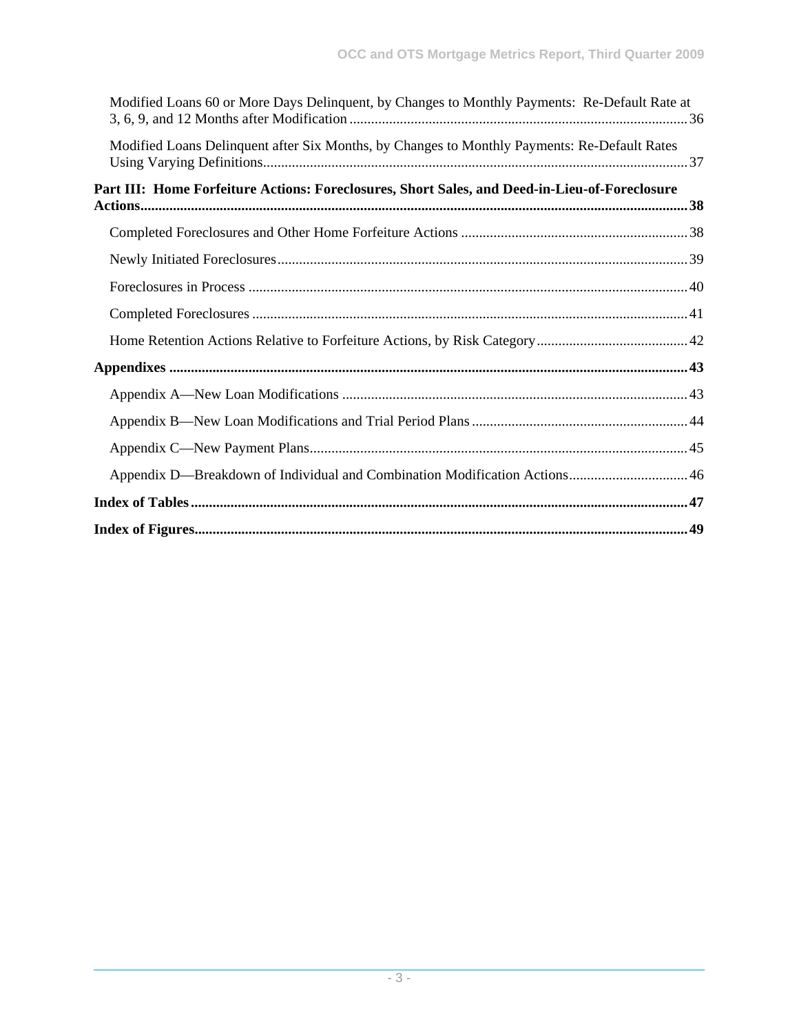Modified Loans 60 or More Days Delinquent, by Changes to Monthly Payments: Re-Default Rate at 3, 6, 9, and 12 Months after Modification ........ 36

Modified Loans Delinquent after Six Months, by Changes to Monthly Payments: Re-Default Rates Using Varying Definitions ........ 37

**Part III: Home Forfeiture Actions: Foreclosures, Short Sales, and Deed-in-Lieu-of-Foreclosure Actions ........ 38**

Completed Foreclosures and Other Home Forfeiture Actions ........ 38

Newly Initiated Foreclosures ........ 39

Foreclosures in Process ........ 40

Completed Foreclosures ........ 41

Home Retention Actions Relative to Forfeiture Actions, by Risk Category ........ 42

**Appendixes ........ 43**

Appendix A—New Loan Modifications ........ 43

Appendix B—New Loan Modifications and Trial Period Plans ........ 44

Appendix C—New Payment Plans ........ 45

Appendix D—Breakdown of Individual and Combination Modification Actions ........ 46

**Index of Tables ........ 47**

**Index of Figures ........ 49**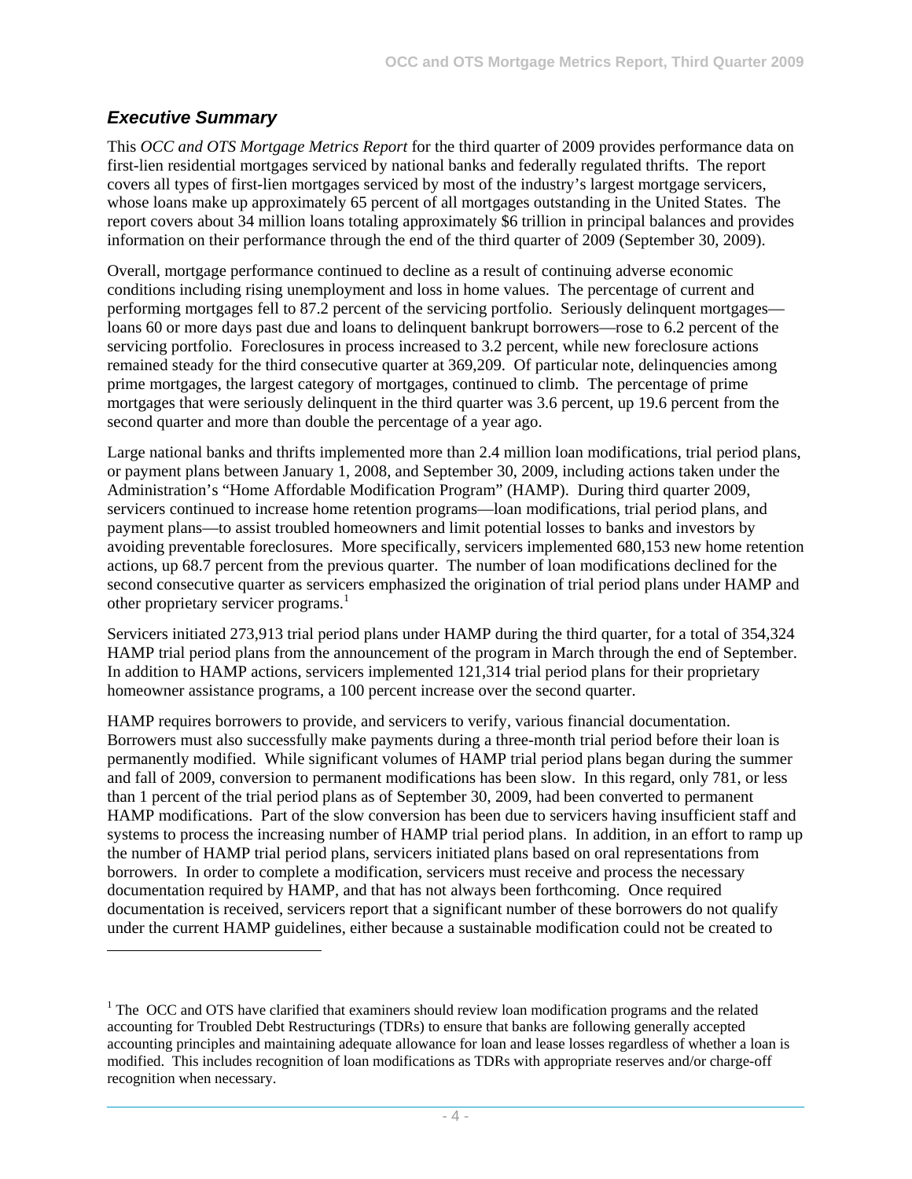## *Executive Summary*

This *OCC and OTS Mortgage Metrics Report* for the third quarter of 2009 provides performance data on first-lien residential mortgages serviced by national banks and federally regulated thrifts. The report covers all types of first-lien mortgages serviced by most of the industry's largest mortgage servicers, whose loans make up approximately 65 percent of all mortgages outstanding in the United States. The report covers about 34 million loans totaling approximately $6 trillion in principal balances and provides information on their performance through the end of the third quarter of 2009 (September 30, 2009).

Overall, mortgage performance continued to decline as a result of continuing adverse economic conditions including rising unemployment and loss in home values. The percentage of current and performing mortgages fell to 87.2 percent of the servicing portfolio. Seriously delinquent mortgages—loans 60 or more days past due and loans to delinquent bankrupt borrowers—rose to 6.2 percent of the servicing portfolio. Foreclosures in process increased to 3.2 percent, while new foreclosure actions remained steady for the third consecutive quarter at 369,209. Of particular note, delinquencies among prime mortgages, the largest category of mortgages, continued to climb. The percentage of prime mortgages that were seriously delinquent in the third quarter was 3.6 percent, up 19.6 percent from the second quarter and more than double the percentage of a year ago.

Large national banks and thrifts implemented more than 2.4 million loan modifications, trial period plans, or payment plans between January 1, 2008, and September 30, 2009, including actions taken under the Administration's "Home Affordable Modification Program" (HAMP). During third quarter 2009, servicers continued to increase home retention programs—loan modifications, trial period plans, and payment plans—to assist troubled homeowners and limit potential losses to banks and investors by avoiding preventable foreclosures. More specifically, servicers implemented 680,153 new home retention actions, up 68.7 percent from the previous quarter. The number of loan modifications declined for the second consecutive quarter as servicers emphasized the origination of trial period plans under HAMP and other proprietary servicer programs.[1]

Servicers initiated 273,913 trial period plans under HAMP during the third quarter, for a total of 354,324 HAMP trial period plans from the announcement of the program in March through the end of September. In addition to HAMP actions, servicers implemented 121,314 trial period plans for their proprietary homeowner assistance programs, a 100 percent increase over the second quarter.

HAMP requires borrowers to provide, and servicers to verify, various financial documentation. Borrowers must also successfully make payments during a three-month trial period before their loan is permanently modified. While significant volumes of HAMP trial period plans began during the summer and fall of 2009, conversion to permanent modifications has been slow. In this regard, only 781, or less than 1 percent of the trial period plans as of September 30, 2009, had been converted to permanent HAMP modifications. Part of the slow conversion has been due to servicers having insufficient staff and systems to process the increasing number of HAMP trial period plans. In addition, in an effort to ramp up the number of HAMP trial period plans, servicers initiated plans based on oral representations from borrowers. In order to complete a modification, servicers must receive and process the necessary documentation required by HAMP, and that has not always been forthcoming. Once required documentation is received, servicers report that a significant number of these borrowers do not qualify under the current HAMP guidelines, either because a sustainable modification could not be created to

---

[1] The OCC and OTS have clarified that examiners should review loan modification programs and the related accounting for Troubled Debt Restructurings (TDRs) to ensure that banks are following generally accepted accounting principles and maintaining adequate allowance for loan and lease losses regardless of whether a loan is modified. This includes recognition of loan modifications as TDRs with appropriate reserves and/or charge-off recognition when necessary.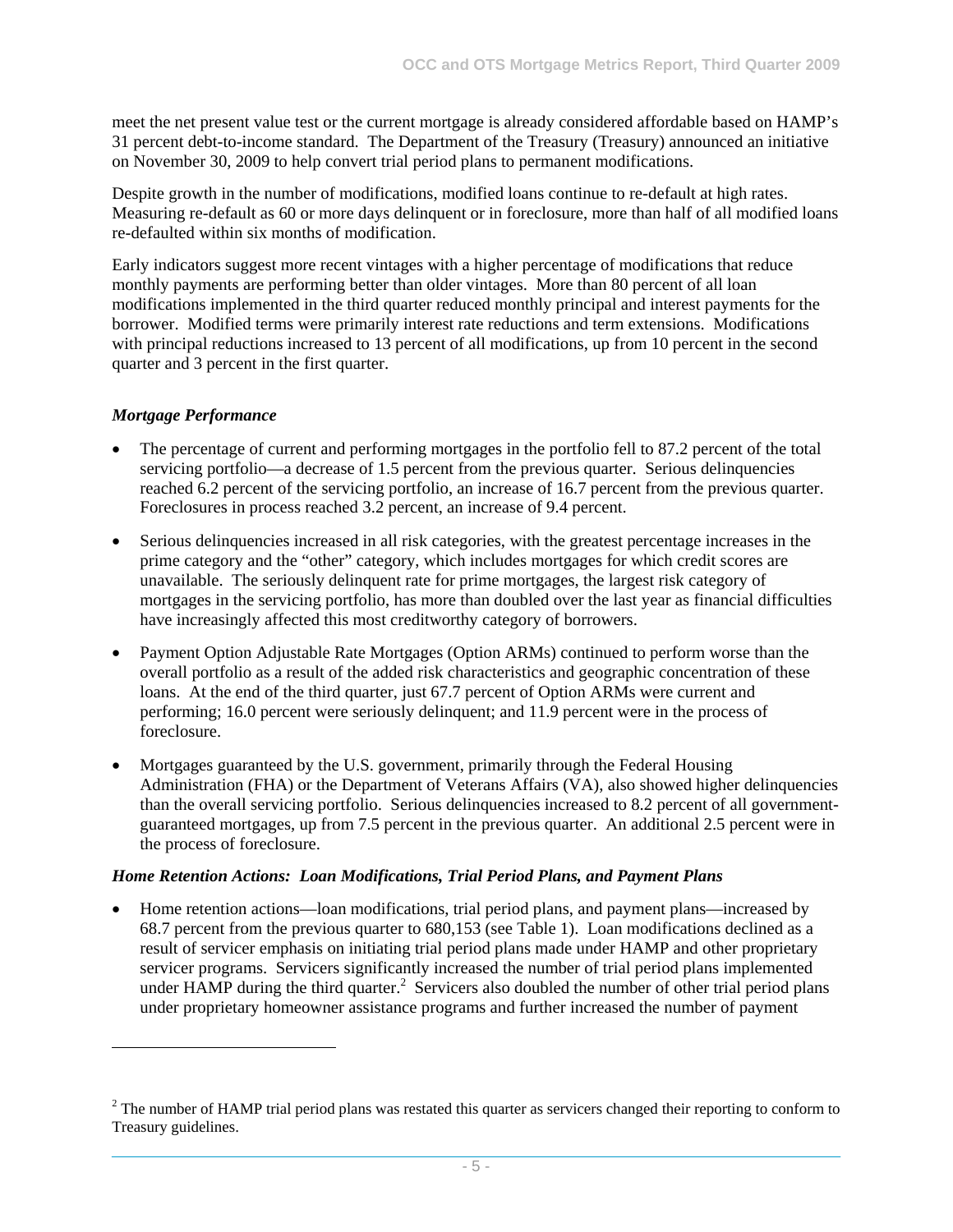meet the net present value test or the current mortgage is already considered affordable based on HAMP's 31 percent debt-to-income standard. The Department of the Treasury (Treasury) announced an initiative on November 30, 2009 to help convert trial period plans to permanent modifications.

Despite growth in the number of modifications, modified loans continue to re-default at high rates. Measuring re-default as 60 or more days delinquent or in foreclosure, more than half of all modified loans re-defaulted within six months of modification.

Early indicators suggest more recent vintages with a higher percentage of modifications that reduce monthly payments are performing better than older vintages. More than 80 percent of all loan modifications implemented in the third quarter reduced monthly principal and interest payments for the borrower. Modified terms were primarily interest rate reductions and term extensions. Modifications with principal reductions increased to 13 percent of all modifications, up from 10 percent in the second quarter and 3 percent in the first quarter.

### *Mortgage Performance*

- The percentage of current and performing mortgages in the portfolio fell to 87.2 percent of the total servicing portfolio—a decrease of 1.5 percent from the previous quarter. Serious delinquencies reached 6.2 percent of the servicing portfolio, an increase of 16.7 percent from the previous quarter. Foreclosures in process reached 3.2 percent, an increase of 9.4 percent.
- Serious delinquencies increased in all risk categories, with the greatest percentage increases in the prime category and the "other" category, which includes mortgages for which credit scores are unavailable. The seriously delinquent rate for prime mortgages, the largest risk category of mortgages in the servicing portfolio, has more than doubled over the last year as financial difficulties have increasingly affected this most creditworthy category of borrowers.
- Payment Option Adjustable Rate Mortgages (Option ARMs) continued to perform worse than the overall portfolio as a result of the added risk characteristics and geographic concentration of these loans. At the end of the third quarter, just 67.7 percent of Option ARMs were current and performing; 16.0 percent were seriously delinquent; and 11.9 percent were in the process of foreclosure.
- Mortgages guaranteed by the U.S. government, primarily through the Federal Housing Administration (FHA) or the Department of Veterans Affairs (VA), also showed higher delinquencies than the overall servicing portfolio. Serious delinquencies increased to 8.2 percent of all government-guaranteed mortgages, up from 7.5 percent in the previous quarter. An additional 2.5 percent were in the process of foreclosure.

### *Home Retention Actions: Loan Modifications, Trial Period Plans, and Payment Plans*

- Home retention actions—loan modifications, trial period plans, and payment plans—increased by 68.7 percent from the previous quarter to 680,153 (see Table 1). Loan modifications declined as a result of servicer emphasis on initiating trial period plans made under HAMP and other proprietary servicer programs. Servicers significantly increased the number of trial period plans implemented under HAMP during the third quarter.[2] Servicers also doubled the number of other trial period plans under proprietary homeowner assistance programs and further increased the number of payment

---

[2] The number of HAMP trial period plans was restated this quarter as servicers changed their reporting to conform to Treasury guidelines.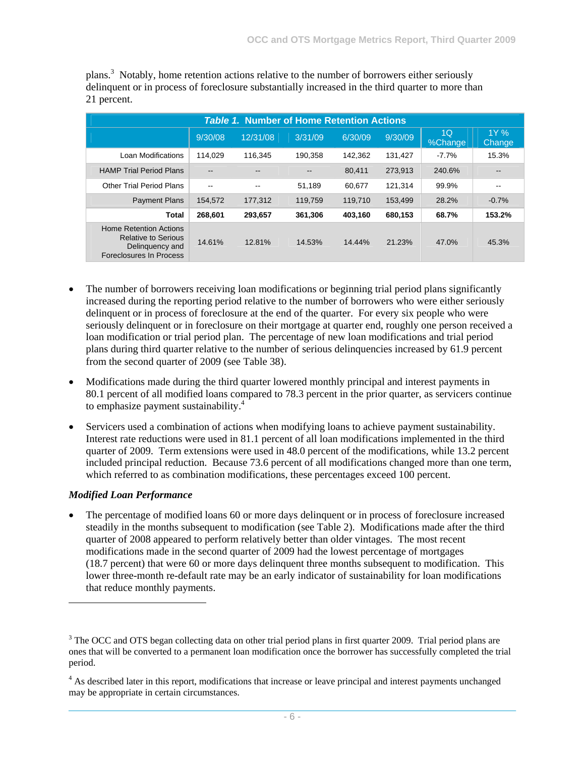plans.[3] Notably, home retention actions relative to the number of borrowers either seriously delinquent or in process of foreclosure substantially increased in the third quarter to more than 21 percent.

**Table 1. Number of Home Retention Actions**

| | 9/30/08 | 12/31/08 | 3/31/09 | 6/30/09 | 9/30/09 | 1Q %Change | 1Y % Change |
|---|---|---|---|---|---|---|---|
| Loan Modifications | 114,029 | 116,345 | 190,358 | 142,362 | 131,427 | -7.7% | 15.3% |
| HAMP Trial Period Plans | -- | -- | -- | 80,411 | 273,913 | 240.6% | -- |
| Other Trial Period Plans | -- | -- | 51,189 | 60,677 | 121,314 | 99.9% | -- |
| Payment Plans | 154,572 | 177,312 | 119,759 | 119,710 | 153,499 | 28.2% | -0.7% |
| **Total** | **268,601** | **293,657** | **361,306** | **403,160** | **680,153** | **68.7%** | **153.2%** |
| Home Retention Actions Relative to Serious Delinquency and Foreclosures In Process | 14.61% | 12.81% | 14.53% | 14.44% | 21.23% | 47.0% | 45.3% |

- The number of borrowers receiving loan modifications or beginning trial period plans significantly increased during the reporting period relative to the number of borrowers who were either seriously delinquent or in process of foreclosure at the end of the quarter. For every six people who were seriously delinquent or in foreclosure on their mortgage at quarter end, roughly one person received a loan modification or trial period plan. The percentage of new loan modifications and trial period plans during third quarter relative to the number of serious delinquencies increased by 61.9 percent from the second quarter of 2009 (see Table 38).
- Modifications made during the third quarter lowered monthly principal and interest payments in 80.1 percent of all modified loans compared to 78.3 percent in the prior quarter, as servicers continue to emphasize payment sustainability.[4]
- Servicers used a combination of actions when modifying loans to achieve payment sustainability. Interest rate reductions were used in 81.1 percent of all loan modifications implemented in the third quarter of 2009. Term extensions were used in 48.0 percent of the modifications, while 13.2 percent included principal reduction. Because 73.6 percent of all modifications changed more than one term, which referred to as combination modifications, these percentages exceed 100 percent.

### *Modified Loan Performance*

- The percentage of modified loans 60 or more days delinquent or in process of foreclosure increased steadily in the months subsequent to modification (see Table 2). Modifications made after the third quarter of 2008 appeared to perform relatively better than older vintages. The most recent modifications made in the second quarter of 2009 had the lowest percentage of mortgages (18.7 percent) that were 60 or more days delinquent three months subsequent to modification. This lower three-month re-default rate may be an early indicator of sustainability for loan modifications that reduce monthly payments.

---

[3] The OCC and OTS began collecting data on other trial period plans in first quarter 2009. Trial period plans are ones that will be converted to a permanent loan modification once the borrower has successfully completed the trial period.

[4] As described later in this report, modifications that increase or leave principal and interest payments unchanged may be appropriate in certain circumstances.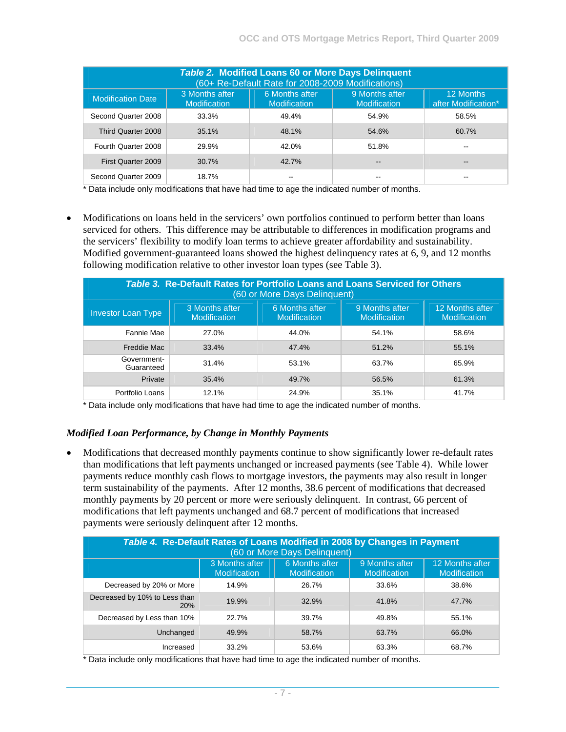**Table 2. Modified Loans 60 or More Days Delinquent**
(60+ Re-Default Rate for 2008-2009 Modifications)

| Modification Date | 3 Months after Modification | 6 Months after Modification | 9 Months after Modification | 12 Months after Modification* |
|---|---|---|---|---|
| Second Quarter 2008 | 33.3% | 49.4% | 54.9% | 58.5% |
| Third Quarter 2008 | 35.1% | 48.1% | 54.6% | 60.7% |
| Fourth Quarter 2008 | 29.9% | 42.0% | 51.8% | -- |
| First Quarter 2009 | 30.7% | 42.7% | -- | -- |
| Second Quarter 2009 | 18.7% | -- | -- | -- |

* Data include only modifications that have had time to age the indicated number of months.

- Modifications on loans held in the servicers' own portfolios continued to perform better than loans serviced for others. This difference may be attributable to differences in modification programs and the servicers' flexibility to modify loan terms to achieve greater affordability and sustainability. Modified government-guaranteed loans showed the highest delinquency rates at 6, 9, and 12 months following modification relative to other investor loan types (see Table 3).

**Table 3. Re-Default Rates for Portfolio Loans and Loans Serviced for Others**
(60 or More Days Delinquent)

| Investor Loan Type | 3 Months after Modification | 6 Months after Modification | 9 Months after Modification | 12 Months after Modification |
|---|---|---|---|---|
| Fannie Mae | 27.0% | 44.0% | 54.1% | 58.6% |
| Freddie Mac | 33.4% | 47.4% | 51.2% | 55.1% |
| Government-Guaranteed | 31.4% | 53.1% | 63.7% | 65.9% |
| Private | 35.4% | 49.7% | 56.5% | 61.3% |
| Portfolio Loans | 12.1% | 24.9% | 35.1% | 41.7% |

* Data include only modifications that have had time to age the indicated number of months.

### *Modified Loan Performance, by Change in Monthly Payments*

- Modifications that decreased monthly payments continue to show significantly lower re-default rates than modifications that left payments unchanged or increased payments (see Table 4). While lower payments reduce monthly cash flows to mortgage investors, the payments may also result in longer term sustainability of the payments. After 12 months, 38.6 percent of modifications that decreased monthly payments by 20 percent or more were seriously delinquent. In contrast, 66 percent of modifications that left payments unchanged and 68.7 percent of modifications that increased payments were seriously delinquent after 12 months.

**Table 4. Re-Default Rates of Loans Modified in 2008 by Changes in Payment**
(60 or More Days Delinquent)

| | 3 Months after Modification | 6 Months after Modification | 9 Months after Modification | 12 Months after Modification |
|---|---|---|---|---|
| Decreased by 20% or More | 14.9% | 26.7% | 33.6% | 38.6% |
| Decreased by 10% to Less than 20% | 19.9% | 32.9% | 41.8% | 47.7% |
| Decreased by Less than 10% | 22.7% | 39.7% | 49.8% | 55.1% |
| Unchanged | 49.9% | 58.7% | 63.7% | 66.0% |
| Increased | 33.2% | 53.6% | 63.3% | 68.7% |

* Data include only modifications that have had time to age the indicated number of months.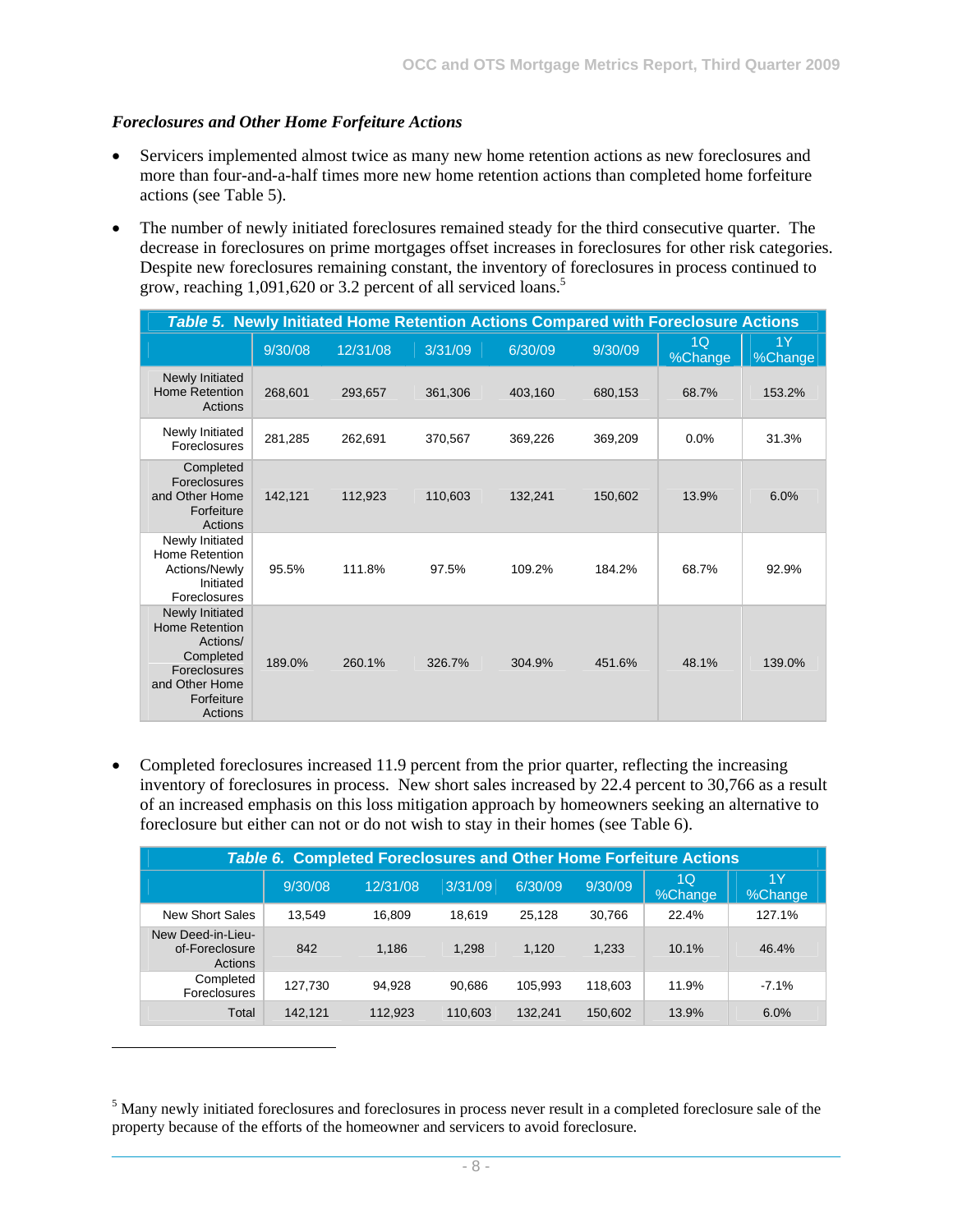### *Foreclosures and Other Home Forfeiture Actions*

- Servicers implemented almost twice as many new home retention actions as new foreclosures and more than four-and-a-half times more new home retention actions than completed home forfeiture actions (see Table 5).
- The number of newly initiated foreclosures remained steady for the third consecutive quarter. The decrease in foreclosures on prime mortgages offset increases in foreclosures for other risk categories. Despite new foreclosures remaining constant, the inventory of foreclosures in process continued to grow, reaching 1,091,620 or 3.2 percent of all serviced loans.[5]

**Table 5. Newly Initiated Home Retention Actions Compared with Foreclosure Actions**

| | 9/30/08 | 12/31/08 | 3/31/09 | 6/30/09 | 9/30/09 | 1Q %Change | 1Y %Change |
|---|---|---|---|---|---|---|---|
| Newly Initiated Home Retention Actions | 268,601 | 293,657 | 361,306 | 403,160 | 680,153 | 68.7% | 153.2% |
| Newly Initiated Foreclosures | 281,285 | 262,691 | 370,567 | 369,226 | 369,209 | 0.0% | 31.3% |
| Completed Foreclosures and Other Home Forfeiture Actions | 142,121 | 112,923 | 110,603 | 132,241 | 150,602 | 13.9% | 6.0% |
| Newly Initiated Home Retention Actions/Newly Initiated Foreclosures | 95.5% | 111.8% | 97.5% | 109.2% | 184.2% | 68.7% | 92.9% |
| Newly Initiated Home Retention Actions/ Completed Foreclosures and Other Home Forfeiture Actions | 189.0% | 260.1% | 326.7% | 304.9% | 451.6% | 48.1% | 139.0% |

- Completed foreclosures increased 11.9 percent from the prior quarter, reflecting the increasing inventory of foreclosures in process. New short sales increased by 22.4 percent to 30,766 as a result of an increased emphasis on this loss mitigation approach by homeowners seeking an alternative to foreclosure but either can not or do not wish to stay in their homes (see Table 6).

**Table 6. Completed Foreclosures and Other Home Forfeiture Actions**

| | 9/30/08 | 12/31/08 | 3/31/09 | 6/30/09 | 9/30/09 | 1Q %Change | 1Y %Change |
|---|---|---|---|---|---|---|---|
| New Short Sales | 13,549 | 16,809 | 18,619 | 25,128 | 30,766 | 22.4% | 127.1% |
| New Deed-in-Lieu-of-Foreclosure Actions | 842 | 1,186 | 1,298 | 1,120 | 1,233 | 10.1% | 46.4% |
| Completed Foreclosures | 127,730 | 94,928 | 90,686 | 105,993 | 118,603 | 11.9% | -7.1% |
| Total | 142,121 | 112,923 | 110,603 | 132,241 | 150,602 | 13.9% | 6.0% |

[5] Many newly initiated foreclosures and foreclosures in process never result in a completed foreclosure sale of the property because of the efforts of the homeowner and servicers to avoid foreclosure.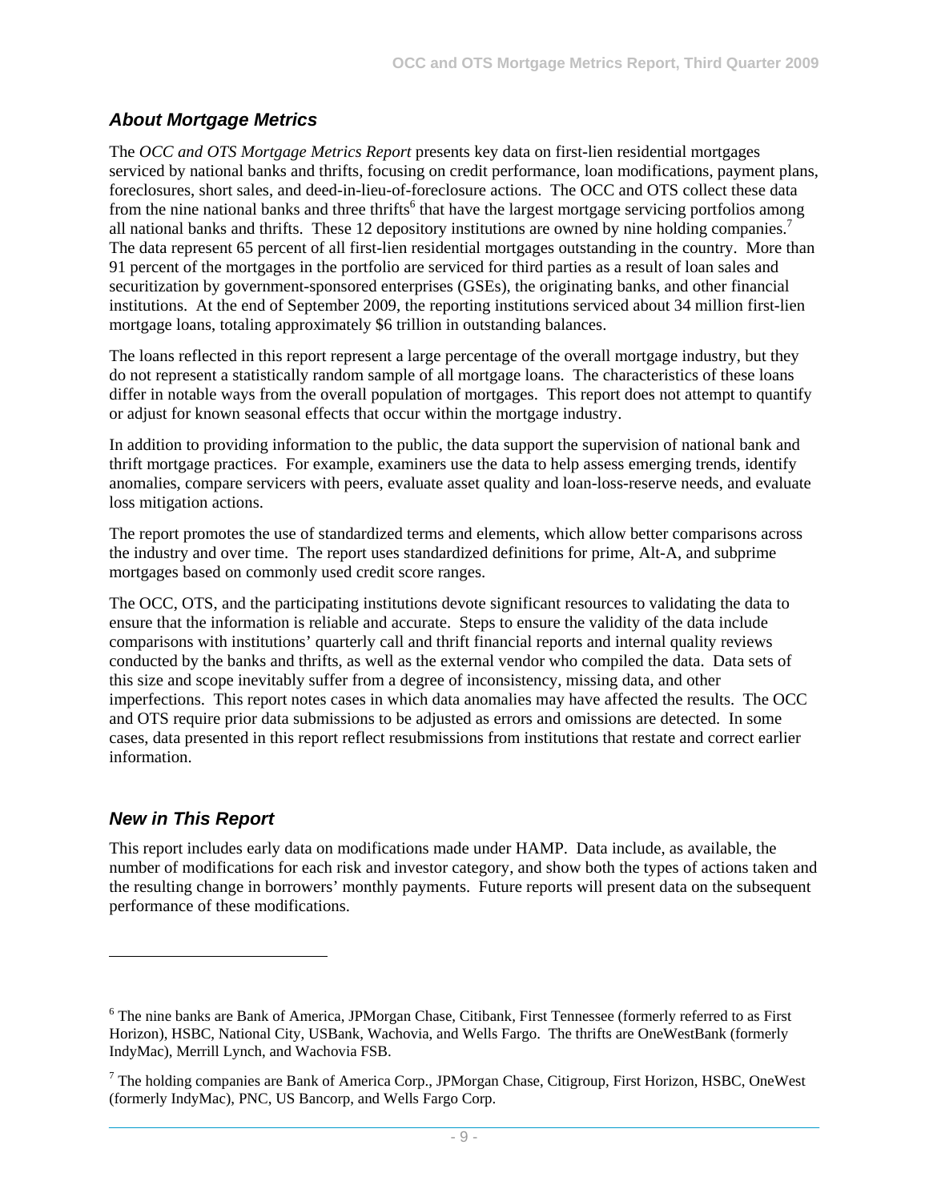## *About Mortgage Metrics*

The *OCC and OTS Mortgage Metrics Report* presents key data on first-lien residential mortgages serviced by national banks and thrifts, focusing on credit performance, loan modifications, payment plans, foreclosures, short sales, and deed-in-lieu-of-foreclosure actions. The OCC and OTS collect these data from the nine national banks and three thrifts[6] that have the largest mortgage servicing portfolios among all national banks and thrifts. These 12 depository institutions are owned by nine holding companies.[7] The data represent 65 percent of all first-lien residential mortgages outstanding in the country. More than 91 percent of the mortgages in the portfolio are serviced for third parties as a result of loan sales and securitization by government-sponsored enterprises (GSEs), the originating banks, and other financial institutions. At the end of September 2009, the reporting institutions serviced about 34 million first-lien mortgage loans, totaling approximately $6 trillion in outstanding balances.

The loans reflected in this report represent a large percentage of the overall mortgage industry, but they do not represent a statistically random sample of all mortgage loans. The characteristics of these loans differ in notable ways from the overall population of mortgages. This report does not attempt to quantify or adjust for known seasonal effects that occur within the mortgage industry.

In addition to providing information to the public, the data support the supervision of national bank and thrift mortgage practices. For example, examiners use the data to help assess emerging trends, identify anomalies, compare servicers with peers, evaluate asset quality and loan-loss-reserve needs, and evaluate loss mitigation actions.

The report promotes the use of standardized terms and elements, which allow better comparisons across the industry and over time. The report uses standardized definitions for prime, Alt-A, and subprime mortgages based on commonly used credit score ranges.

The OCC, OTS, and the participating institutions devote significant resources to validating the data to ensure that the information is reliable and accurate. Steps to ensure the validity of the data include comparisons with institutions' quarterly call and thrift financial reports and internal quality reviews conducted by the banks and thrifts, as well as the external vendor who compiled the data. Data sets of this size and scope inevitably suffer from a degree of inconsistency, missing data, and other imperfections. This report notes cases in which data anomalies may have affected the results. The OCC and OTS require prior data submissions to be adjusted as errors and omissions are detected. In some cases, data presented in this report reflect resubmissions from institutions that restate and correct earlier information.

## *New in This Report*

This report includes early data on modifications made under HAMP. Data include, as available, the number of modifications for each risk and investor category, and show both the types of actions taken and the resulting change in borrowers' monthly payments. Future reports will present data on the subsequent performance of these modifications.

---

[6] The nine banks are Bank of America, JPMorgan Chase, Citibank, First Tennessee (formerly referred to as First Horizon), HSBC, National City, USBank, Wachovia, and Wells Fargo. The thrifts are OneWestBank (formerly IndyMac), Merrill Lynch, and Wachovia FSB.

[7] The holding companies are Bank of America Corp., JPMorgan Chase, Citigroup, First Horizon, HSBC, OneWest (formerly IndyMac), PNC, US Bancorp, and Wells Fargo Corp.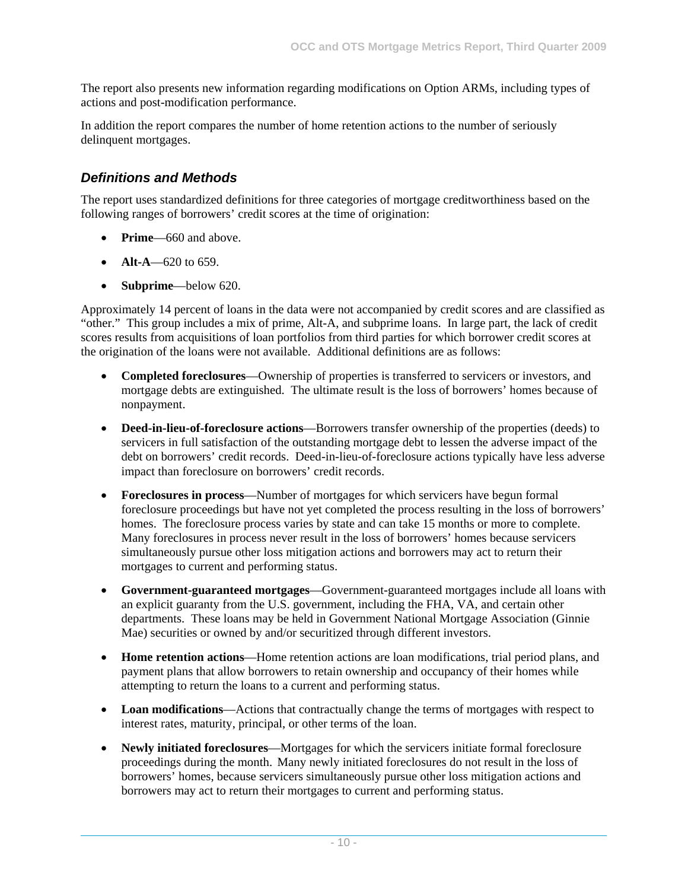The report also presents new information regarding modifications on Option ARMs, including types of actions and post-modification performance.

In addition the report compares the number of home retention actions to the number of seriously delinquent mortgages.

## *Definitions and Methods*

The report uses standardized definitions for three categories of mortgage creditworthiness based on the following ranges of borrowers' credit scores at the time of origination:

- **Prime**—660 and above.
- **Alt-A**—620 to 659.
- **Subprime**—below 620.

Approximately 14 percent of loans in the data were not accompanied by credit scores and are classified as "other." This group includes a mix of prime, Alt-A, and subprime loans. In large part, the lack of credit scores results from acquisitions of loan portfolios from third parties for which borrower credit scores at the origination of the loans were not available. Additional definitions are as follows:

- **Completed foreclosures**—Ownership of properties is transferred to servicers or investors, and mortgage debts are extinguished. The ultimate result is the loss of borrowers' homes because of nonpayment.
- **Deed-in-lieu-of-foreclosure actions**—Borrowers transfer ownership of the properties (deeds) to servicers in full satisfaction of the outstanding mortgage debt to lessen the adverse impact of the debt on borrowers' credit records. Deed-in-lieu-of-foreclosure actions typically have less adverse impact than foreclosure on borrowers' credit records.
- **Foreclosures in process**—Number of mortgages for which servicers have begun formal foreclosure proceedings but have not yet completed the process resulting in the loss of borrowers' homes. The foreclosure process varies by state and can take 15 months or more to complete. Many foreclosures in process never result in the loss of borrowers' homes because servicers simultaneously pursue other loss mitigation actions and borrowers may act to return their mortgages to current and performing status.
- **Government-guaranteed mortgages**—Government-guaranteed mortgages include all loans with an explicit guaranty from the U.S. government, including the FHA, VA, and certain other departments. These loans may be held in Government National Mortgage Association (Ginnie Mae) securities or owned by and/or securitized through different investors.
- **Home retention actions**—Home retention actions are loan modifications, trial period plans, and payment plans that allow borrowers to retain ownership and occupancy of their homes while attempting to return the loans to a current and performing status.
- **Loan modifications**—Actions that contractually change the terms of mortgages with respect to interest rates, maturity, principal, or other terms of the loan.
- **Newly initiated foreclosures**—Mortgages for which the servicers initiate formal foreclosure proceedings during the month. Many newly initiated foreclosures do not result in the loss of borrowers' homes, because servicers simultaneously pursue other loss mitigation actions and borrowers may act to return their mortgages to current and performing status.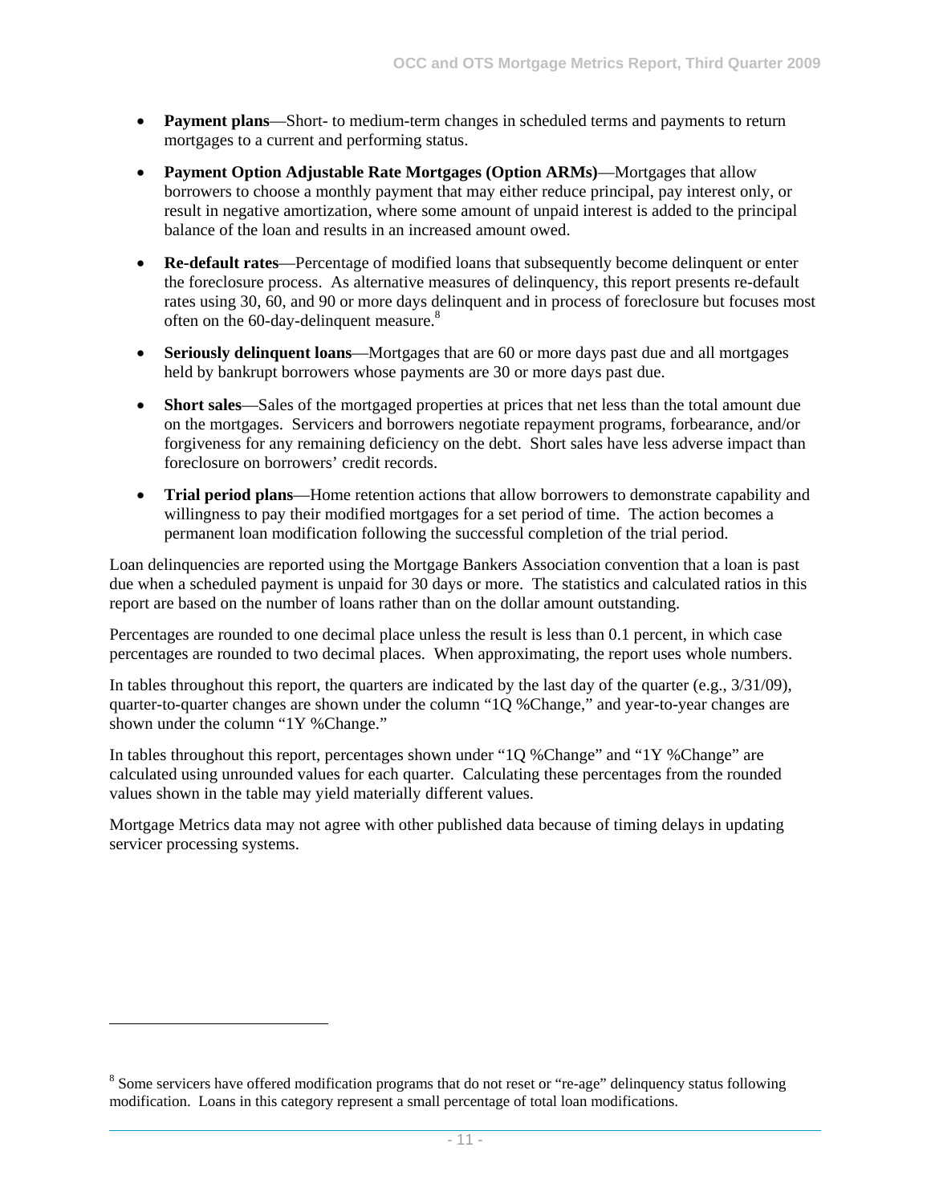- **Payment plans**—Short- to medium-term changes in scheduled terms and payments to return mortgages to a current and performing status.
- **Payment Option Adjustable Rate Mortgages (Option ARMs)**—Mortgages that allow borrowers to choose a monthly payment that may either reduce principal, pay interest only, or result in negative amortization, where some amount of unpaid interest is added to the principal balance of the loan and results in an increased amount owed.
- **Re-default rates**—Percentage of modified loans that subsequently become delinquent or enter the foreclosure process. As alternative measures of delinquency, this report presents re-default rates using 30, 60, and 90 or more days delinquent and in process of foreclosure but focuses most often on the 60-day-delinquent measure.[8]
- **Seriously delinquent loans**—Mortgages that are 60 or more days past due and all mortgages held by bankrupt borrowers whose payments are 30 or more days past due.
- **Short sales**—Sales of the mortgaged properties at prices that net less than the total amount due on the mortgages. Servicers and borrowers negotiate repayment programs, forbearance, and/or forgiveness for any remaining deficiency on the debt. Short sales have less adverse impact than foreclosure on borrowers' credit records.
- **Trial period plans**—Home retention actions that allow borrowers to demonstrate capability and willingness to pay their modified mortgages for a set period of time. The action becomes a permanent loan modification following the successful completion of the trial period.

Loan delinquencies are reported using the Mortgage Bankers Association convention that a loan is past due when a scheduled payment is unpaid for 30 days or more. The statistics and calculated ratios in this report are based on the number of loans rather than on the dollar amount outstanding.

Percentages are rounded to one decimal place unless the result is less than 0.1 percent, in which case percentages are rounded to two decimal places. When approximating, the report uses whole numbers.

In tables throughout this report, the quarters are indicated by the last day of the quarter (e.g., 3/31/09), quarter-to-quarter changes are shown under the column "1Q %Change," and year-to-year changes are shown under the column "1Y %Change."

In tables throughout this report, percentages shown under "1Q %Change" and "1Y %Change" are calculated using unrounded values for each quarter. Calculating these percentages from the rounded values shown in the table may yield materially different values.

Mortgage Metrics data may not agree with other published data because of timing delays in updating servicer processing systems.

---

[8] Some servicers have offered modification programs that do not reset or "re-age" delinquency status following modification. Loans in this category represent a small percentage of total loan modifications.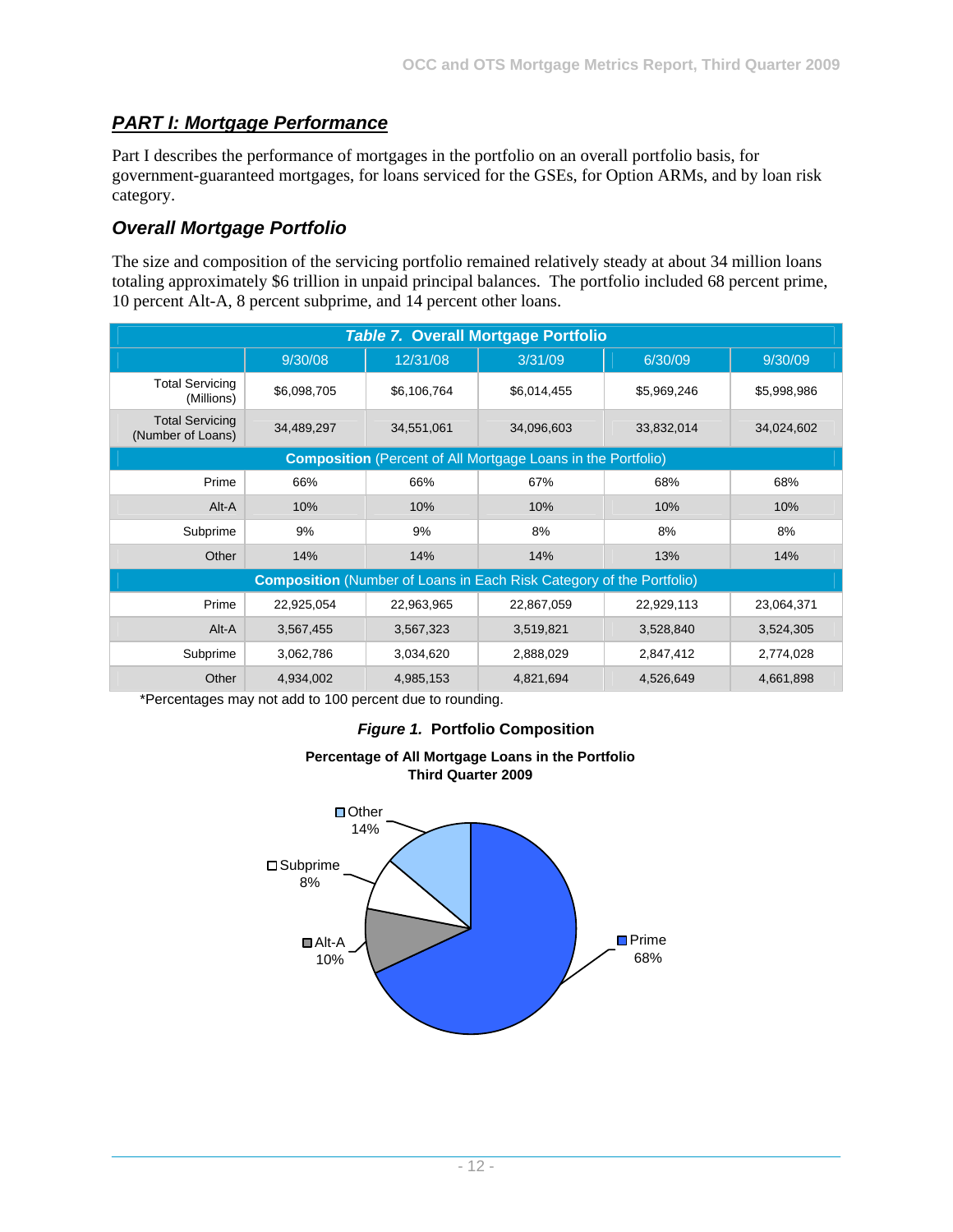## PART I: Mortgage Performance

Part I describes the performance of mortgages in the portfolio on an overall portfolio basis, for government-guaranteed mortgages, for loans serviced for the GSEs, for Option ARMs, and by loan risk category.

### Overall Mortgage Portfolio

The size and composition of the servicing portfolio remained relatively steady at about 34 million loans totaling approximately $6 trillion in unpaid principal balances. The portfolio included 68 percent prime, 10 percent Alt-A, 8 percent subprime, and 14 percent other loans.

***Table 7.* Overall Mortgage Portfolio**

| | 9/30/08 | 12/31/08 | 3/31/09 | 6/30/09 | 9/30/09 |
|---|---|---|---|---|---|
| Total Servicing (Millions) | $6,098,705 | $6,106,764 | $6,014,455 | $5,969,246 | $5,998,986 |
| Total Servicing (Number of Loans) | 34,489,297 | 34,551,061 | 34,096,603 | 33,832,014 | 34,024,602 |
| **Composition** (Percent of All Mortgage Loans in the Portfolio) | | | | | |
| Prime | 66% | 66% | 67% | 68% | 68% |
| Alt-A | 10% | 10% | 10% | 10% | 10% |
| Subprime | 9% | 9% | 8% | 8% | 8% |
| Other | 14% | 14% | 14% | 13% | 14% |
| **Composition** (Number of Loans in Each Risk Category of the Portfolio) | | | | | |
| Prime | 22,925,054 | 22,963,965 | 22,867,059 | 22,929,113 | 23,064,371 |
| Alt-A | 3,567,455 | 3,567,323 | 3,519,821 | 3,528,840 | 3,524,305 |
| Subprime | 3,062,786 | 3,034,620 | 2,888,029 | 2,847,412 | 2,774,028 |
| Other | 4,934,002 | 4,985,153 | 4,821,694 | 4,526,649 | 4,661,898 |

*Percentages may not add to 100 percent due to rounding.

***Figure 1.* Portfolio Composition**

**Percentage of All Mortgage Loans in the Portfolio**
**Third Quarter 2009**

- Prime 68%
- Alt-A 10%
- Subprime 8%
- Other 14%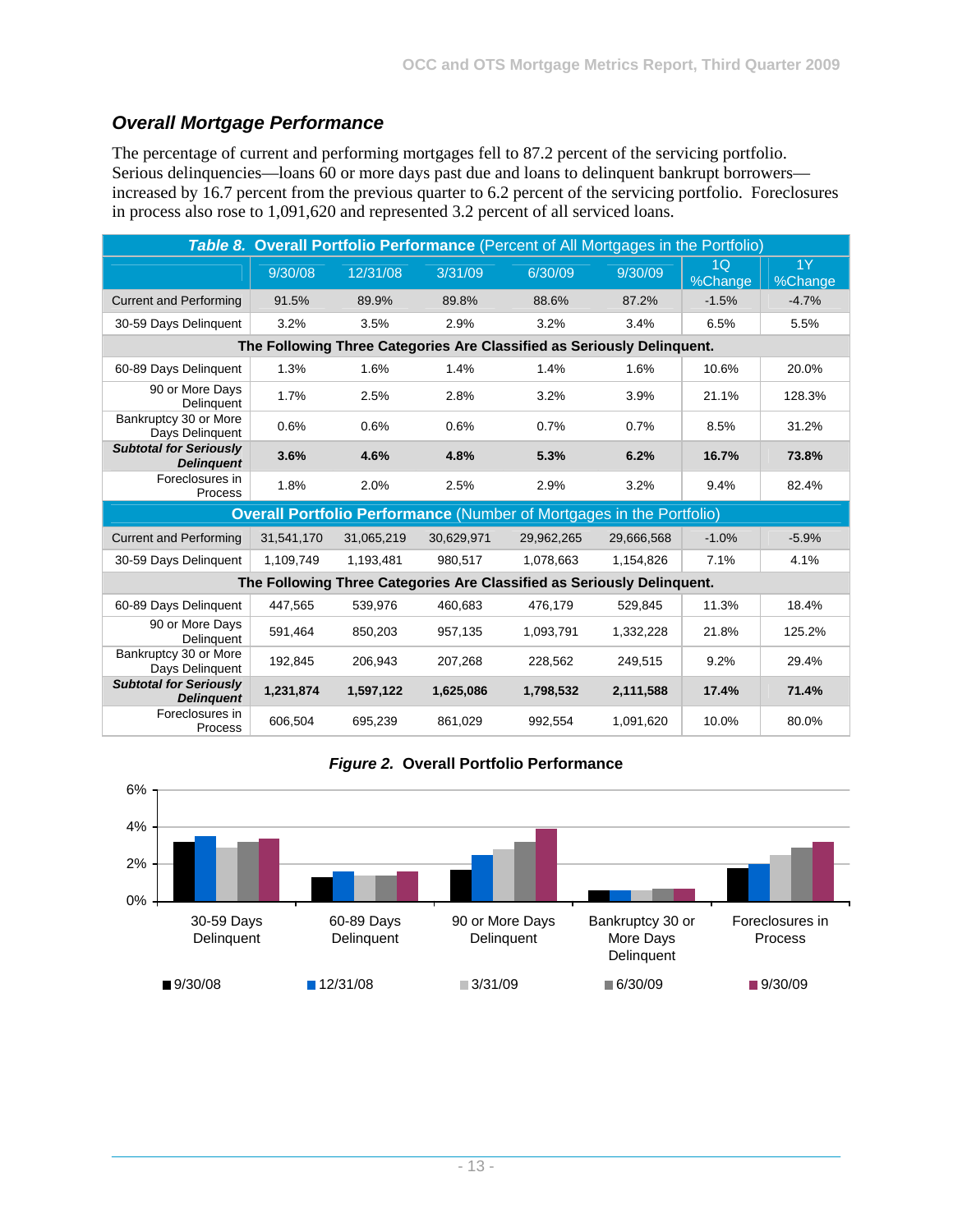## *Overall Mortgage Performance*

The percentage of current and performing mortgages fell to 87.2 percent of the servicing portfolio. Serious delinquencies—loans 60 or more days past due and loans to delinquent bankrupt borrowers—increased by 16.7 percent from the previous quarter to 6.2 percent of the servicing portfolio. Foreclosures in process also rose to 1,091,620 and represented 3.2 percent of all serviced loans.

***Table 8.* Overall Portfolio Performance (Percent of All Mortgages in the Portfolio)**

| | 9/30/08 | 12/31/08 | 3/31/09 | 6/30/09 | 9/30/09 | 1Q %Change | 1Y %Change |
|---|---|---|---|---|---|---|---|
| Current and Performing | 91.5% | 89.9% | 89.8% | 88.6% | 87.2% | -1.5% | -4.7% |
| 30-59 Days Delinquent | 3.2% | 3.5% | 2.9% | 3.2% | 3.4% | 6.5% | 5.5% |
| **The Following Three Categories Are Classified as Seriously Delinquent.** | | | | | | | |
| 60-89 Days Delinquent | 1.3% | 1.6% | 1.4% | 1.4% | 1.6% | 10.6% | 20.0% |
| 90 or More Days Delinquent | 1.7% | 2.5% | 2.8% | 3.2% | 3.9% | 21.1% | 128.3% |
| Bankruptcy 30 or More Days Delinquent | 0.6% | 0.6% | 0.6% | 0.7% | 0.7% | 8.5% | 31.2% |
| ***Subtotal for Seriously Delinquent*** | **3.6%** | **4.6%** | **4.8%** | **5.3%** | **6.2%** | **16.7%** | **73.8%** |
| Foreclosures in Process | 1.8% | 2.0% | 2.5% | 2.9% | 3.2% | 9.4% | 82.4% |
| **Overall Portfolio Performance (Number of Mortgages in the Portfolio)** | | | | | | | |
| Current and Performing | 31,541,170 | 31,065,219 | 30,629,971 | 29,962,265 | 29,666,568 | -1.0% | -5.9% |
| 30-59 Days Delinquent | 1,109,749 | 1,193,481 | 980,517 | 1,078,663 | 1,154,826 | 7.1% | 4.1% |
| **The Following Three Categories Are Classified as Seriously Delinquent.** | | | | | | | |
| 60-89 Days Delinquent | 447,565 | 539,976 | 460,683 | 476,179 | 529,845 | 11.3% | 18.4% |
| 90 or More Days Delinquent | 591,464 | 850,203 | 957,135 | 1,093,791 | 1,332,228 | 21.8% | 125.2% |
| Bankruptcy 30 or More Days Delinquent | 192,845 | 206,943 | 207,268 | 228,562 | 249,515 | 9.2% | 29.4% |
| ***Subtotal for Seriously Delinquent*** | **1,231,874** | **1,597,122** | **1,625,086** | **1,798,532** | **2,111,588** | **17.4%** | **71.4%** |
| Foreclosures in Process | 606,504 | 695,239 | 861,029 | 992,554 | 1,091,620 | 10.0% | 80.0% |

***Figure 2.* Overall Portfolio Performance**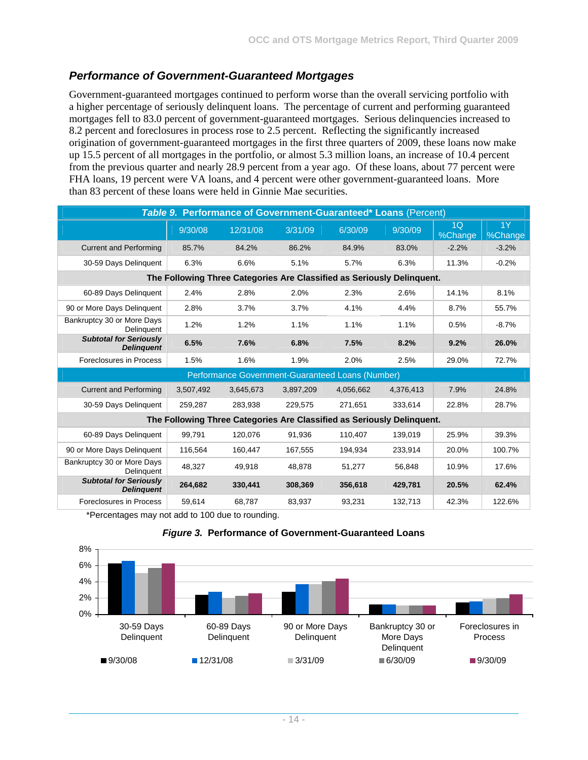## *Performance of Government-Guaranteed Mortgages*

Government-guaranteed mortgages continued to perform worse than the overall servicing portfolio with a higher percentage of seriously delinquent loans. The percentage of current and performing guaranteed mortgages fell to 83.0 percent of government-guaranteed mortgages. Serious delinquencies increased to 8.2 percent and foreclosures in process rose to 2.5 percent. Reflecting the significantly increased origination of government-guaranteed mortgages in the first three quarters of 2009, these loans now make up 15.5 percent of all mortgages in the portfolio, or almost 5.3 million loans, an increase of 10.4 percent from the previous quarter and nearly 28.9 percent from a year ago. Of these loans, about 77 percent were FHA loans, 19 percent were VA loans, and 4 percent were other government-guaranteed loans. More than 83 percent of these loans were held in Ginnie Mae securities.

***Table 9.* Performance of Government-Guaranteed\* Loans** (Percent)

| | 9/30/08 | 12/31/08 | 3/31/09 | 6/30/09 | 9/30/09 | 1Q %Change | 1Y %Change |
|---|---|---|---|---|---|---|---|
| Current and Performing | 85.7% | 84.2% | 86.2% | 84.9% | 83.0% | -2.2% | -3.2% |
| 30-59 Days Delinquent | 6.3% | 6.6% | 5.1% | 5.7% | 6.3% | 11.3% | -0.2% |
| **The Following Three Categories Are Classified as Seriously Delinquent.** | | | | | | | |
| 60-89 Days Delinquent | 2.4% | 2.8% | 2.0% | 2.3% | 2.6% | 14.1% | 8.1% |
| 90 or More Days Delinquent | 2.8% | 3.7% | 3.7% | 4.1% | 4.4% | 8.7% | 55.7% |
| Bankruptcy 30 or More Days Delinquent | 1.2% | 1.2% | 1.1% | 1.1% | 1.1% | 0.5% | -8.7% |
| ***Subtotal for Seriously Delinquent*** | **6.5%** | **7.6%** | **6.8%** | **7.5%** | **8.2%** | **9.2%** | **26.0%** |
| Foreclosures in Process | 1.5% | 1.6% | 1.9% | 2.0% | 2.5% | 29.0% | 72.7% |
| Performance Government-Guaranteed Loans (Number) | | | | | | | |
| Current and Performing | 3,507,492 | 3,645,673 | 3,897,209 | 4,056,662 | 4,376,413 | 7.9% | 24.8% |
| 30-59 Days Delinquent | 259,287 | 283,938 | 229,575 | 271,651 | 333,614 | 22.8% | 28.7% |
| **The Following Three Categories Are Classified as Seriously Delinquent.** | | | | | | | |
| 60-89 Days Delinquent | 99,791 | 120,076 | 91,936 | 110,407 | 139,019 | 25.9% | 39.3% |
| 90 or More Days Delinquent | 116,564 | 160,447 | 167,555 | 194,934 | 233,914 | 20.0% | 100.7% |
| Bankruptcy 30 or More Days Delinquent | 48,327 | 49,918 | 48,878 | 51,277 | 56,848 | 10.9% | 17.6% |
| ***Subtotal for Seriously Delinquent*** | **264,682** | **330,441** | **308,369** | **356,618** | **429,781** | **20.5%** | **62.4%** |
| Foreclosures in Process | 59,614 | 68,787 | 83,937 | 93,231 | 132,713 | 42.3% | 122.6% |

\*Percentages may not add to 100 due to rounding.

***Figure 3.* Performance of Government-Guaranteed Loans**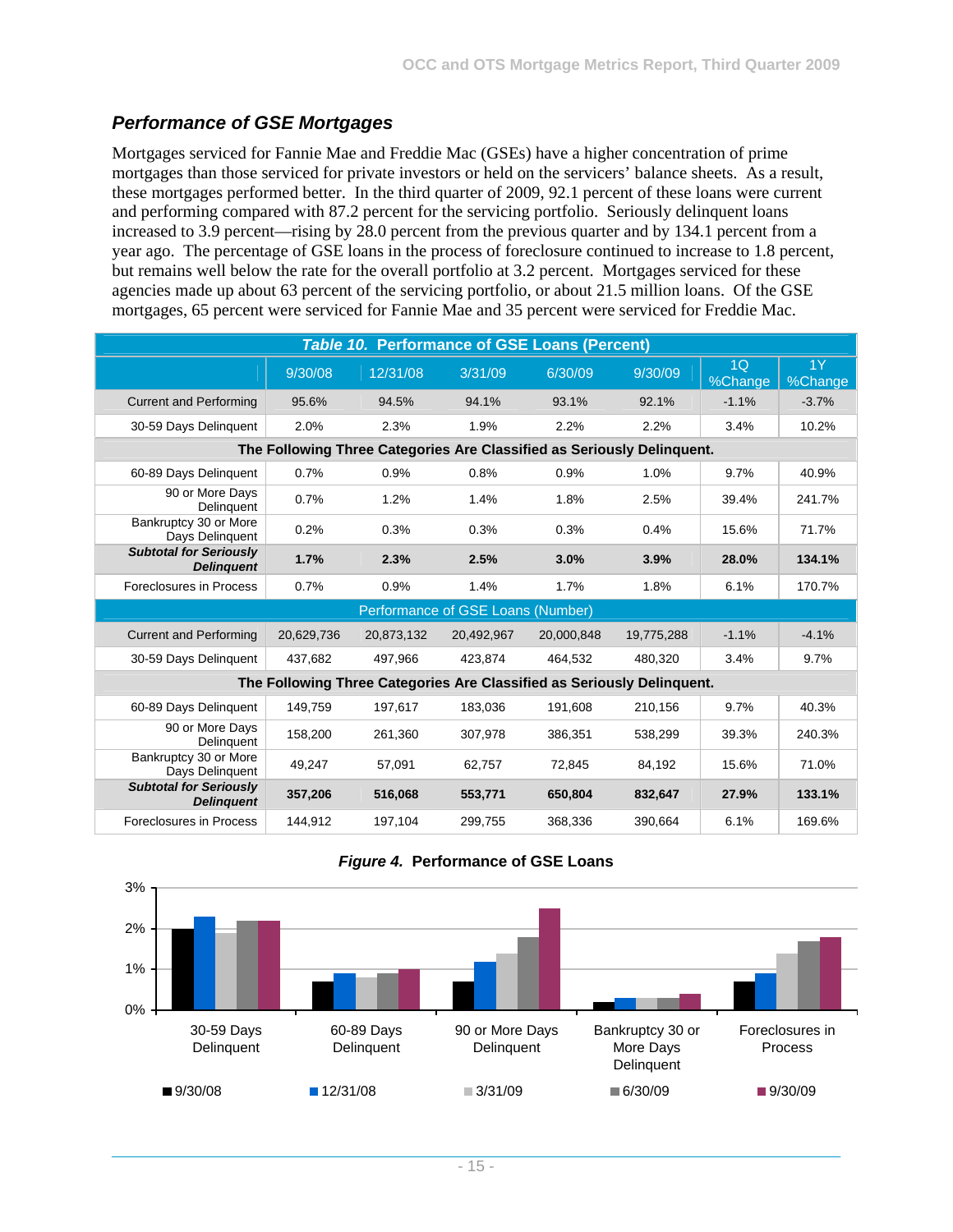## *Performance of GSE Mortgages*

Mortgages serviced for Fannie Mae and Freddie Mac (GSEs) have a higher concentration of prime mortgages than those serviced for private investors or held on the servicers' balance sheets. As a result, these mortgages performed better. In the third quarter of 2009, 92.1 percent of these loans were current and performing compared with 87.2 percent for the servicing portfolio. Seriously delinquent loans increased to 3.9 percent—rising by 28.0 percent from the previous quarter and by 134.1 percent from a year ago. The percentage of GSE loans in the process of foreclosure continued to increase to 1.8 percent, but remains well below the rate for the overall portfolio at 3.2 percent. Mortgages serviced for these agencies made up about 63 percent of the servicing portfolio, or about 21.5 million loans. Of the GSE mortgages, 65 percent were serviced for Fannie Mae and 35 percent were serviced for Freddie Mac.

***Table 10.* Performance of GSE Loans (Percent)**

| | 9/30/08 | 12/31/08 | 3/31/09 | 6/30/09 | 9/30/09 | 1Q %Change | 1Y %Change |
|---|---|---|---|---|---|---|---|
| Current and Performing | 95.6% | 94.5% | 94.1% | 93.1% | 92.1% | -1.1% | -3.7% |
| 30-59 Days Delinquent | 2.0% | 2.3% | 1.9% | 2.2% | 2.2% | 3.4% | 10.2% |
| **The Following Three Categories Are Classified as Seriously Delinquent.** | | | | | | | |
| 60-89 Days Delinquent | 0.7% | 0.9% | 0.8% | 0.9% | 1.0% | 9.7% | 40.9% |
| 90 or More Days Delinquent | 0.7% | 1.2% | 1.4% | 1.8% | 2.5% | 39.4% | 241.7% |
| Bankruptcy 30 or More Days Delinquent | 0.2% | 0.3% | 0.3% | 0.3% | 0.4% | 15.6% | 71.7% |
| ***Subtotal for Seriously Delinquent*** | **1.7%** | **2.3%** | **2.5%** | **3.0%** | **3.9%** | **28.0%** | **134.1%** |
| Foreclosures in Process | 0.7% | 0.9% | 1.4% | 1.7% | 1.8% | 6.1% | 170.7% |
| **Performance of GSE Loans (Number)** | | | | | | | |
| Current and Performing | 20,629,736 | 20,873,132 | 20,492,967 | 20,000,848 | 19,775,288 | -1.1% | -4.1% |
| 30-59 Days Delinquent | 437,682 | 497,966 | 423,874 | 464,532 | 480,320 | 3.4% | 9.7% |
| **The Following Three Categories Are Classified as Seriously Delinquent.** | | | | | | | |
| 60-89 Days Delinquent | 149,759 | 197,617 | 183,036 | 191,608 | 210,156 | 9.7% | 40.3% |
| 90 or More Days Delinquent | 158,200 | 261,360 | 307,978 | 386,351 | 538,299 | 39.3% | 240.3% |
| Bankruptcy 30 or More Days Delinquent | 49,247 | 57,091 | 62,757 | 72,845 | 84,192 | 15.6% | 71.0% |
| ***Subtotal for Seriously Delinquent*** | **357,206** | **516,068** | **553,771** | **650,804** | **832,647** | **27.9%** | **133.1%** |
| Foreclosures in Process | 144,912 | 197,104 | 299,755 | 368,336 | 390,664 | 6.1% | 169.6% |

***Figure 4.* Performance of GSE Loans**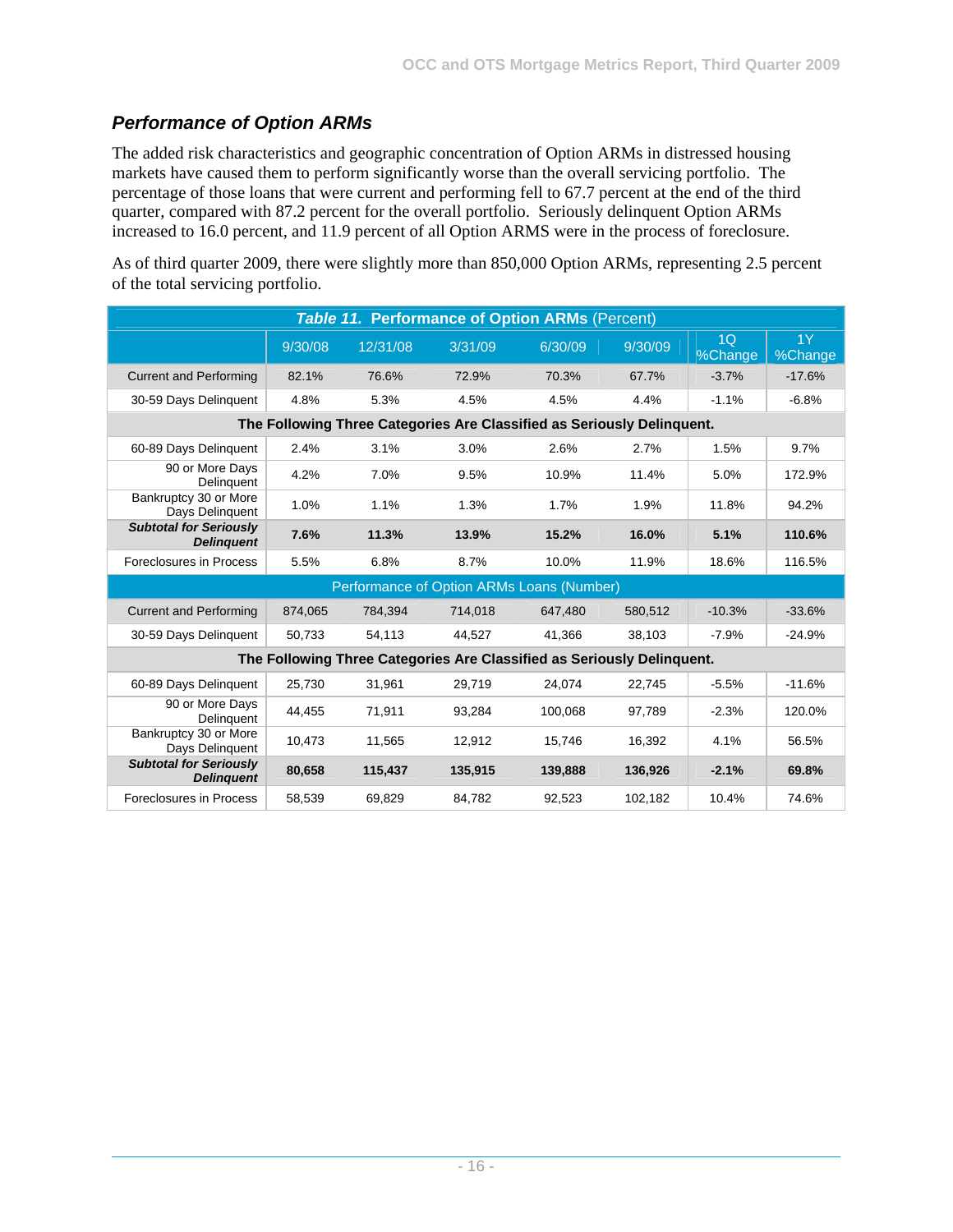## *Performance of Option ARMs*

The added risk characteristics and geographic concentration of Option ARMs in distressed housing markets have caused them to perform significantly worse than the overall servicing portfolio. The percentage of those loans that were current and performing fell to 67.7 percent at the end of the third quarter, compared with 87.2 percent for the overall portfolio. Seriously delinquent Option ARMs increased to 16.0 percent, and 11.9 percent of all Option ARMS were in the process of foreclosure.

As of third quarter 2009, there were slightly more than 850,000 Option ARMs, representing 2.5 percent of the total servicing portfolio.

***Table 11.* Performance of Option ARMs (Percent)**

| | 9/30/08 | 12/31/08 | 3/31/09 | 6/30/09 | 9/30/09 | 1Q %Change | 1Y %Change |
|---|---|---|---|---|---|---|---|
| Current and Performing | 82.1% | 76.6% | 72.9% | 70.3% | 67.7% | -3.7% | -17.6% |
| 30-59 Days Delinquent | 4.8% | 5.3% | 4.5% | 4.5% | 4.4% | -1.1% | -6.8% |
| **The Following Three Categories Are Classified as Seriously Delinquent.** | | | | | | | |
| 60-89 Days Delinquent | 2.4% | 3.1% | 3.0% | 2.6% | 2.7% | 1.5% | 9.7% |
| 90 or More Days Delinquent | 4.2% | 7.0% | 9.5% | 10.9% | 11.4% | 5.0% | 172.9% |
| Bankruptcy 30 or More Days Delinquent | 1.0% | 1.1% | 1.3% | 1.7% | 1.9% | 11.8% | 94.2% |
| ***Subtotal for Seriously Delinquent*** | **7.6%** | **11.3%** | **13.9%** | **15.2%** | **16.0%** | **5.1%** | **110.6%** |
| Foreclosures in Process | 5.5% | 6.8% | 8.7% | 10.0% | 11.9% | 18.6% | 116.5% |
| Performance of Option ARMs Loans (Number) | | | | | | | |
| Current and Performing | 874,065 | 784,394 | 714,018 | 647,480 | 580,512 | -10.3% | -33.6% |
| 30-59 Days Delinquent | 50,733 | 54,113 | 44,527 | 41,366 | 38,103 | -7.9% | -24.9% |
| **The Following Three Categories Are Classified as Seriously Delinquent.** | | | | | | | |
| 60-89 Days Delinquent | 25,730 | 31,961 | 29,719 | 24,074 | 22,745 | -5.5% | -11.6% |
| 90 or More Days Delinquent | 44,455 | 71,911 | 93,284 | 100,068 | 97,789 | -2.3% | 120.0% |
| Bankruptcy 30 or More Days Delinquent | 10,473 | 11,565 | 12,912 | 15,746 | 16,392 | 4.1% | 56.5% |
| ***Subtotal for Seriously Delinquent*** | **80,658** | **115,437** | **135,915** | **139,888** | **136,926** | **-2.1%** | **69.8%** |
| Foreclosures in Process | 58,539 | 69,829 | 84,782 | 92,523 | 102,182 | 10.4% | 74.6% |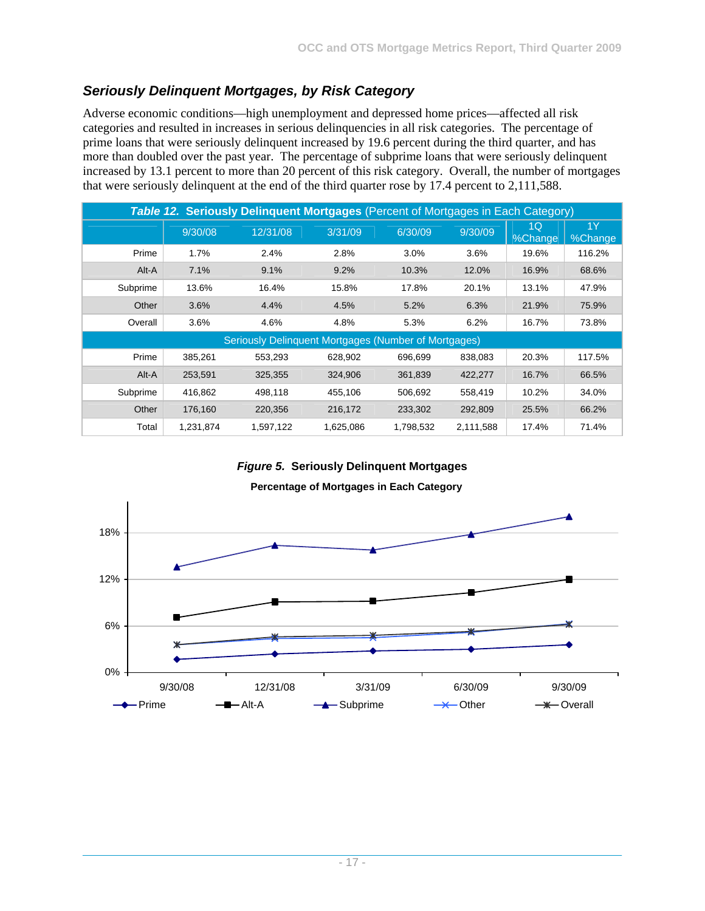## *Seriously Delinquent Mortgages, by Risk Category*

Adverse economic conditions—high unemployment and depressed home prices—affected all risk categories and resulted in increases in serious delinquencies in all risk categories. The percentage of prime loans that were seriously delinquent increased by 19.6 percent during the third quarter, and has more than doubled over the past year. The percentage of subprime loans that were seriously delinquent increased by 13.1 percent to more than 20 percent of this risk category. Overall, the number of mortgages that were seriously delinquent at the end of the third quarter rose by 17.4 percent to 2,111,588.

**Table 12. Seriously Delinquent Mortgages** (Percent of Mortgages in Each Category)

| | 9/30/08 | 12/31/08 | 3/31/09 | 6/30/09 | 9/30/09 | 1Q %Change | 1Y %Change |
|---|---|---|---|---|---|---|---|
| Prime | 1.7% | 2.4% | 2.8% | 3.0% | 3.6% | 19.6% | 116.2% |
| Alt-A | 7.1% | 9.1% | 9.2% | 10.3% | 12.0% | 16.9% | 68.6% |
| Subprime | 13.6% | 16.4% | 15.8% | 17.8% | 20.1% | 13.1% | 47.9% |
| Other | 3.6% | 4.4% | 4.5% | 5.2% | 6.3% | 21.9% | 75.9% |
| Overall | 3.6% | 4.6% | 4.8% | 5.3% | 6.2% | 16.7% | 73.8% |
| Seriously Delinquent Mortgages (Number of Mortgages) | | | | | | | |
| Prime | 385,261 | 553,293 | 628,902 | 696,699 | 838,083 | 20.3% | 117.5% |
| Alt-A | 253,591 | 325,355 | 324,906 | 361,839 | 422,277 | 16.7% | 66.5% |
| Subprime | 416,862 | 498,118 | 455,106 | 506,692 | 558,419 | 10.2% | 34.0% |
| Other | 176,160 | 220,356 | 216,172 | 233,302 | 292,809 | 25.5% | 66.2% |
| Total | 1,231,874 | 1,597,122 | 1,625,086 | 1,798,532 | 2,111,588 | 17.4% | 71.4% |

***Figure 5.* Seriously Delinquent Mortgages**

**Percentage of Mortgages in Each Category**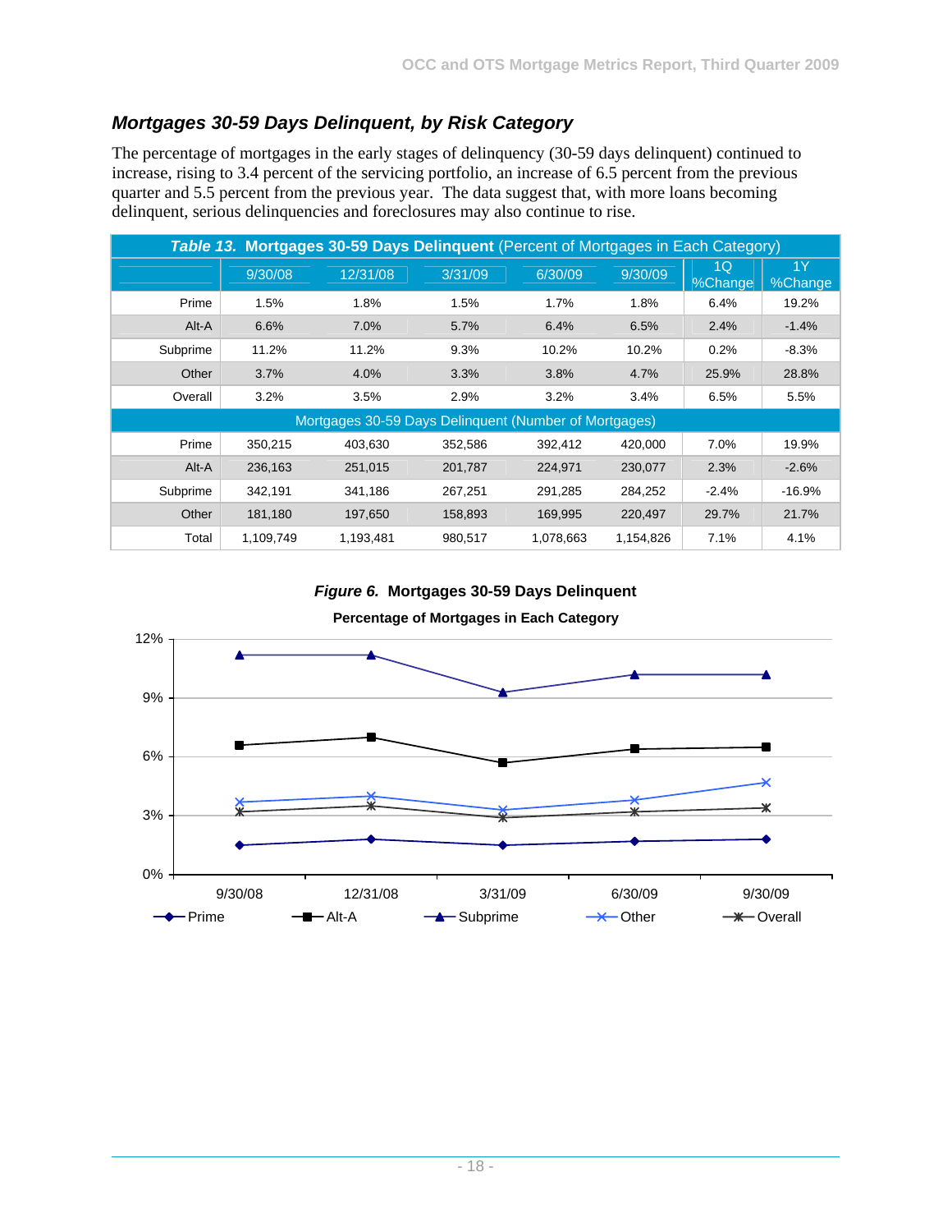### *Mortgages 30-59 Days Delinquent, by Risk Category*

The percentage of mortgages in the early stages of delinquency (30-59 days delinquent) continued to increase, rising to 3.4 percent of the servicing portfolio, an increase of 6.5 percent from the previous quarter and 5.5 percent from the previous year. The data suggest that, with more loans becoming delinquent, serious delinquencies and foreclosures may also continue to rise.

***Table 13.*** **Mortgages 30-59 Days Delinquent** (Percent of Mortgages in Each Category)

| | 9/30/08 | 12/31/08 | 3/31/09 | 6/30/09 | 9/30/09 | 1Q %Change | 1Y %Change |
|---|---|---|---|---|---|---|---|
| Prime | 1.5% | 1.8% | 1.5% | 1.7% | 1.8% | 6.4% | 19.2% |
| Alt-A | 6.6% | 7.0% | 5.7% | 6.4% | 6.5% | 2.4% | -1.4% |
| Subprime | 11.2% | 11.2% | 9.3% | 10.2% | 10.2% | 0.2% | -8.3% |
| Other | 3.7% | 4.0% | 3.3% | 3.8% | 4.7% | 25.9% | 28.8% |
| Overall | 3.2% | 3.5% | 2.9% | 3.2% | 3.4% | 6.5% | 5.5% |
| **Mortgages 30-59 Days Delinquent (Number of Mortgages)** | | | | | | | |
| Prime | 350,215 | 403,630 | 352,586 | 392,412 | 420,000 | 7.0% | 19.9% |
| Alt-A | 236,163 | 251,015 | 201,787 | 224,971 | 230,077 | 2.3% | -2.6% |
| Subprime | 342,191 | 341,186 | 267,251 | 291,285 | 284,252 | -2.4% | -16.9% |
| Other | 181,180 | 197,650 | 158,893 | 169,995 | 220,497 | 29.7% | 21.7% |
| Total | 1,109,749 | 1,193,481 | 980,517 | 1,078,663 | 1,154,826 | 7.1% | 4.1% |

***Figure 6.*** **Mortgages 30-59 Days Delinquent**

**Percentage of Mortgages in Each Category**

| | 9/30/08 | 12/31/08 | 3/31/09 | 6/30/09 | 9/30/09 |
|---|---|---|---|---|---|
| Prime | 1.5% | 1.8% | 1.5% | 1.7% | 1.8% |
| Alt-A | 6.6% | 7.0% | 5.7% | 6.4% | 6.5% |
| Subprime | 11.2% | 11.2% | 9.3% | 10.2% | 10.2% |
| Other | 3.7% | 4.0% | 3.3% | 3.8% | 4.7% |
| Overall | 3.2% | 3.5% | 2.9% | 3.2% | 3.4% |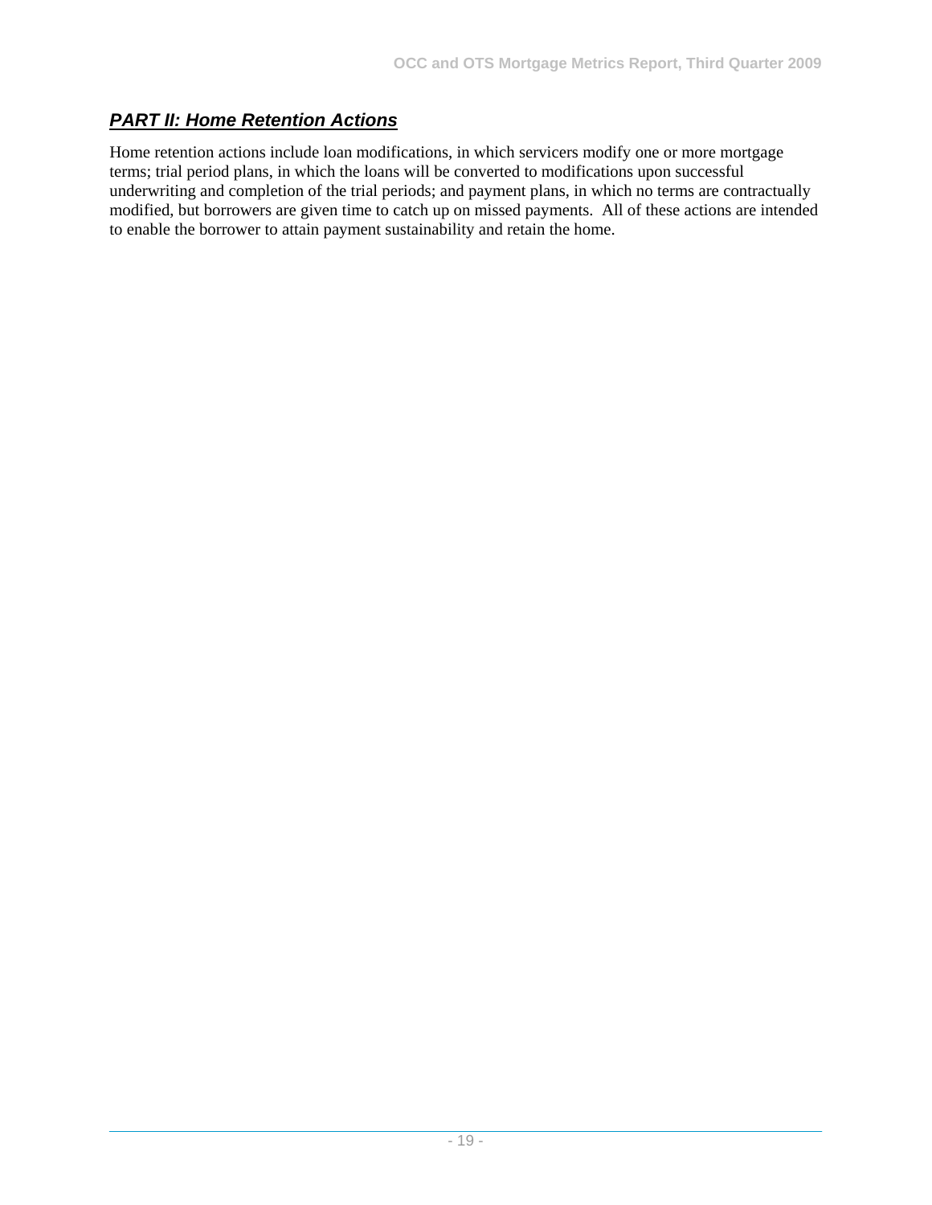## ***PART II: Home Retention Actions***

Home retention actions include loan modifications, in which servicers modify one or more mortgage terms; trial period plans, in which the loans will be converted to modifications upon successful underwriting and completion of the trial periods; and payment plans, in which no terms are contractually modified, but borrowers are given time to catch up on missed payments. All of these actions are intended to enable the borrower to attain payment sustainability and retain the home.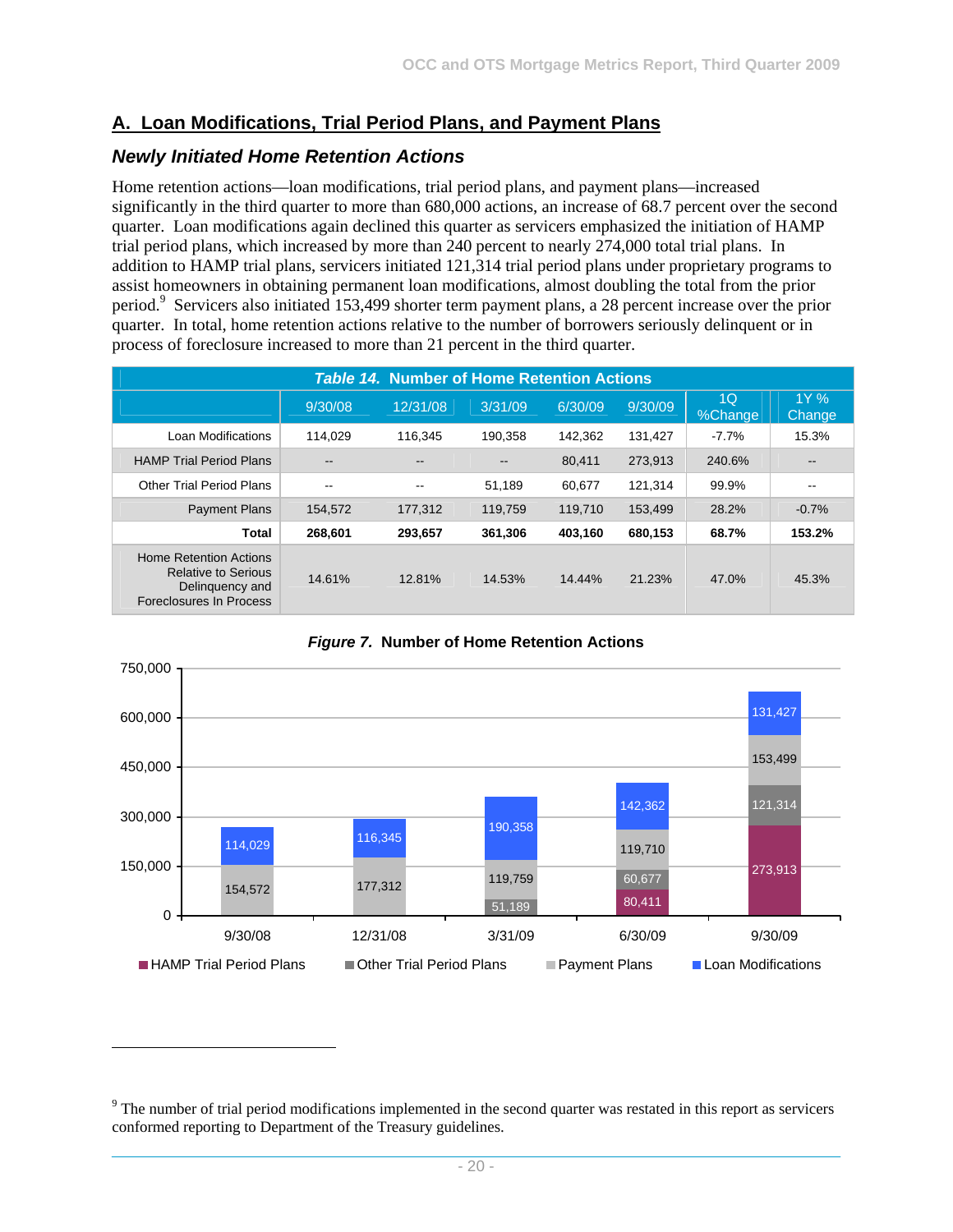## A. Loan Modifications, Trial Period Plans, and Payment Plans

### *Newly Initiated Home Retention Actions*

Home retention actions—loan modifications, trial period plans, and payment plans—increased significantly in the third quarter to more than 680,000 actions, an increase of 68.7 percent over the second quarter. Loan modifications again declined this quarter as servicers emphasized the initiation of HAMP trial period plans, which increased by more than 240 percent to nearly 274,000 total trial plans. In addition to HAMP trial plans, servicers initiated 121,314 trial period plans under proprietary programs to assist homeowners in obtaining permanent loan modifications, almost doubling the total from the prior period.[9] Servicers also initiated 153,499 shorter term payment plans, a 28 percent increase over the prior quarter. In total, home retention actions relative to the number of borrowers seriously delinquent or in process of foreclosure increased to more than 21 percent in the third quarter.

***Table 14.* Number of Home Retention Actions**

| | 9/30/08 | 12/31/08 | 3/31/09 | 6/30/09 | 9/30/09 | 1Q %Change | 1Y % Change |
|---|---|---|---|---|---|---|---|
| Loan Modifications | 114,029 | 116,345 | 190,358 | 142,362 | 131,427 | -7.7% | 15.3% |
| HAMP Trial Period Plans | -- | -- | -- | 80,411 | 273,913 | 240.6% | -- |
| Other Trial Period Plans | -- | -- | 51,189 | 60,677 | 121,314 | 99.9% | -- |
| Payment Plans | 154,572 | 177,312 | 119,759 | 119,710 | 153,499 | 28.2% | -0.7% |
| **Total** | **268,601** | **293,657** | **361,306** | **403,160** | **680,153** | **68.7%** | **153.2%** |
| Home Retention Actions Relative to Serious Delinquency and Foreclosures In Process | 14.61% | 12.81% | 14.53% | 14.44% | 21.23% | 47.0% | 45.3% |

***Figure 7.* Number of Home Retention Actions**

| | 9/30/08 | 12/31/08 | 3/31/09 | 6/30/09 | 9/30/09 |
|---|---|---|---|---|---|
| HAMP Trial Period Plans | | | | 80,411 | 273,913 |
| Other Trial Period Plans | | | 51,189 | 60,677 | 121,314 |
| Payment Plans | 154,572 | 177,312 | 119,759 | 119,710 | 153,499 |
| Loan Modifications | 114,029 | 116,345 | 190,358 | 142,362 | 131,427 |

[9] The number of trial period modifications implemented in the second quarter was restated in this report as servicers conformed reporting to Department of the Treasury guidelines.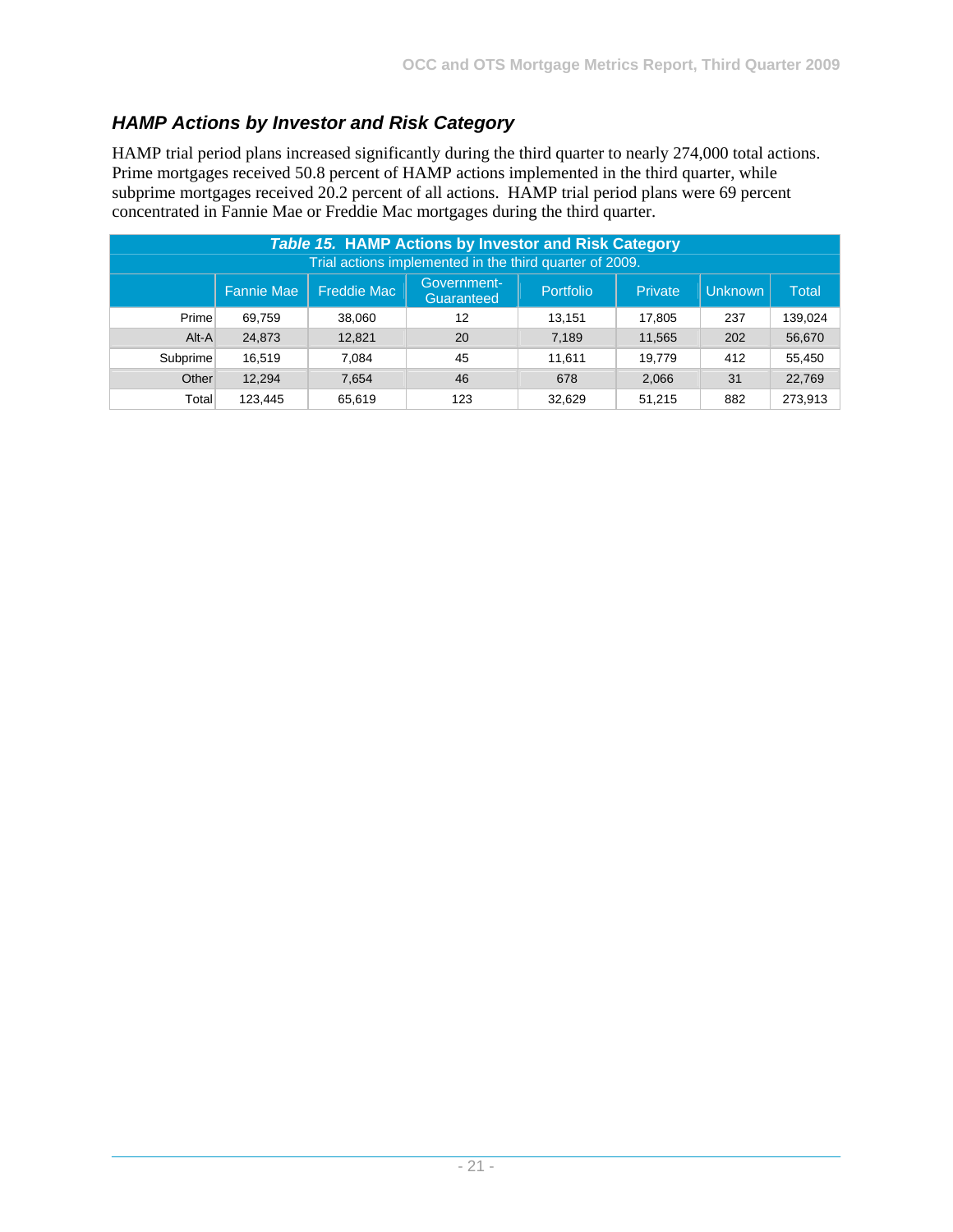## *HAMP Actions by Investor and Risk Category*

HAMP trial period plans increased significantly during the third quarter to nearly 274,000 total actions. Prime mortgages received 50.8 percent of HAMP actions implemented in the third quarter, while subprime mortgages received 20.2 percent of all actions. HAMP trial period plans were 69 percent concentrated in Fannie Mae or Freddie Mac mortgages during the third quarter.

**Table 15. HAMP Actions by Investor and Risk Category**

Trial actions implemented in the third quarter of 2009.

| | Fannie Mae | Freddie Mac | Government-Guaranteed | Portfolio | Private | Unknown | Total |
|---|---|---|---|---|---|---|---|
| Prime | 69,759 | 38,060 | 12 | 13,151 | 17,805 | 237 | 139,024 |
| Alt-A | 24,873 | 12,821 | 20 | 7,189 | 11,565 | 202 | 56,670 |
| Subprime | 16,519 | 7,084 | 45 | 11,611 | 19,779 | 412 | 55,450 |
| Other | 12,294 | 7,654 | 46 | 678 | 2,066 | 31 | 22,769 |
| Total | 123,445 | 65,619 | 123 | 32,629 | 51,215 | 882 | 273,913 |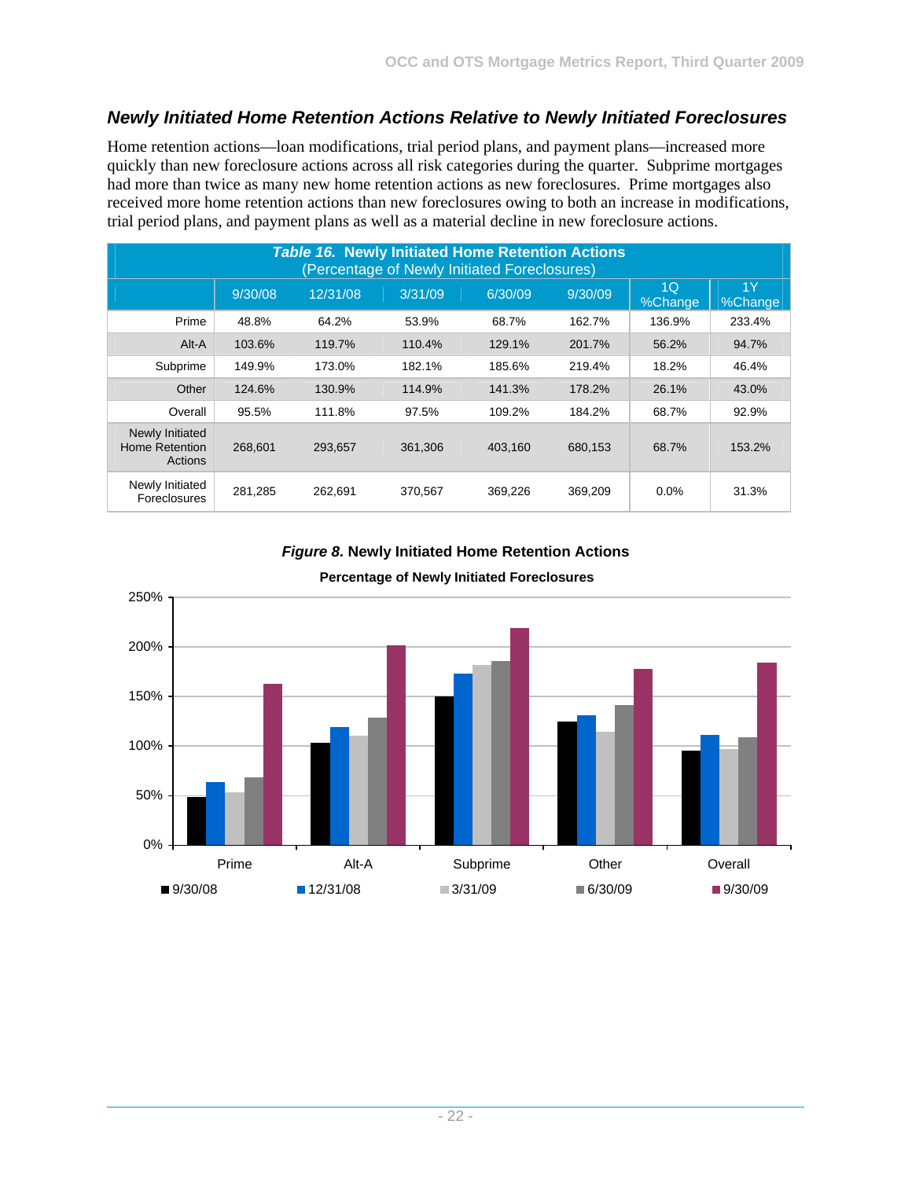## *Newly Initiated Home Retention Actions Relative to Newly Initiated Foreclosures*

Home retention actions—loan modifications, trial period plans, and payment plans—increased more quickly than new foreclosure actions across all risk categories during the quarter. Subprime mortgages had more than twice as many new home retention actions as new foreclosures. Prime mortgages also received more home retention actions than new foreclosures owing to both an increase in modifications, trial period plans, and payment plans as well as a material decline in new foreclosure actions.

***Table 16.*** **Newly Initiated Home Retention Actions** (Percentage of Newly Initiated Foreclosures)

| | 9/30/08 | 12/31/08 | 3/31/09 | 6/30/09 | 9/30/09 | 1Q %Change | 1Y %Change |
|---|---|---|---|---|---|---|---|
| Prime | 48.8% | 64.2% | 53.9% | 68.7% | 162.7% | 136.9% | 233.4% |
| Alt-A | 103.6% | 119.7% | 110.4% | 129.1% | 201.7% | 56.2% | 94.7% |
| Subprime | 149.9% | 173.0% | 182.1% | 185.6% | 219.4% | 18.2% | 46.4% |
| Other | 124.6% | 130.9% | 114.9% | 141.3% | 178.2% | 26.1% | 43.0% |
| Overall | 95.5% | 111.8% | 97.5% | 109.2% | 184.2% | 68.7% | 92.9% |
| Newly Initiated Home Retention Actions | 268,601 | 293,657 | 361,306 | 403,160 | 680,153 | 68.7% | 153.2% |
| Newly Initiated Foreclosures | 281,285 | 262,691 | 370,567 | 369,226 | 369,209 | 0.0% | 31.3% |

***Figure 8.*** **Newly Initiated Home Retention Actions**

**Percentage of Newly Initiated Foreclosures**

| | 9/30/08 | 12/31/08 | 3/31/09 | 6/30/09 | 9/30/09 |
|---|---|---|---|---|---|
| Prime | 48.8% | 64.2% | 53.9% | 68.7% | 162.7% |
| Alt-A | 103.6% | 119.7% | 110.4% | 129.1% | 201.7% |
| Subprime | 149.9% | 173.0% | 182.1% | 185.6% | 219.4% |
| Other | 124.6% | 130.9% | 114.9% | 141.3% | 178.2% |
| Overall | 95.5% | 111.8% | 97.5% | 109.2% | 184.2% |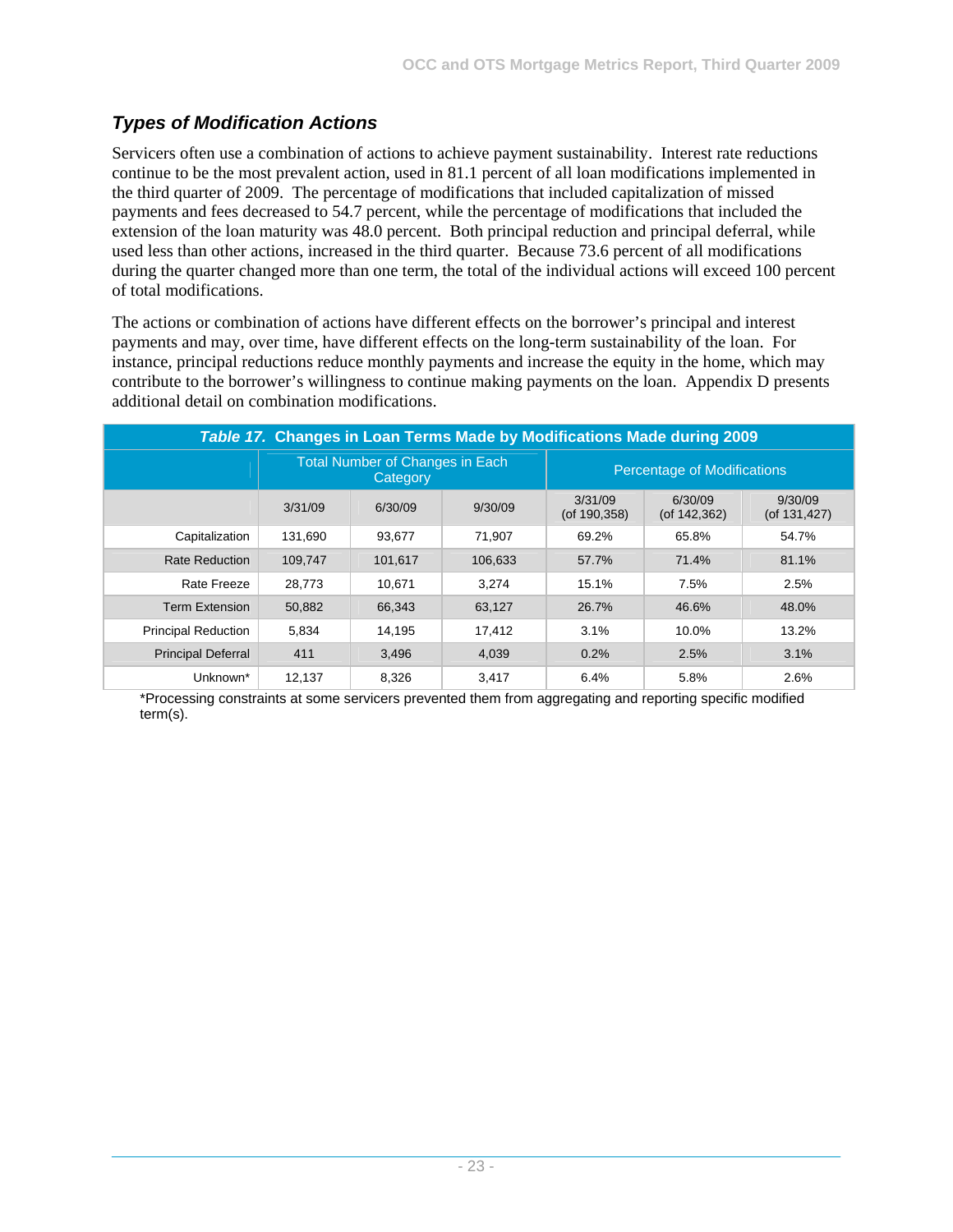## *Types of Modification Actions*

Servicers often use a combination of actions to achieve payment sustainability. Interest rate reductions continue to be the most prevalent action, used in 81.1 percent of all loan modifications implemented in the third quarter of 2009. The percentage of modifications that included capitalization of missed payments and fees decreased to 54.7 percent, while the percentage of modifications that included the extension of the loan maturity was 48.0 percent. Both principal reduction and principal deferral, while used less than other actions, increased in the third quarter. Because 73.6 percent of all modifications during the quarter changed more than one term, the total of the individual actions will exceed 100 percent of total modifications.

The actions or combination of actions have different effects on the borrower's principal and interest payments and may, over time, have different effects on the long-term sustainability of the loan. For instance, principal reductions reduce monthly payments and increase the equity in the home, which may contribute to the borrower's willingness to continue making payments on the loan. Appendix D presents additional detail on combination modifications.

**Table 17. Changes in Loan Terms Made by Modifications Made during 2009**

| | Total Number of Changes in Each Category | | | Percentage of Modifications | | |
|---|---|---|---|---|---|---|
| | 3/31/09 | 6/30/09 | 9/30/09 | 3/31/09 (of 190,358) | 6/30/09 (of 142,362) | 9/30/09 (of 131,427) |
| Capitalization | 131,690 | 93,677 | 71,907 | 69.2% | 65.8% | 54.7% |
| Rate Reduction | 109,747 | 101,617 | 106,633 | 57.7% | 71.4% | 81.1% |
| Rate Freeze | 28,773 | 10,671 | 3,274 | 15.1% | 7.5% | 2.5% |
| Term Extension | 50,882 | 66,343 | 63,127 | 26.7% | 46.6% | 48.0% |
| Principal Reduction | 5,834 | 14,195 | 17,412 | 3.1% | 10.0% | 13.2% |
| Principal Deferral | 411 | 3,496 | 4,039 | 0.2% | 2.5% | 3.1% |
| Unknown* | 12,137 | 8,326 | 3,417 | 6.4% | 5.8% | 2.6% |

*Processing constraints at some servicers prevented them from aggregating and reporting specific modified term(s).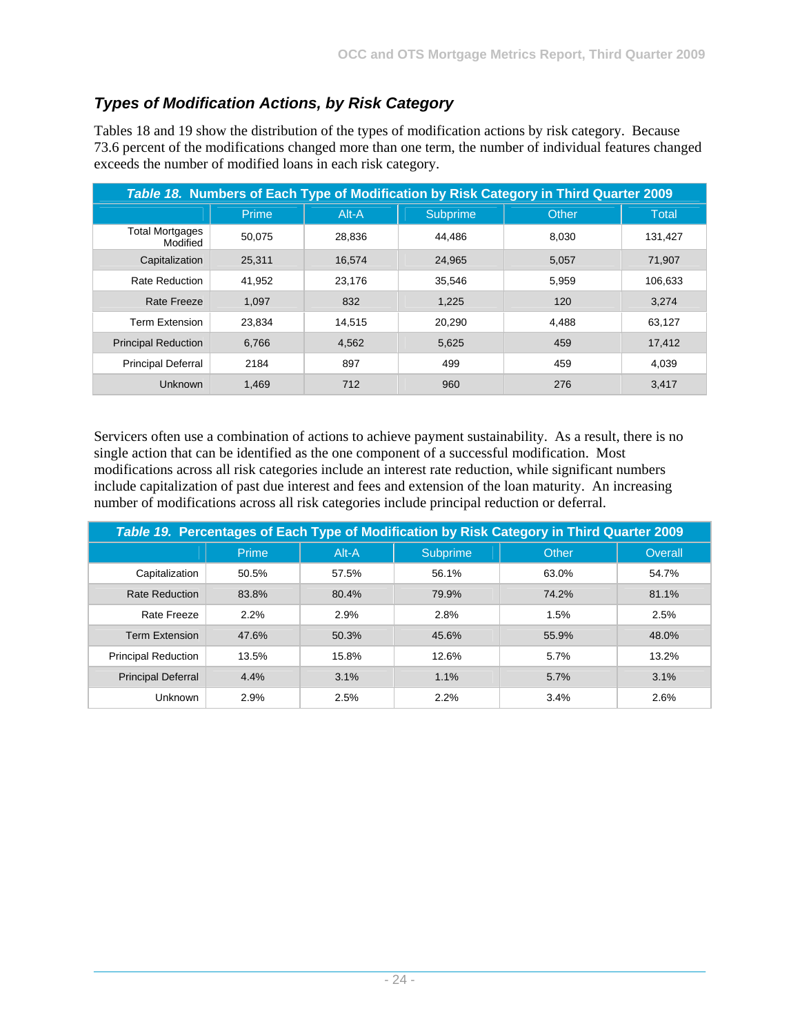### *Types of Modification Actions, by Risk Category*

Tables 18 and 19 show the distribution of the types of modification actions by risk category. Because 73.6 percent of the modifications changed more than one term, the number of individual features changed exceeds the number of modified loans in each risk category.

***Table 18.* Numbers of Each Type of Modification by Risk Category in Third Quarter 2009**

| | Prime | Alt-A | Subprime | Other | Total |
|---|---|---|---|---|---|
| Total Mortgages Modified | 50,075 | 28,836 | 44,486 | 8,030 | 131,427 |
| Capitalization | 25,311 | 16,574 | 24,965 | 5,057 | 71,907 |
| Rate Reduction | 41,952 | 23,176 | 35,546 | 5,959 | 106,633 |
| Rate Freeze | 1,097 | 832 | 1,225 | 120 | 3,274 |
| Term Extension | 23,834 | 14,515 | 20,290 | 4,488 | 63,127 |
| Principal Reduction | 6,766 | 4,562 | 5,625 | 459 | 17,412 |
| Principal Deferral | 2184 | 897 | 499 | 459 | 4,039 |
| Unknown | 1,469 | 712 | 960 | 276 | 3,417 |

Servicers often use a combination of actions to achieve payment sustainability. As a result, there is no single action that can be identified as the one component of a successful modification. Most modifications across all risk categories include an interest rate reduction, while significant numbers include capitalization of past due interest and fees and extension of the loan maturity. An increasing number of modifications across all risk categories include principal reduction or deferral.

***Table 19.* Percentages of Each Type of Modification by Risk Category in Third Quarter 2009**

| | Prime | Alt-A | Subprime | Other | Overall |
|---|---|---|---|---|---|
| Capitalization | 50.5% | 57.5% | 56.1% | 63.0% | 54.7% |
| Rate Reduction | 83.8% | 80.4% | 79.9% | 74.2% | 81.1% |
| Rate Freeze | 2.2% | 2.9% | 2.8% | 1.5% | 2.5% |
| Term Extension | 47.6% | 50.3% | 45.6% | 55.9% | 48.0% |
| Principal Reduction | 13.5% | 15.8% | 12.6% | 5.7% | 13.2% |
| Principal Deferral | 4.4% | 3.1% | 1.1% | 5.7% | 3.1% |
| Unknown | 2.9% | 2.5% | 2.2% | 3.4% | 2.6% |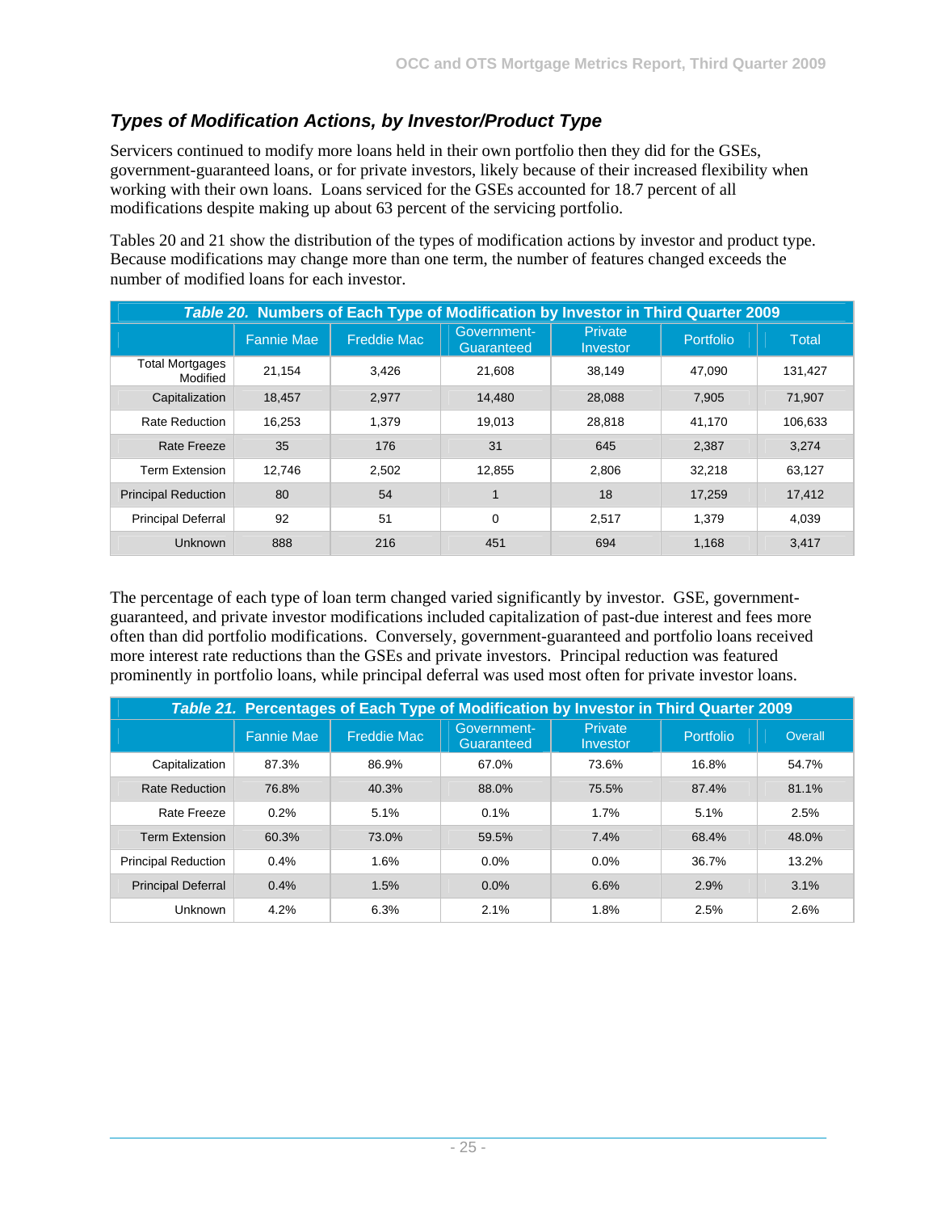## *Types of Modification Actions, by Investor/Product Type*

Servicers continued to modify more loans held in their own portfolio then they did for the GSEs, government-guaranteed loans, or for private investors, likely because of their increased flexibility when working with their own loans. Loans serviced for the GSEs accounted for 18.7 percent of all modifications despite making up about 63 percent of the servicing portfolio.

Tables 20 and 21 show the distribution of the types of modification actions by investor and product type. Because modifications may change more than one term, the number of features changed exceeds the number of modified loans for each investor.

| *Table 20.* Numbers of Each Type of Modification by Investor in Third Quarter 2009 | | | | | | |
|---|---|---|---|---|---|---|
| | Fannie Mae | Freddie Mac | Government-Guaranteed | Private Investor | Portfolio | Total |
| Total Mortgages Modified | 21,154 | 3,426 | 21,608 | 38,149 | 47,090 | 131,427 |
| Capitalization | 18,457 | 2,977 | 14,480 | 28,088 | 7,905 | 71,907 |
| Rate Reduction | 16,253 | 1,379 | 19,013 | 28,818 | 41,170 | 106,633 |
| Rate Freeze | 35 | 176 | 31 | 645 | 2,387 | 3,274 |
| Term Extension | 12,746 | 2,502 | 12,855 | 2,806 | 32,218 | 63,127 |
| Principal Reduction | 80 | 54 | 1 | 18 | 17,259 | 17,412 |
| Principal Deferral | 92 | 51 | 0 | 2,517 | 1,379 | 4,039 |
| Unknown | 888 | 216 | 451 | 694 | 1,168 | 3,417 |

The percentage of each type of loan term changed varied significantly by investor. GSE, government-guaranteed, and private investor modifications included capitalization of past-due interest and fees more often than did portfolio modifications. Conversely, government-guaranteed and portfolio loans received more interest rate reductions than the GSEs and private investors. Principal reduction was featured prominently in portfolio loans, while principal deferral was used most often for private investor loans.

| *Table 21.* Percentages of Each Type of Modification by Investor in Third Quarter 2009 | | | | | | |
|---|---|---|---|---|---|---|
| | Fannie Mae | Freddie Mac | Government-Guaranteed | Private Investor | Portfolio | Overall |
| Capitalization | 87.3% | 86.9% | 67.0% | 73.6% | 16.8% | 54.7% |
| Rate Reduction | 76.8% | 40.3% | 88.0% | 75.5% | 87.4% | 81.1% |
| Rate Freeze | 0.2% | 5.1% | 0.1% | 1.7% | 5.1% | 2.5% |
| Term Extension | 60.3% | 73.0% | 59.5% | 7.4% | 68.4% | 48.0% |
| Principal Reduction | 0.4% | 1.6% | 0.0% | 0.0% | 36.7% | 13.2% |
| Principal Deferral | 0.4% | 1.5% | 0.0% | 6.6% | 2.9% | 3.1% |
| Unknown | 4.2% | 6.3% | 2.1% | 1.8% | 2.5% | 2.6% |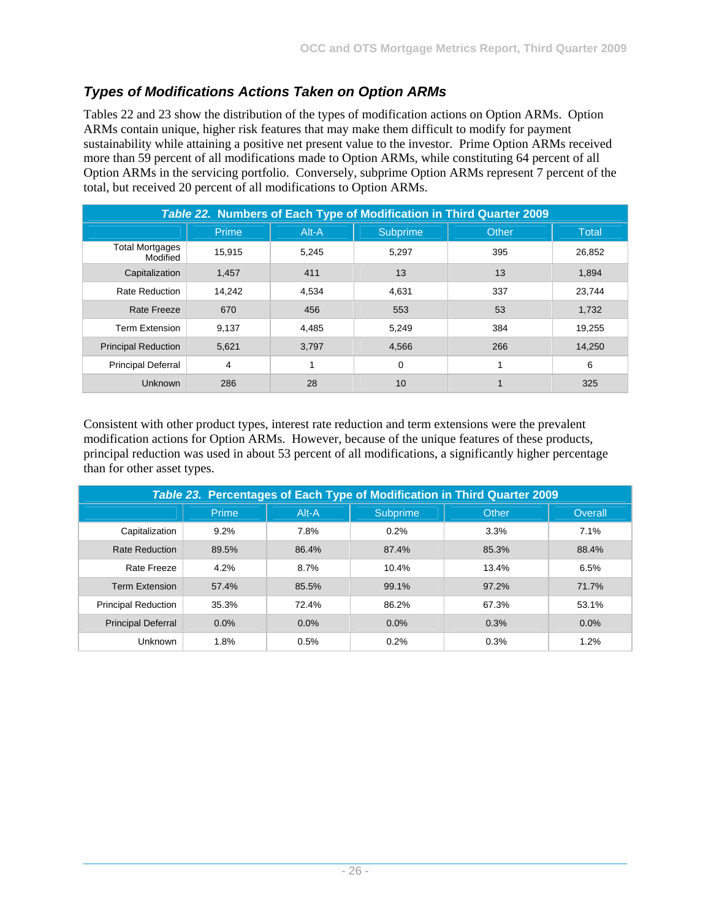## *Types of Modifications Actions Taken on Option ARMs*

Tables 22 and 23 show the distribution of the types of modification actions on Option ARMs. Option ARMs contain unique, higher risk features that may make them difficult to modify for payment sustainability while attaining a positive net present value to the investor. Prime Option ARMs received more than 59 percent of all modifications made to Option ARMs, while constituting 64 percent of all Option ARMs in the servicing portfolio. Conversely, subprime Option ARMs represent 7 percent of the total, but received 20 percent of all modifications to Option ARMs.

***Table 22.* Numbers of Each Type of Modification in Third Quarter 2009**

| | Prime | Alt-A | Subprime | Other | Total |
|---|---|---|---|---|---|
| Total Mortgages Modified | 15,915 | 5,245 | 5,297 | 395 | 26,852 |
| Capitalization | 1,457 | 411 | 13 | 13 | 1,894 |
| Rate Reduction | 14,242 | 4,534 | 4,631 | 337 | 23,744 |
| Rate Freeze | 670 | 456 | 553 | 53 | 1,732 |
| Term Extension | 9,137 | 4,485 | 5,249 | 384 | 19,255 |
| Principal Reduction | 5,621 | 3,797 | 4,566 | 266 | 14,250 |
| Principal Deferral | 4 | 1 | 0 | 1 | 6 |
| Unknown | 286 | 28 | 10 | 1 | 325 |

Consistent with other product types, interest rate reduction and term extensions were the prevalent modification actions for Option ARMs. However, because of the unique features of these products, principal reduction was used in about 53 percent of all modifications, a significantly higher percentage than for other asset types.

***Table 23.* Percentages of Each Type of Modification in Third Quarter 2009**

| | Prime | Alt-A | Subprime | Other | Overall |
|---|---|---|---|---|---|
| Capitalization | 9.2% | 7.8% | 0.2% | 3.3% | 7.1% |
| Rate Reduction | 89.5% | 86.4% | 87.4% | 85.3% | 88.4% |
| Rate Freeze | 4.2% | 8.7% | 10.4% | 13.4% | 6.5% |
| Term Extension | 57.4% | 85.5% | 99.1% | 97.2% | 71.7% |
| Principal Reduction | 35.3% | 72.4% | 86.2% | 67.3% | 53.1% |
| Principal Deferral | 0.0% | 0.0% | 0.0% | 0.3% | 0.0% |
| Unknown | 1.8% | 0.5% | 0.2% | 0.3% | 1.2% |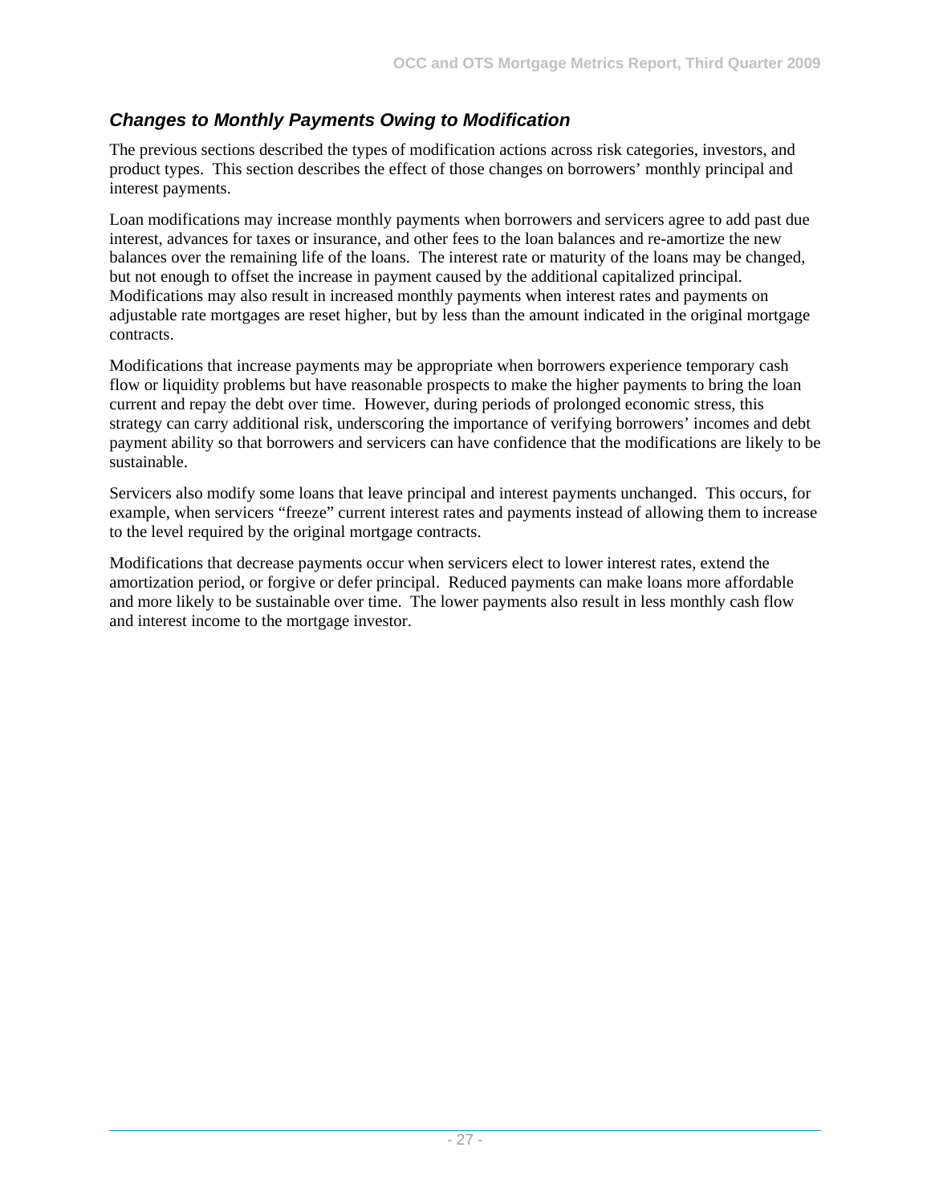### *Changes to Monthly Payments Owing to Modification*

The previous sections described the types of modification actions across risk categories, investors, and product types. This section describes the effect of those changes on borrowers' monthly principal and interest payments.

Loan modifications may increase monthly payments when borrowers and servicers agree to add past due interest, advances for taxes or insurance, and other fees to the loan balances and re-amortize the new balances over the remaining life of the loans. The interest rate or maturity of the loans may be changed, but not enough to offset the increase in payment caused by the additional capitalized principal. Modifications may also result in increased monthly payments when interest rates and payments on adjustable rate mortgages are reset higher, but by less than the amount indicated in the original mortgage contracts.

Modifications that increase payments may be appropriate when borrowers experience temporary cash flow or liquidity problems but have reasonable prospects to make the higher payments to bring the loan current and repay the debt over time. However, during periods of prolonged economic stress, this strategy can carry additional risk, underscoring the importance of verifying borrowers' incomes and debt payment ability so that borrowers and servicers can have confidence that the modifications are likely to be sustainable.

Servicers also modify some loans that leave principal and interest payments unchanged. This occurs, for example, when servicers "freeze" current interest rates and payments instead of allowing them to increase to the level required by the original mortgage contracts.

Modifications that decrease payments occur when servicers elect to lower interest rates, extend the amortization period, or forgive or defer principal. Reduced payments can make loans more affordable and more likely to be sustainable over time. The lower payments also result in less monthly cash flow and interest income to the mortgage investor.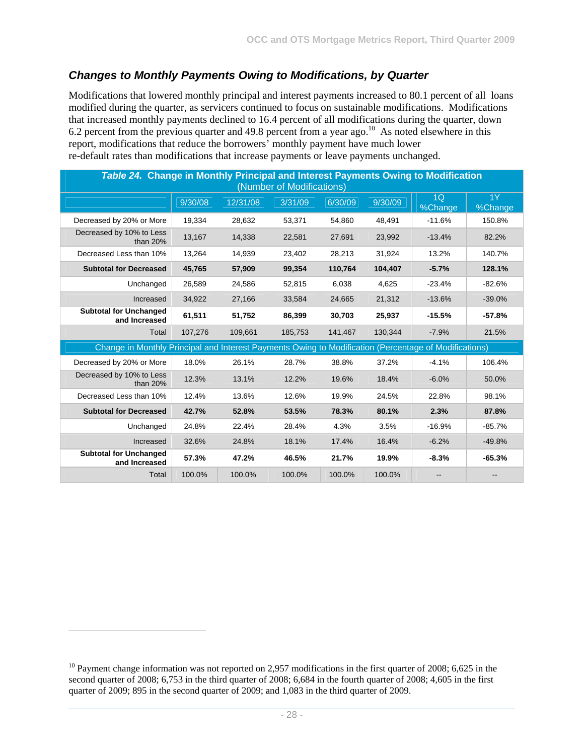## Changes to Monthly Payments Owing to Modifications, by Quarter

Modifications that lowered monthly principal and interest payments increased to 80.1 percent of all loans modified during the quarter, as servicers continued to focus on sustainable modifications. Modifications that increased monthly payments declined to 16.4 percent of all modifications during the quarter, down 6.2 percent from the previous quarter and 49.8 percent from a year ago.[10] As noted elsewhere in this report, modifications that reduce the borrowers' monthly payment have much lower re-default rates than modifications that increase payments or leave payments unchanged.

| *Table 24.* **Change in Monthly Principal and Interest Payments Owing to Modification** (Number of Modifications) | | | | | | | |
|---|---|---|---|---|---|---|---|
| | 9/30/08 | 12/31/08 | 3/31/09 | 6/30/09 | 9/30/09 | 1Q %Change | 1Y %Change |
| Decreased by 20% or More | 19,334 | 28,632 | 53,371 | 54,860 | 48,491 | -11.6% | 150.8% |
| Decreased by 10% to Less than 20% | 13,167 | 14,338 | 22,581 | 27,691 | 23,992 | -13.4% | 82.2% |
| Decreased Less than 10% | 13,264 | 14,939 | 23,402 | 28,213 | 31,924 | 13.2% | 140.7% |
| **Subtotal for Decreased** | **45,765** | **57,909** | **99,354** | **110,764** | **104,407** | **-5.7%** | **128.1%** |
| Unchanged | 26,589 | 24,586 | 52,815 | 6,038 | 4,625 | -23.4% | -82.6% |
| Increased | 34,922 | 27,166 | 33,584 | 24,665 | 21,312 | -13.6% | -39.0% |
| **Subtotal for Unchanged and Increased** | **61,511** | **51,752** | **86,399** | **30,703** | **25,937** | **-15.5%** | **-57.8%** |
| Total | 107,276 | 109,661 | 185,753 | 141,467 | 130,344 | -7.9% | 21.5% |
| Change in Monthly Principal and Interest Payments Owing to Modification (Percentage of Modifications) | | | | | | | |
| Decreased by 20% or More | 18.0% | 26.1% | 28.7% | 38.8% | 37.2% | -4.1% | 106.4% |
| Decreased by 10% to Less than 20% | 12.3% | 13.1% | 12.2% | 19.6% | 18.4% | -6.0% | 50.0% |
| Decreased Less than 10% | 12.4% | 13.6% | 12.6% | 19.9% | 24.5% | 22.8% | 98.1% |
| **Subtotal for Decreased** | **42.7%** | **52.8%** | **53.5%** | **78.3%** | **80.1%** | **2.3%** | **87.8%** |
| Unchanged | 24.8% | 22.4% | 28.4% | 4.3% | 3.5% | -16.9% | -85.7% |
| Increased | 32.6% | 24.8% | 18.1% | 17.4% | 16.4% | -6.2% | -49.8% |
| **Subtotal for Unchanged and Increased** | **57.3%** | **47.2%** | **46.5%** | **21.7%** | **19.9%** | **-8.3%** | **-65.3%** |
| Total | 100.0% | 100.0% | 100.0% | 100.0% | 100.0% | -- | -- |

[10] Payment change information was not reported on 2,957 modifications in the first quarter of 2008; 6,625 in the second quarter of 2008; 6,753 in the third quarter of 2008; 6,684 in the fourth quarter of 2008; 4,605 in the first quarter of 2009; 895 in the second quarter of 2009; and 1,083 in the third quarter of 2009.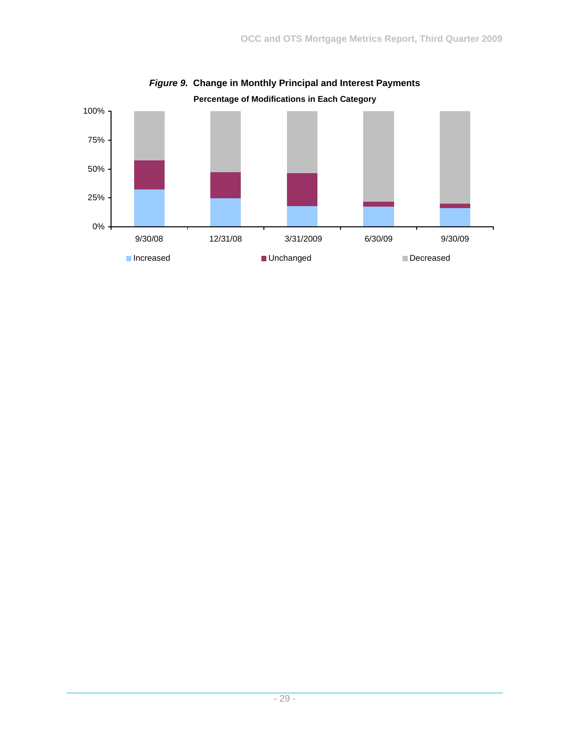***Figure 9.* Change in Monthly Principal and Interest Payments**

**Percentage of Modifications in Each Category**

100%
75%
50%
25%
0%

9/30/08 | 12/31/08 | 3/31/2009 | 6/30/09 | 9/30/09

Increased | Unchanged | Decreased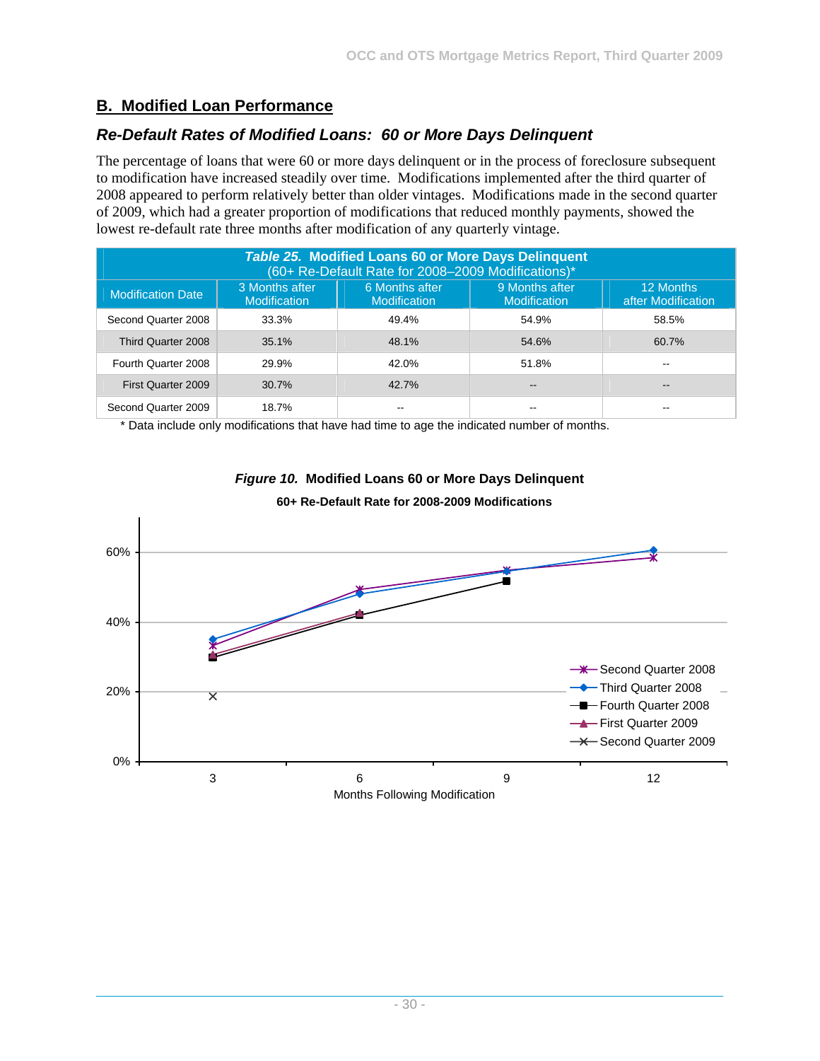## B. Modified Loan Performance

### *Re-Default Rates of Modified Loans: 60 or More Days Delinquent*

The percentage of loans that were 60 or more days delinquent or in the process of foreclosure subsequent to modification have increased steadily over time. Modifications implemented after the third quarter of 2008 appeared to perform relatively better than older vintages. Modifications made in the second quarter of 2009, which had a greater proportion of modifications that reduced monthly payments, showed the lowest re-default rate three months after modification of any quarterly vintage.

***Table 25.* Modified Loans 60 or More Days Delinquent**
(60+ Re-Default Rate for 2008–2009 Modifications)*

| Modification Date | 3 Months after Modification | 6 Months after Modification | 9 Months after Modification | 12 Months after Modification |
|---|---|---|---|---|
| Second Quarter 2008 | 33.3% | 49.4% | 54.9% | 58.5% |
| Third Quarter 2008 | 35.1% | 48.1% | 54.6% | 60.7% |
| Fourth Quarter 2008 | 29.9% | 42.0% | 51.8% | -- |
| First Quarter 2009 | 30.7% | 42.7% | -- | -- |
| Second Quarter 2009 | 18.7% | -- | -- | -- |

\* Data include only modifications that have had time to age the indicated number of months.

***Figure 10.* Modified Loans 60 or More Days Delinquent**

**60+ Re-Default Rate for 2008-2009 Modifications**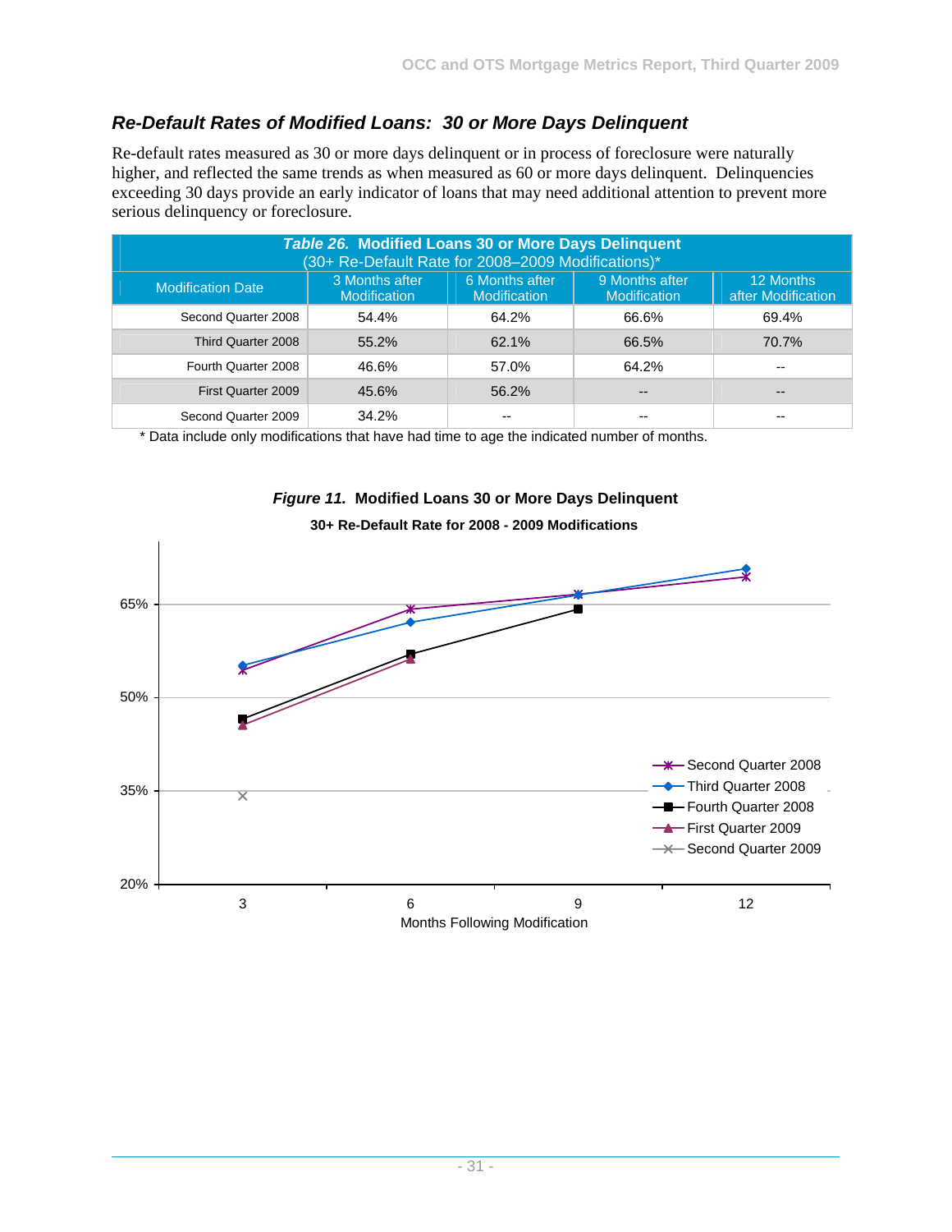## *Re-Default Rates of Modified Loans: 30 or More Days Delinquent*

Re-default rates measured as 30 or more days delinquent or in process of foreclosure were naturally higher, and reflected the same trends as when measured as 60 or more days delinquent. Delinquencies exceeding 30 days provide an early indicator of loans that may need additional attention to prevent more serious delinquency or foreclosure.

***Table 26.* Modified Loans 30 or More Days Delinquent**
(30+ Re-Default Rate for 2008–2009 Modifications)*

| Modification Date | 3 Months after Modification | 6 Months after Modification | 9 Months after Modification | 12 Months after Modification |
|---|---|---|---|---|
| Second Quarter 2008 | 54.4% | 64.2% | 66.6% | 69.4% |
| Third Quarter 2008 | 55.2% | 62.1% | 66.5% | 70.7% |
| Fourth Quarter 2008 | 46.6% | 57.0% | 64.2% | -- |
| First Quarter 2009 | 45.6% | 56.2% | -- | -- |
| Second Quarter 2009 | 34.2% | -- | -- | -- |

\* Data include only modifications that have had time to age the indicated number of months.

***Figure 11.* Modified Loans 30 or More Days Delinquent**

**30+ Re-Default Rate for 2008 - 2009 Modifications**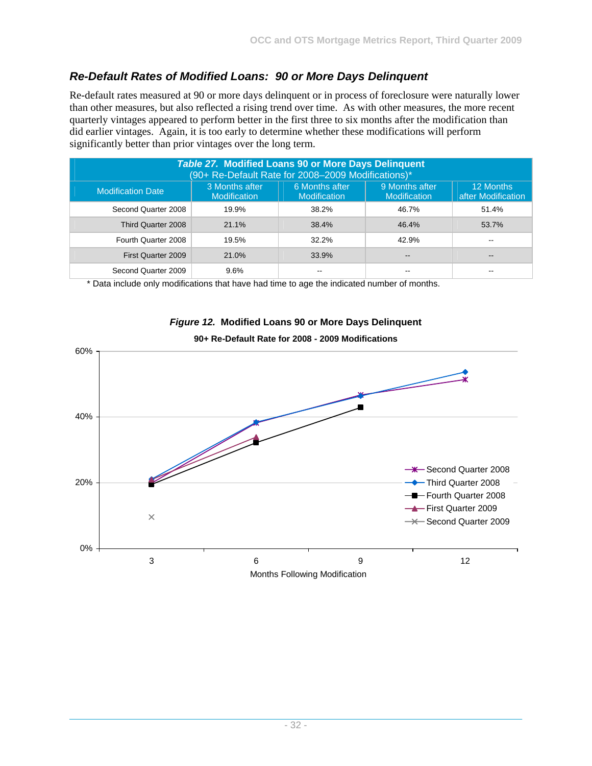### *Re-Default Rates of Modified Loans: 90 or More Days Delinquent*

Re-default rates measured at 90 or more days delinquent or in process of foreclosure were naturally lower than other measures, but also reflected a rising trend over time. As with other measures, the more recent quarterly vintages appeared to perform better in the first three to six months after the modification than did earlier vintages. Again, it is too early to determine whether these modifications will perform significantly better than prior vintages over the long term.

**_Table 27._ Modified Loans 90 or More Days Delinquent**
(90+ Re-Default Rate for 2008–2009 Modifications)*

| Modification Date | 3 Months after Modification | 6 Months after Modification | 9 Months after Modification | 12 Months after Modification |
|---|---|---|---|---|
| Second Quarter 2008 | 19.9% | 38.2% | 46.7% | 51.4% |
| Third Quarter 2008 | 21.1% | 38.4% | 46.4% | 53.7% |
| Fourth Quarter 2008 | 19.5% | 32.2% | 42.9% | -- |
| First Quarter 2009 | 21.0% | 33.9% | -- | -- |
| Second Quarter 2009 | 9.6% | -- | -- | -- |

\* Data include only modifications that have had time to age the indicated number of months.

**_Figure 12._ Modified Loans 90 or More Days Delinquent**

**90+ Re-Default Rate for 2008 - 2009 Modifications**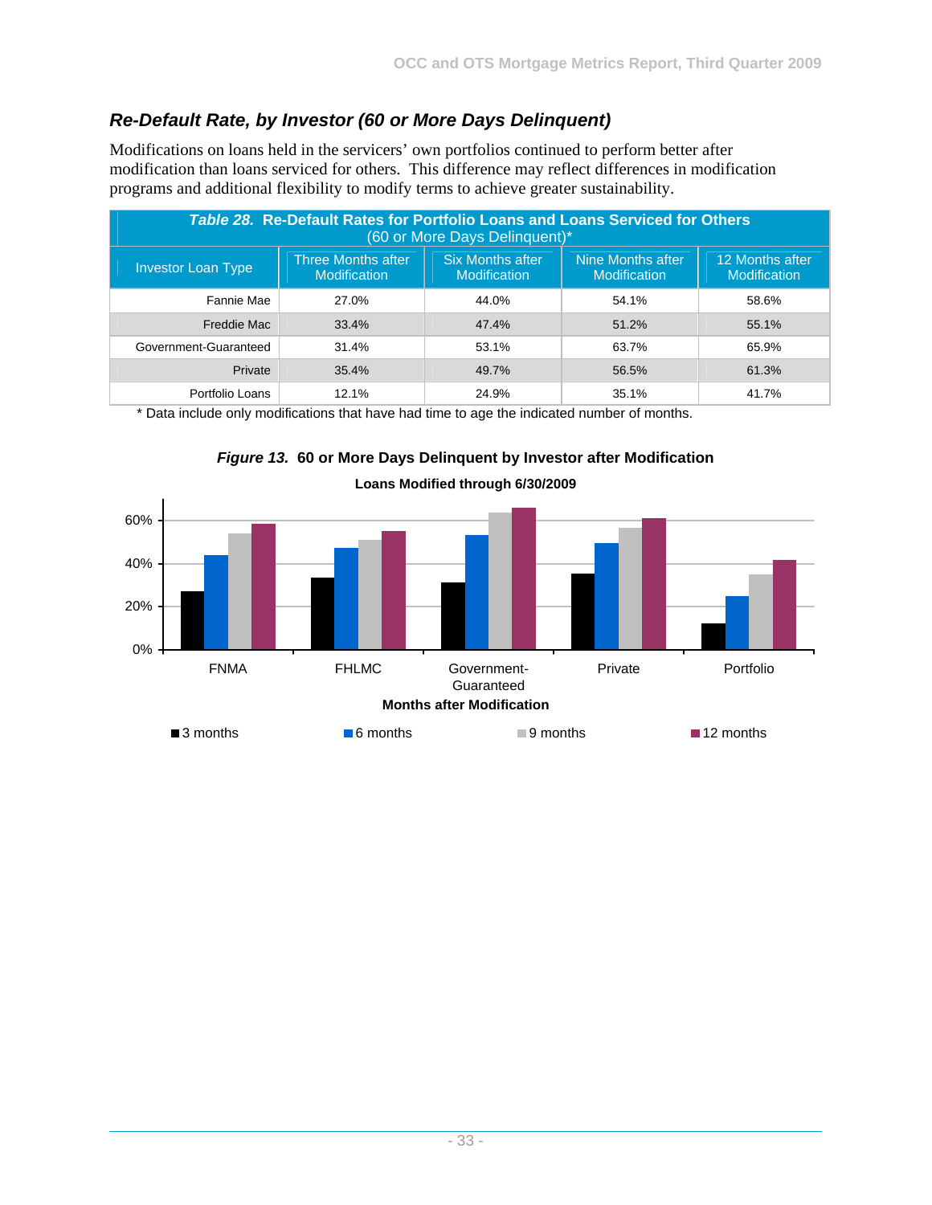## Re-Default Rate, by Investor (60 or More Days Delinquent)

Modifications on loans held in the servicers' own portfolios continued to perform better after modification than loans serviced for others. This difference may reflect differences in modification programs and additional flexibility to modify terms to achieve greater sustainability.

***Table 28.*** **Re-Default Rates for Portfolio Loans and Loans Serviced for Others** (60 or More Days Delinquent)*

| Investor Loan Type | Three Months after Modification | Six Months after Modification | Nine Months after Modification | 12 Months after Modification |
|---|---|---|---|---|
| Fannie Mae | 27.0% | 44.0% | 54.1% | 58.6% |
| Freddie Mac | 33.4% | 47.4% | 51.2% | 55.1% |
| Government-Guaranteed | 31.4% | 53.1% | 63.7% | 65.9% |
| Private | 35.4% | 49.7% | 56.5% | 61.3% |
| Portfolio Loans | 12.1% | 24.9% | 35.1% | 41.7% |

\* Data include only modifications that have had time to age the indicated number of months.

***Figure 13.*** **60 or More Days Delinquent by Investor after Modification**

**Loans Modified through 6/30/2009**

**Months after Modification**

■ 3 months ■ 6 months ■ 9 months ■ 12 months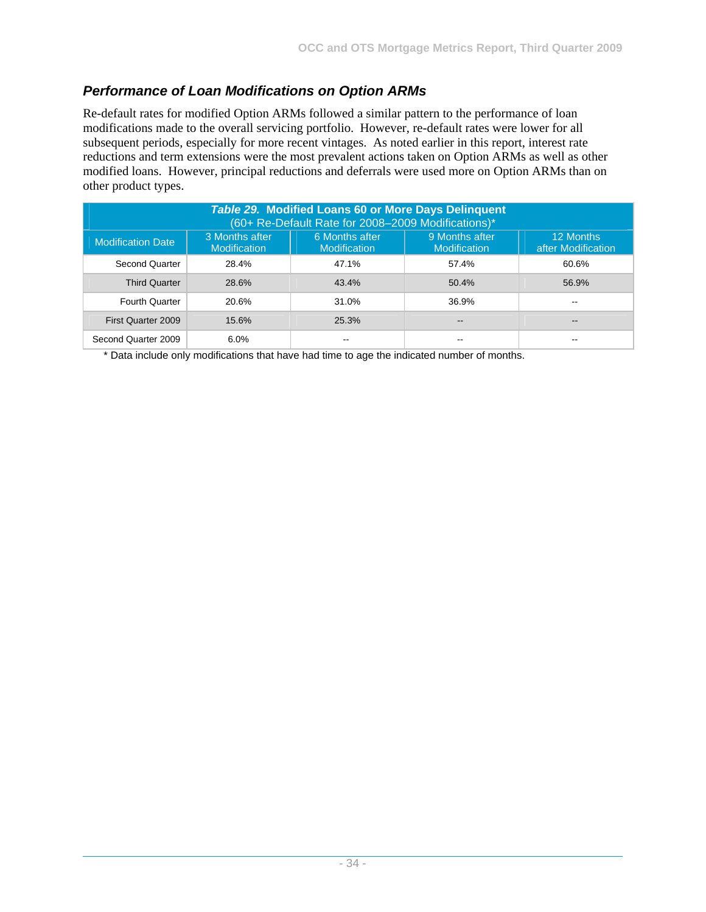### *Performance of Loan Modifications on Option ARMs*

Re-default rates for modified Option ARMs followed a similar pattern to the performance of loan modifications made to the overall servicing portfolio. However, re-default rates were lower for all subsequent periods, especially for more recent vintages. As noted earlier in this report, interest rate reductions and term extensions were the most prevalent actions taken on Option ARMs as well as other modified loans. However, principal reductions and deferrals were used more on Option ARMs than on other product types.

**Table 29. Modified Loans 60 or More Days Delinquent**
(60+ Re-Default Rate for 2008–2009 Modifications)*

| Modification Date | 3 Months after Modification | 6 Months after Modification | 9 Months after Modification | 12 Months after Modification |
|---|---|---|---|---|
| Second Quarter | 28.4% | 47.1% | 57.4% | 60.6% |
| Third Quarter | 28.6% | 43.4% | 50.4% | 56.9% |
| Fourth Quarter | 20.6% | 31.0% | 36.9% | -- |
| First Quarter 2009 | 15.6% | 25.3% | -- | -- |
| Second Quarter 2009 | 6.0% | -- | -- | -- |

* Data include only modifications that have had time to age the indicated number of months.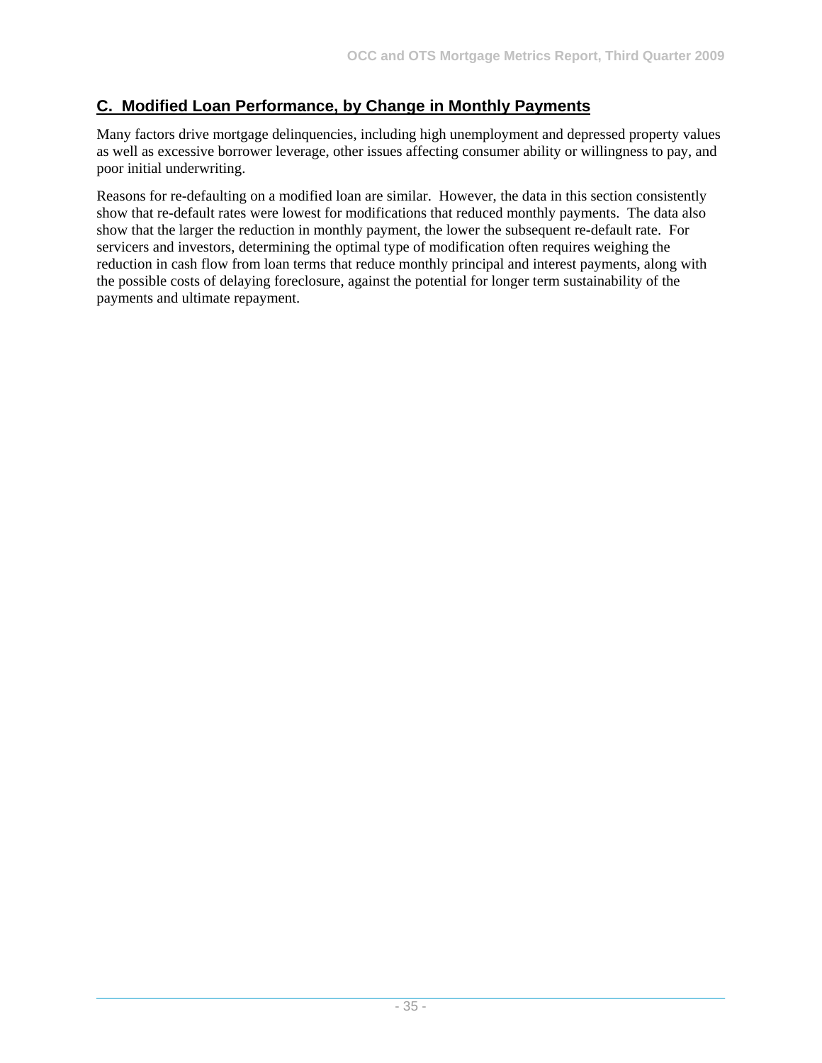## C. Modified Loan Performance, by Change in Monthly Payments

Many factors drive mortgage delinquencies, including high unemployment and depressed property values as well as excessive borrower leverage, other issues affecting consumer ability or willingness to pay, and poor initial underwriting.

Reasons for re-defaulting on a modified loan are similar. However, the data in this section consistently show that re-default rates were lowest for modifications that reduced monthly payments. The data also show that the larger the reduction in monthly payment, the lower the subsequent re-default rate. For servicers and investors, determining the optimal type of modification often requires weighing the reduction in cash flow from loan terms that reduce monthly principal and interest payments, along with the possible costs of delaying foreclosure, against the potential for longer term sustainability of the payments and ultimate repayment.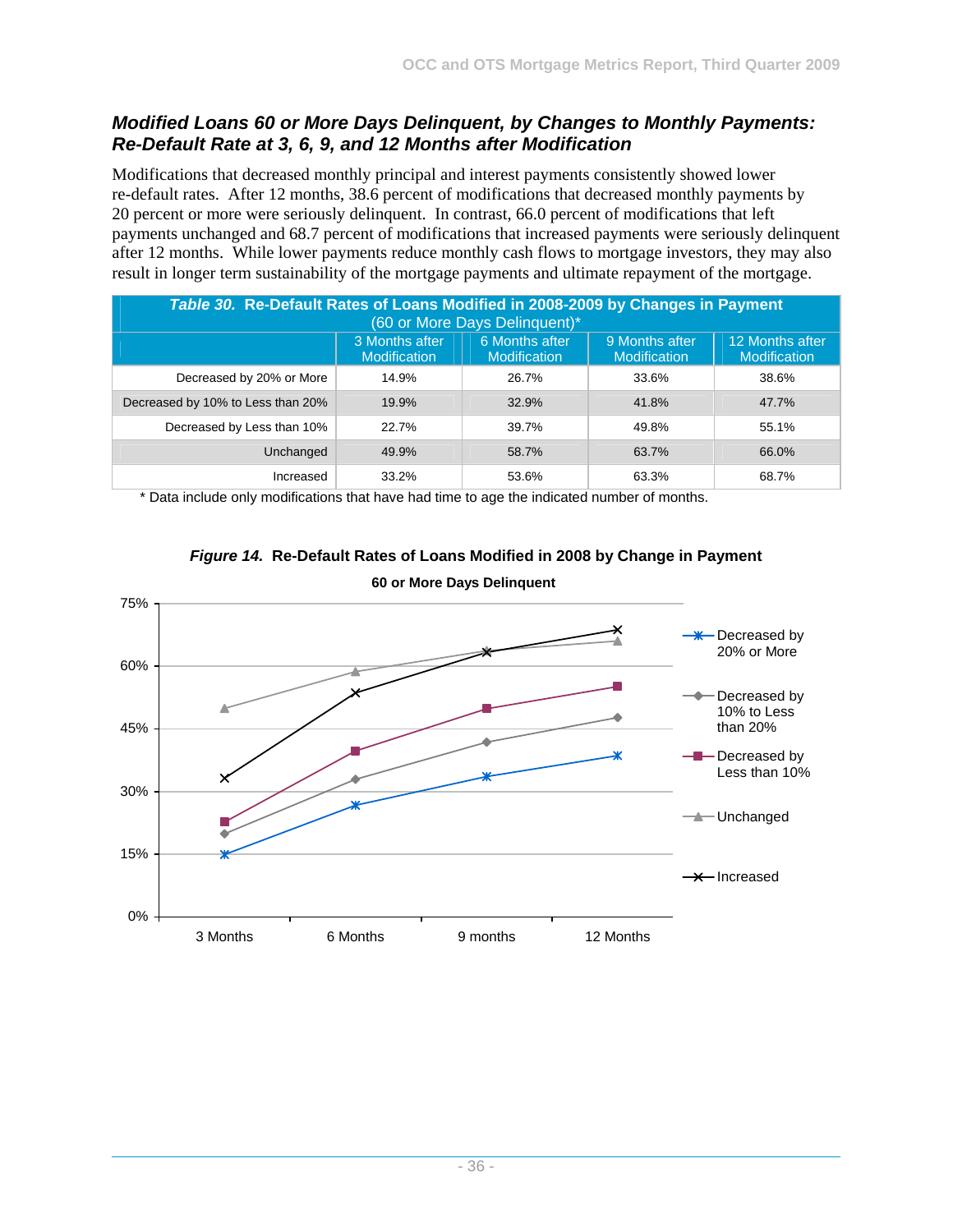## *Modified Loans 60 or More Days Delinquent, by Changes to Monthly Payments: Re-Default Rate at 3, 6, 9, and 12 Months after Modification*

Modifications that decreased monthly principal and interest payments consistently showed lower re-default rates. After 12 months, 38.6 percent of modifications that decreased monthly payments by 20 percent or more were seriously delinquent. In contrast, 66.0 percent of modifications that left payments unchanged and 68.7 percent of modifications that increased payments were seriously delinquent after 12 months. While lower payments reduce monthly cash flows to mortgage investors, they may also result in longer term sustainability of the mortgage payments and ultimate repayment of the mortgage.

***Table 30.*** **Re-Default Rates of Loans Modified in 2008-2009 by Changes in Payment (60 or More Days Delinquent)***

| | 3 Months after Modification | 6 Months after Modification | 9 Months after Modification | 12 Months after Modification |
|---|---|---|---|---|
| Decreased by 20% or More | 14.9% | 26.7% | 33.6% | 38.6% |
| Decreased by 10% to Less than 20% | 19.9% | 32.9% | 41.8% | 47.7% |
| Decreased by Less than 10% | 22.7% | 39.7% | 49.8% | 55.1% |
| Unchanged | 49.9% | 58.7% | 63.7% | 66.0% |
| Increased | 33.2% | 53.6% | 63.3% | 68.7% |

* Data include only modifications that have had time to age the indicated number of months.

***Figure 14.*** **Re-Default Rates of Loans Modified in 2008 by Change in Payment**

**60 or More Days Delinquent**

| | 3 Months | 6 Months | 9 months | 12 Months |
|---|---|---|---|---|
| Decreased by 20% or More | 14.9% | 26.7% | 33.6% | 38.6% |
| Decreased by 10% to Less than 20% | 19.9% | 32.9% | 41.8% | 47.7% |
| Decreased by Less than 10% | 22.7% | 39.7% | 49.8% | 55.1% |
| Unchanged | 49.9% | 58.7% | 63.7% | 66.0% |
| Increased | 33.2% | 53.6% | 63.3% | 68.7% |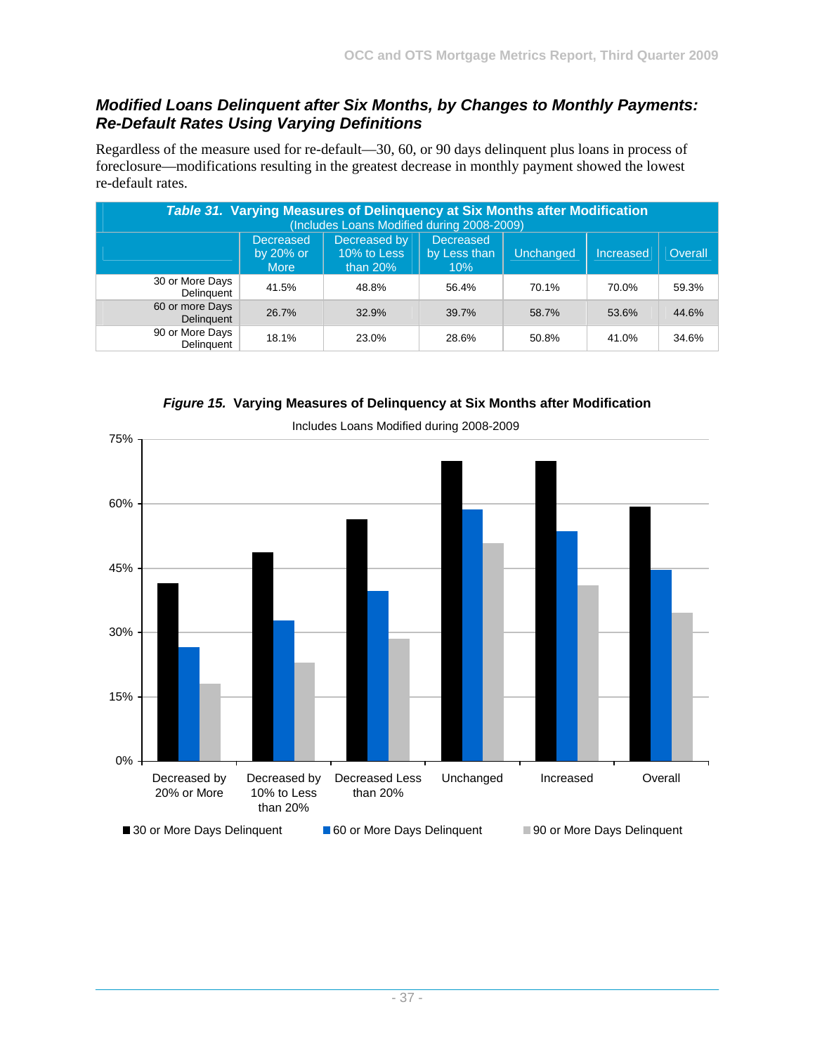## *Modified Loans Delinquent after Six Months, by Changes to Monthly Payments: Re-Default Rates Using Varying Definitions*

Regardless of the measure used for re-default—30, 60, or 90 days delinquent plus loans in process of foreclosure—modifications resulting in the greatest decrease in monthly payment showed the lowest re-default rates.

***Table 31.*** **Varying Measures of Delinquency at Six Months after Modification**
(Includes Loans Modified during 2008-2009)

| | Decreased by 20% or More | Decreased by 10% to Less than 20% | Decreased by Less than 10% | Unchanged | Increased | Overall |
|---|---|---|---|---|---|---|
| 30 or More Days Delinquent | 41.5% | 48.8% | 56.4% | 70.1% | 70.0% | 59.3% |
| 60 or more Days Delinquent | 26.7% | 32.9% | 39.7% | 58.7% | 53.6% | 44.6% |
| 90 or More Days Delinquent | 18.1% | 23.0% | 28.6% | 50.8% | 41.0% | 34.6% |

***Figure 15.*** **Varying Measures of Delinquency at Six Months after Modification**

Includes Loans Modified during 2008-2009

| | 30 or More Days Delinquent | 60 or More Days Delinquent | 90 or More Days Delinquent |
|---|---|---|---|
| Decreased by 20% or More | 41.5% | 26.7% | 18.1% |
| Decreased by 10% to Less than 20% | 48.8% | 32.9% | 23.0% |
| Decreased Less than 20% | 56.4% | 39.7% | 28.6% |
| Unchanged | 70.1% | 58.7% | 50.8% |
| Increased | 70.0% | 53.6% | 41.0% |
| Overall | 59.3% | 44.6% | 34.6% |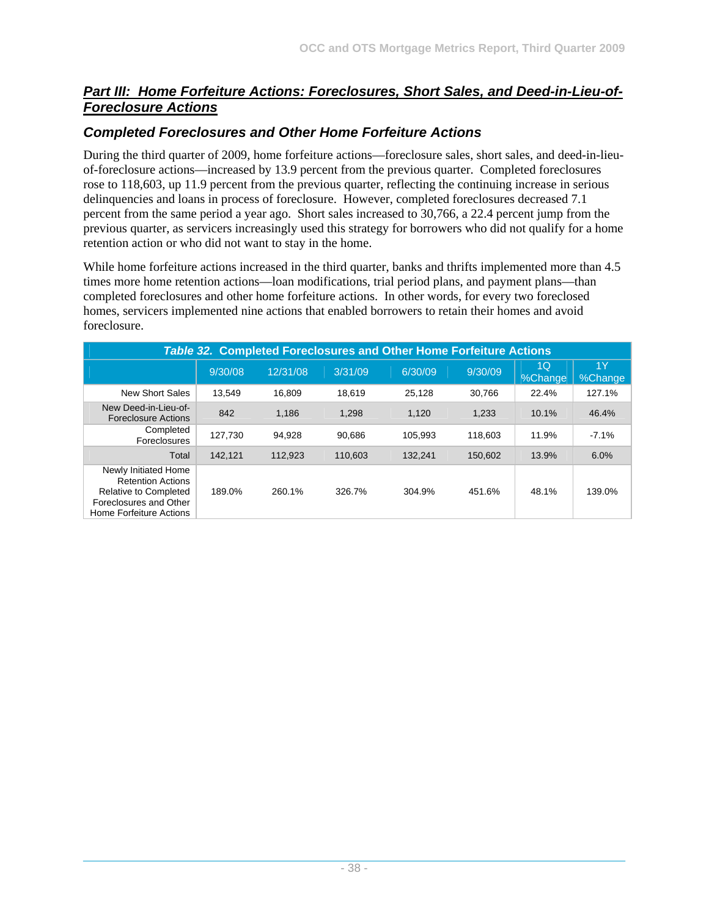## ***Part III: Home Forfeiture Actions: Foreclosures, Short Sales, and Deed-in-Lieu-of-Foreclosure Actions***

### *Completed Foreclosures and Other Home Forfeiture Actions*

During the third quarter of 2009, home forfeiture actions—foreclosure sales, short sales, and deed-in-lieu-of-foreclosure actions—increased by 13.9 percent from the previous quarter. Completed foreclosures rose to 118,603, up 11.9 percent from the previous quarter, reflecting the continuing increase in serious delinquencies and loans in process of foreclosure. However, completed foreclosures decreased 7.1 percent from the same period a year ago. Short sales increased to 30,766, a 22.4 percent jump from the previous quarter, as servicers increasingly used this strategy for borrowers who did not qualify for a home retention action or who did not want to stay in the home.

While home forfeiture actions increased in the third quarter, banks and thrifts implemented more than 4.5 times more home retention actions—loan modifications, trial period plans, and payment plans—than completed foreclosures and other home forfeiture actions. In other words, for every two foreclosed homes, servicers implemented nine actions that enabled borrowers to retain their homes and avoid foreclosure.

**Table 32. Completed Foreclosures and Other Home Forfeiture Actions**

| | 9/30/08 | 12/31/08 | 3/31/09 | 6/30/09 | 9/30/09 | 1Q %Change | 1Y %Change |
|---|---|---|---|---|---|---|---|
| New Short Sales | 13,549 | 16,809 | 18,619 | 25,128 | 30,766 | 22.4% | 127.1% |
| New Deed-in-Lieu-of-Foreclosure Actions | 842 | 1,186 | 1,298 | 1,120 | 1,233 | 10.1% | 46.4% |
| Completed Foreclosures | 127,730 | 94,928 | 90,686 | 105,993 | 118,603 | 11.9% | -7.1% |
| Total | 142,121 | 112,923 | 110,603 | 132,241 | 150,602 | 13.9% | 6.0% |
| Newly Initiated Home Retention Actions Relative to Completed Foreclosures and Other Home Forfeiture Actions | 189.0% | 260.1% | 326.7% | 304.9% | 451.6% | 48.1% | 139.0% |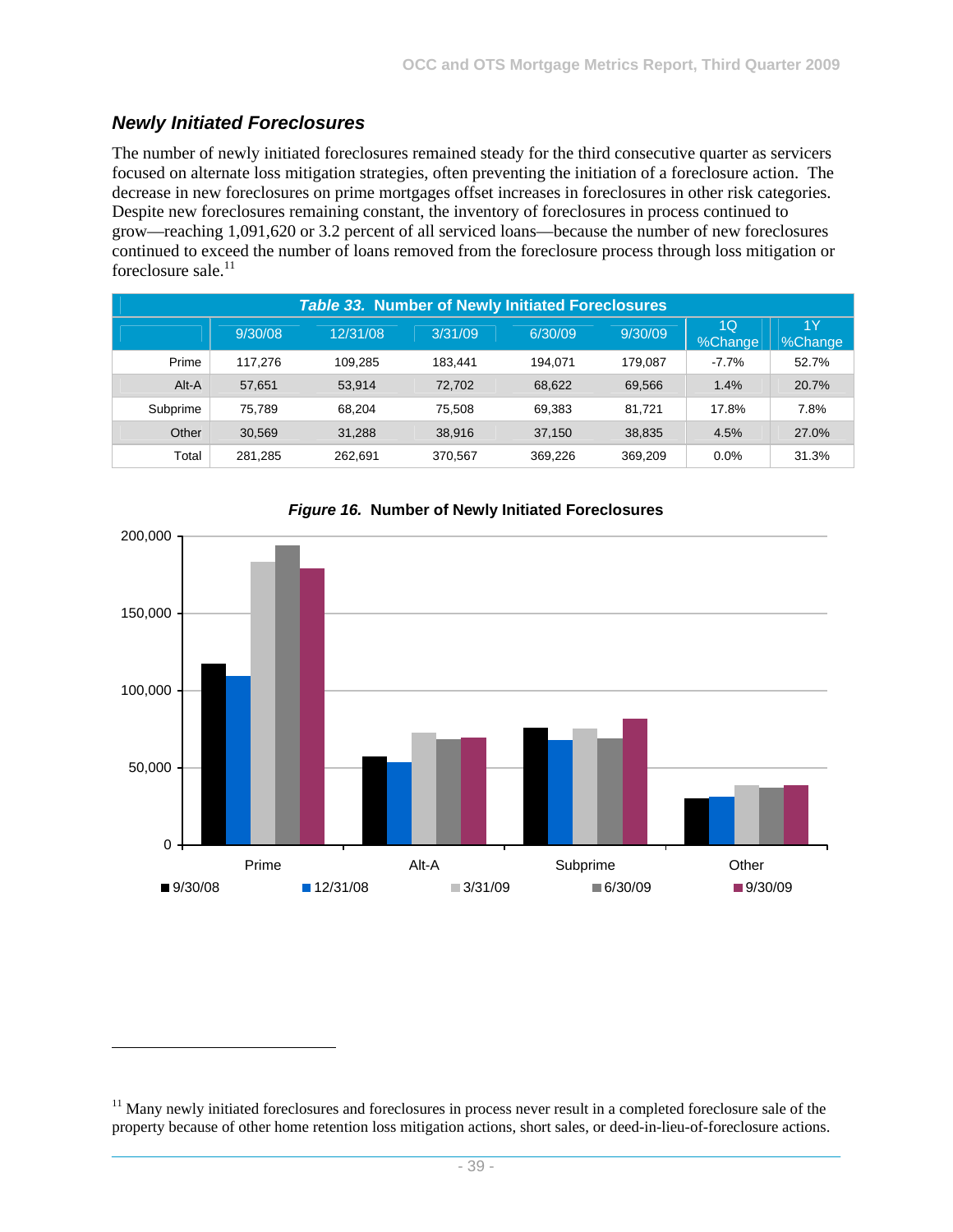## *Newly Initiated Foreclosures*

The number of newly initiated foreclosures remained steady for the third consecutive quarter as servicers focused on alternate loss mitigation strategies, often preventing the initiation of a foreclosure action. The decrease in new foreclosures on prime mortgages offset increases in foreclosures in other risk categories. Despite new foreclosures remaining constant, the inventory of foreclosures in process continued to grow—reaching 1,091,620 or 3.2 percent of all serviced loans—because the number of new foreclosures continued to exceed the number of loans removed from the foreclosure process through loss mitigation or foreclosure sale.[11]

***Table 33.* Number of Newly Initiated Foreclosures**

| | 9/30/08 | 12/31/08 | 3/31/09 | 6/30/09 | 9/30/09 | 1Q %Change | 1Y %Change |
|---|---|---|---|---|---|---|---|
| Prime | 117,276 | 109,285 | 183,441 | 194,071 | 179,087 | -7.7% | 52.7% |
| Alt-A | 57,651 | 53,914 | 72,702 | 68,622 | 69,566 | 1.4% | 20.7% |
| Subprime | 75,789 | 68,204 | 75,508 | 69,383 | 81,721 | 17.8% | 7.8% |
| Other | 30,569 | 31,288 | 38,916 | 37,150 | 38,835 | 4.5% | 27.0% |
| Total | 281,285 | 262,691 | 370,567 | 369,226 | 369,209 | 0.0% | 31.3% |

***Figure 16.* Number of Newly Initiated Foreclosures**

[11] Many newly initiated foreclosures and foreclosures in process never result in a completed foreclosure sale of the property because of other home retention loss mitigation actions, short sales, or deed-in-lieu-of-foreclosure actions.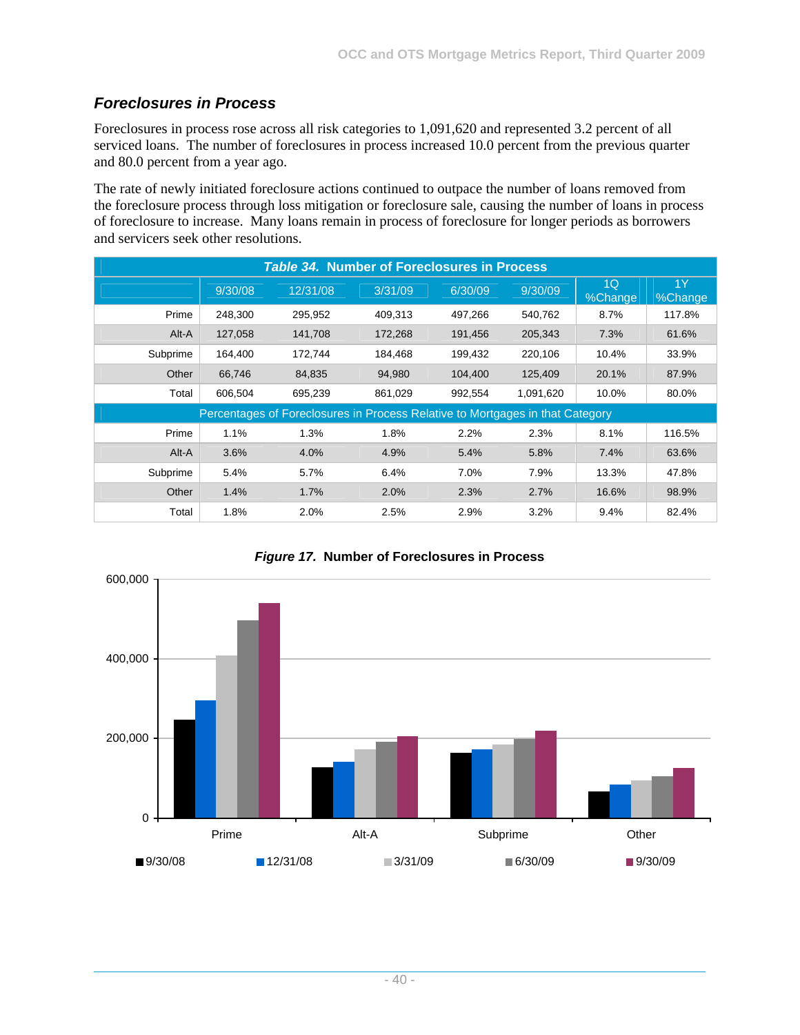## *Foreclosures in Process*

Foreclosures in process rose across all risk categories to 1,091,620 and represented 3.2 percent of all serviced loans. The number of foreclosures in process increased 10.0 percent from the previous quarter and 80.0 percent from a year ago.

The rate of newly initiated foreclosure actions continued to outpace the number of loans removed from the foreclosure process through loss mitigation or foreclosure sale, causing the number of loans in process of foreclosure to increase. Many loans remain in process of foreclosure for longer periods as borrowers and servicers seek other resolutions.

***Table 34.* Number of Foreclosures in Process**

| | 9/30/08 | 12/31/08 | 3/31/09 | 6/30/09 | 9/30/09 | 1Q %Change | 1Y %Change |
|---|---|---|---|---|---|---|---|
| Prime | 248,300 | 295,952 | 409,313 | 497,266 | 540,762 | 8.7% | 117.8% |
| Alt-A | 127,058 | 141,708 | 172,268 | 191,456 | 205,343 | 7.3% | 61.6% |
| Subprime | 164,400 | 172,744 | 184,468 | 199,432 | 220,106 | 10.4% | 33.9% |
| Other | 66,746 | 84,835 | 94,980 | 104,400 | 125,409 | 20.1% | 87.9% |
| Total | 606,504 | 695,239 | 861,029 | 992,554 | 1,091,620 | 10.0% | 80.0% |
| Percentages of Foreclosures in Process Relative to Mortgages in that Category | | | | | | | |
| Prime | 1.1% | 1.3% | 1.8% | 2.2% | 2.3% | 8.1% | 116.5% |
| Alt-A | 3.6% | 4.0% | 4.9% | 5.4% | 5.8% | 7.4% | 63.6% |
| Subprime | 5.4% | 5.7% | 6.4% | 7.0% | 7.9% | 13.3% | 47.8% |
| Other | 1.4% | 1.7% | 2.0% | 2.3% | 2.7% | 16.6% | 98.9% |
| Total | 1.8% | 2.0% | 2.5% | 2.9% | 3.2% | 9.4% | 82.4% |

***Figure 17.* Number of Foreclosures in Process**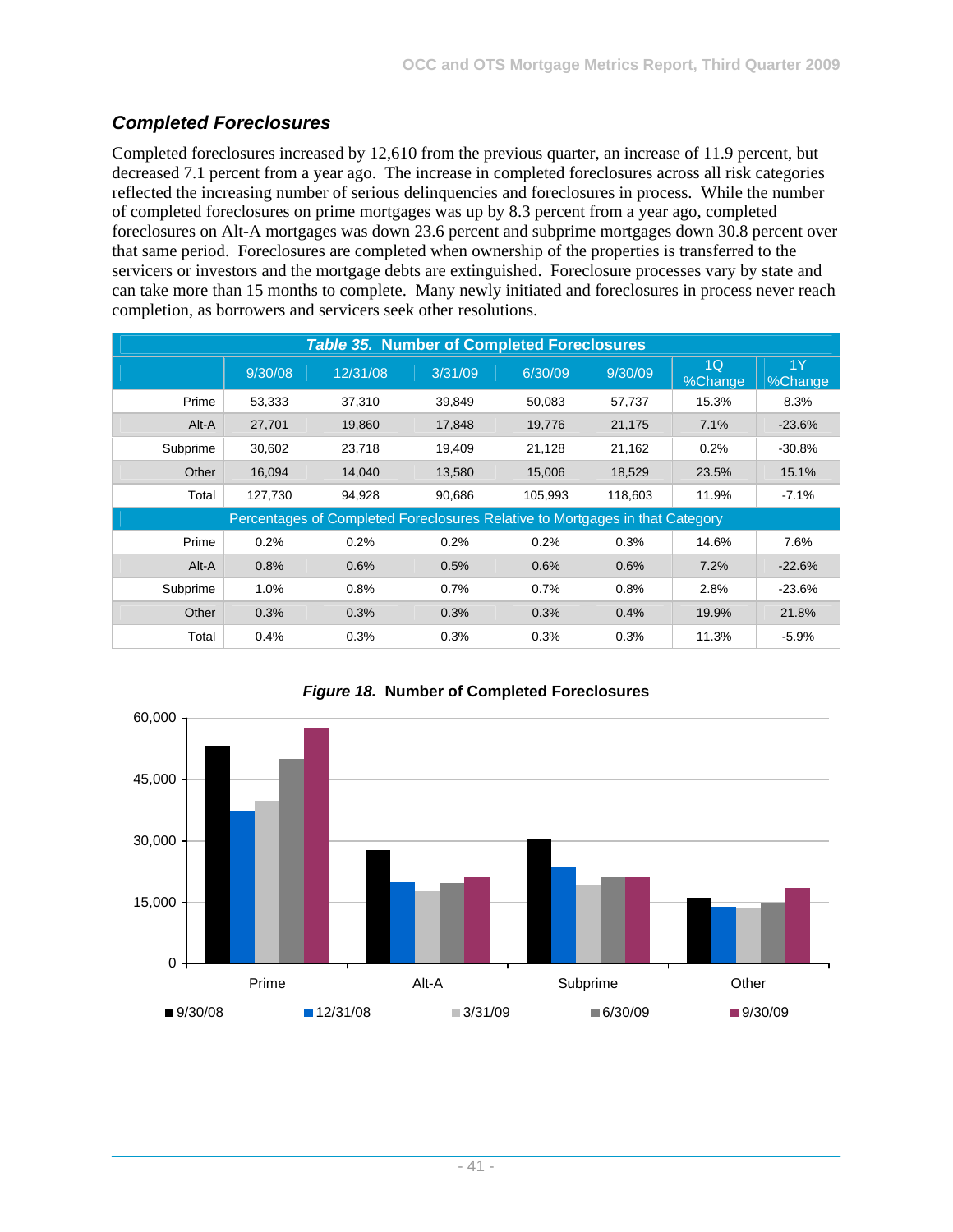## *Completed Foreclosures*

Completed foreclosures increased by 12,610 from the previous quarter, an increase of 11.9 percent, but decreased 7.1 percent from a year ago. The increase in completed foreclosures across all risk categories reflected the increasing number of serious delinquencies and foreclosures in process. While the number of completed foreclosures on prime mortgages was up by 8.3 percent from a year ago, completed foreclosures on Alt-A mortgages was down 23.6 percent and subprime mortgages down 30.8 percent over that same period. Foreclosures are completed when ownership of the properties is transferred to the servicers or investors and the mortgage debts are extinguished. Foreclosure processes vary by state and can take more than 15 months to complete. Many newly initiated and foreclosures in process never reach completion, as borrowers and servicers seek other resolutions.

***Table 35.* Number of Completed Foreclosures**

| | 9/30/08 | 12/31/08 | 3/31/09 | 6/30/09 | 9/30/09 | 1Q %Change | 1Y %Change |
|---|---|---|---|---|---|---|---|
| Prime | 53,333 | 37,310 | 39,849 | 50,083 | 57,737 | 15.3% | 8.3% |
| Alt-A | 27,701 | 19,860 | 17,848 | 19,776 | 21,175 | 7.1% | -23.6% |
| Subprime | 30,602 | 23,718 | 19,409 | 21,128 | 21,162 | 0.2% | -30.8% |
| Other | 16,094 | 14,040 | 13,580 | 15,006 | 18,529 | 23.5% | 15.1% |
| Total | 127,730 | 94,928 | 90,686 | 105,993 | 118,603 | 11.9% | -7.1% |
| Percentages of Completed Foreclosures Relative to Mortgages in that Category | | | | | | | |
| Prime | 0.2% | 0.2% | 0.2% | 0.2% | 0.3% | 14.6% | 7.6% |
| Alt-A | 0.8% | 0.6% | 0.5% | 0.6% | 0.6% | 7.2% | -22.6% |
| Subprime | 1.0% | 0.8% | 0.7% | 0.7% | 0.8% | 2.8% | -23.6% |
| Other | 0.3% | 0.3% | 0.3% | 0.3% | 0.4% | 19.9% | 21.8% |
| Total | 0.4% | 0.3% | 0.3% | 0.3% | 0.3% | 11.3% | -5.9% |

***Figure 18.* Number of Completed Foreclosures**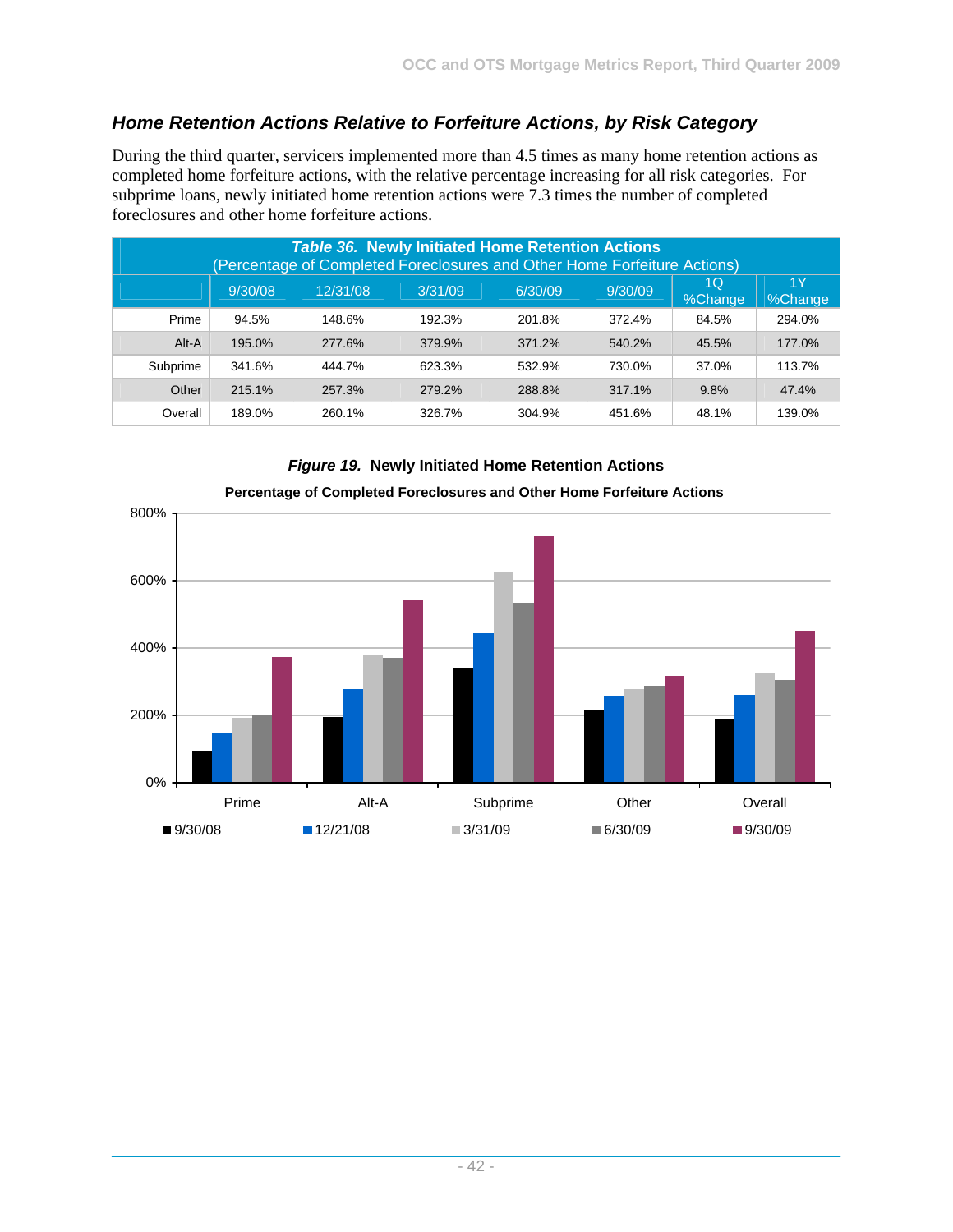## *Home Retention Actions Relative to Forfeiture Actions, by Risk Category*

During the third quarter, servicers implemented more than 4.5 times as many home retention actions as completed home forfeiture actions, with the relative percentage increasing for all risk categories. For subprime loans, newly initiated home retention actions were 7.3 times the number of completed foreclosures and other home forfeiture actions.

***Table 36.*** **Newly Initiated Home Retention Actions**
(Percentage of Completed Foreclosures and Other Home Forfeiture Actions)

| | 9/30/08 | 12/31/08 | 3/31/09 | 6/30/09 | 9/30/09 | 1Q %Change | 1Y %Change |
|---|---|---|---|---|---|---|---|
| Prime | 94.5% | 148.6% | 192.3% | 201.8% | 372.4% | 84.5% | 294.0% |
| Alt-A | 195.0% | 277.6% | 379.9% | 371.2% | 540.2% | 45.5% | 177.0% |
| Subprime | 341.6% | 444.7% | 623.3% | 532.9% | 730.0% | 37.0% | 113.7% |
| Other | 215.1% | 257.3% | 279.2% | 288.8% | 317.1% | 9.8% | 47.4% |
| Overall | 189.0% | 260.1% | 326.7% | 304.9% | 451.6% | 48.1% | 139.0% |

***Figure 19.*** **Newly Initiated Home Retention Actions**

**Percentage of Completed Foreclosures and Other Home Forfeiture Actions**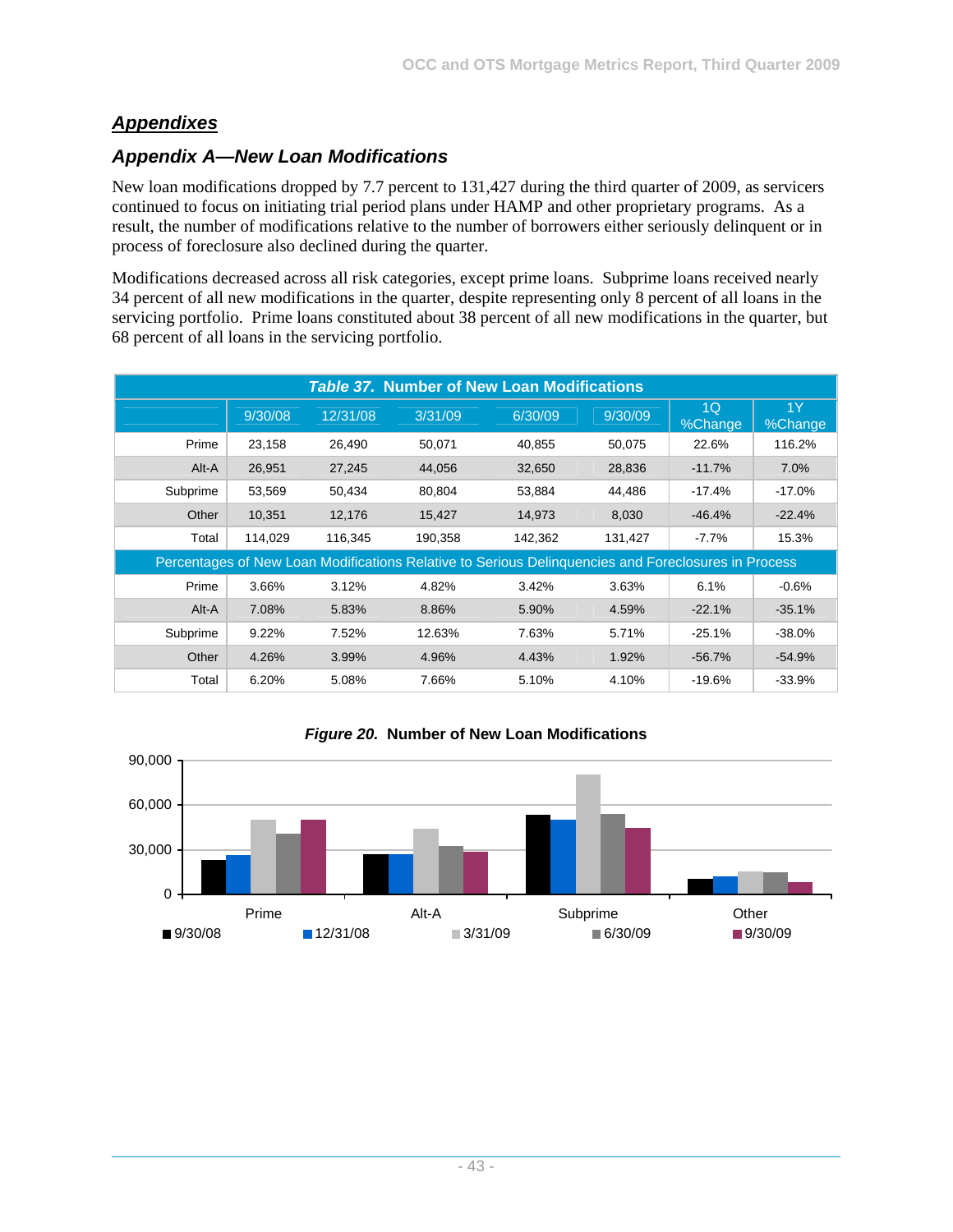## Appendixes

### Appendix A—New Loan Modifications

New loan modifications dropped by 7.7 percent to 131,427 during the third quarter of 2009, as servicers continued to focus on initiating trial period plans under HAMP and other proprietary programs. As a result, the number of modifications relative to the number of borrowers either seriously delinquent or in process of foreclosure also declined during the quarter.

Modifications decreased across all risk categories, except prime loans. Subprime loans received nearly 34 percent of all new modifications in the quarter, despite representing only 8 percent of all loans in the servicing portfolio. Prime loans constituted about 38 percent of all new modifications in the quarter, but 68 percent of all loans in the servicing portfolio.

**Table 37. Number of New Loan Modifications**

| | 9/30/08 | 12/31/08 | 3/31/09 | 6/30/09 | 9/30/09 | 1Q %Change | 1Y %Change |
|---|---|---|---|---|---|---|---|
| Prime | 23,158 | 26,490 | 50,071 | 40,855 | 50,075 | 22.6% | 116.2% |
| Alt-A | 26,951 | 27,245 | 44,056 | 32,650 | 28,836 | -11.7% | 7.0% |
| Subprime | 53,569 | 50,434 | 80,804 | 53,884 | 44,486 | -17.4% | -17.0% |
| Other | 10,351 | 12,176 | 15,427 | 14,973 | 8,030 | -46.4% | -22.4% |
| Total | 114,029 | 116,345 | 190,358 | 142,362 | 131,427 | -7.7% | 15.3% |
| **Percentages of New Loan Modifications Relative to Serious Delinquencies and Foreclosures in Process** | | | | | | | |
| Prime | 3.66% | 3.12% | 4.82% | 3.42% | 3.63% | 6.1% | -0.6% |
| Alt-A | 7.08% | 5.83% | 8.86% | 5.90% | 4.59% | -22.1% | -35.1% |
| Subprime | 9.22% | 7.52% | 12.63% | 7.63% | 5.71% | -25.1% | -38.0% |
| Other | 4.26% | 3.99% | 4.96% | 4.43% | 1.92% | -56.7% | -54.9% |
| Total | 6.20% | 5.08% | 7.66% | 5.10% | 4.10% | -19.6% | -33.9% |

**Figure 20. Number of New Loan Modifications**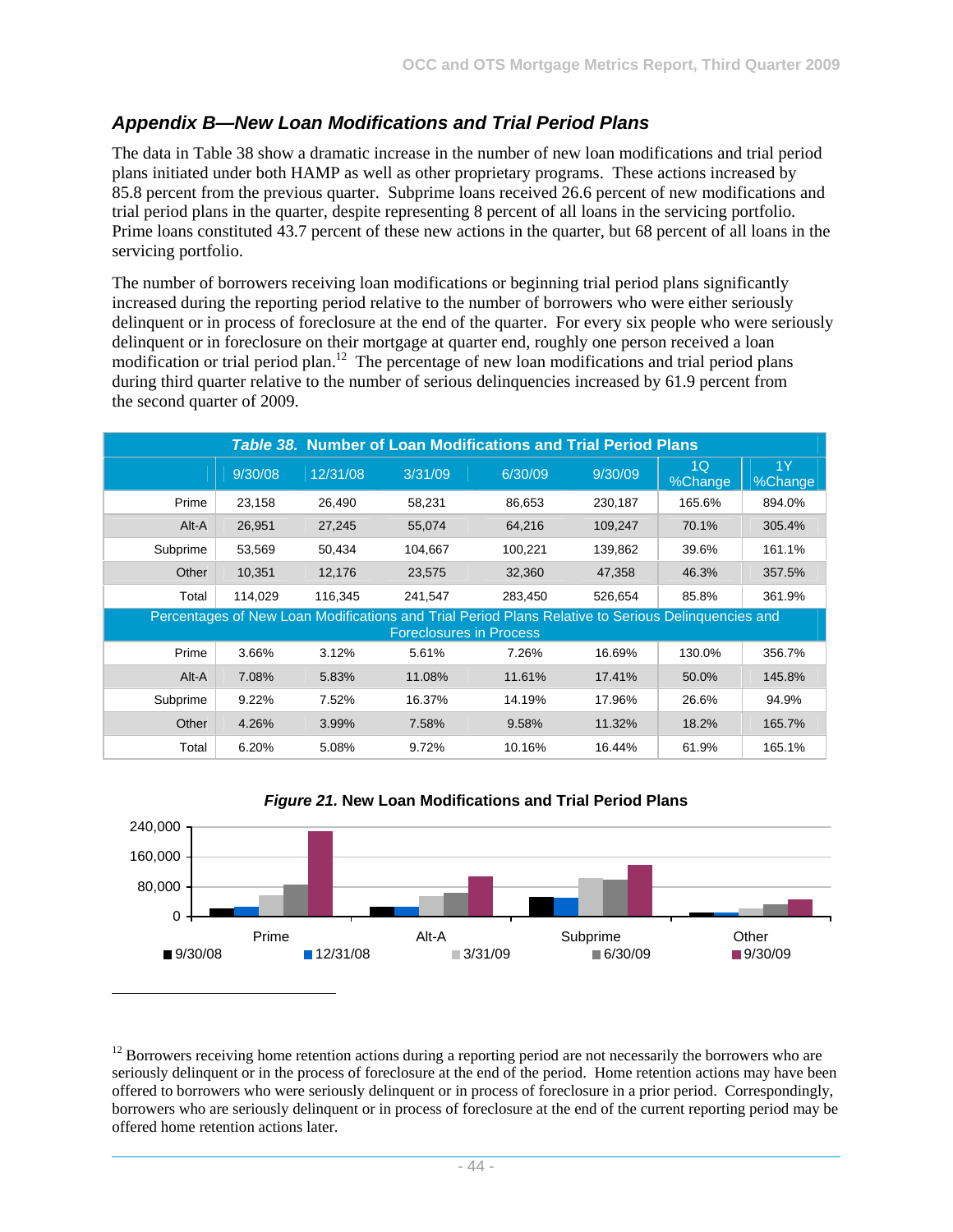## *Appendix B—New Loan Modifications and Trial Period Plans*

The data in Table 38 show a dramatic increase in the number of new loan modifications and trial period plans initiated under both HAMP as well as other proprietary programs. These actions increased by 85.8 percent from the previous quarter. Subprime loans received 26.6 percent of new modifications and trial period plans in the quarter, despite representing 8 percent of all loans in the servicing portfolio. Prime loans constituted 43.7 percent of these new actions in the quarter, but 68 percent of all loans in the servicing portfolio.

The number of borrowers receiving loan modifications or beginning trial period plans significantly increased during the reporting period relative to the number of borrowers who were either seriously delinquent or in process of foreclosure at the end of the quarter. For every six people who were seriously delinquent or in foreclosure on their mortgage at quarter end, roughly one person received a loan modification or trial period plan.[12] The percentage of new loan modifications and trial period plans during third quarter relative to the number of serious delinquencies increased by 61.9 percent from the second quarter of 2009.

***Table 38.* Number of Loan Modifications and Trial Period Plans**

| | 9/30/08 | 12/31/08 | 3/31/09 | 6/30/09 | 9/30/09 | 1Q %Change | 1Y %Change |
|---|---|---|---|---|---|---|---|
| Prime | 23,158 | 26,490 | 58,231 | 86,653 | 230,187 | 165.6% | 894.0% |
| Alt-A | 26,951 | 27,245 | 55,074 | 64,216 | 109,247 | 70.1% | 305.4% |
| Subprime | 53,569 | 50,434 | 104,667 | 100,221 | 139,862 | 39.6% | 161.1% |
| Other | 10,351 | 12,176 | 23,575 | 32,360 | 47,358 | 46.3% | 357.5% |
| Total | 114,029 | 116,345 | 241,547 | 283,450 | 526,654 | 85.8% | 361.9% |
| **Percentages of New Loan Modifications and Trial Period Plans Relative to Serious Delinquencies and Foreclosures in Process** | | | | | | | |
| Prime | 3.66% | 3.12% | 5.61% | 7.26% | 16.69% | 130.0% | 356.7% |
| Alt-A | 7.08% | 5.83% | 11.08% | 11.61% | 17.41% | 50.0% | 145.8% |
| Subprime | 9.22% | 7.52% | 16.37% | 14.19% | 17.96% | 26.6% | 94.9% |
| Other | 4.26% | 3.99% | 7.58% | 9.58% | 11.32% | 18.2% | 165.7% |
| Total | 6.20% | 5.08% | 9.72% | 10.16% | 16.44% | 61.9% | 165.1% |

***Figure 21.* New Loan Modifications and Trial Period Plans**

[12] Borrowers receiving home retention actions during a reporting period are not necessarily the borrowers who are seriously delinquent or in the process of foreclosure at the end of the period. Home retention actions may have been offered to borrowers who were seriously delinquent or in process of foreclosure in a prior period. Correspondingly, borrowers who are seriously delinquent or in process of foreclosure at the end of the current reporting period may be offered home retention actions later.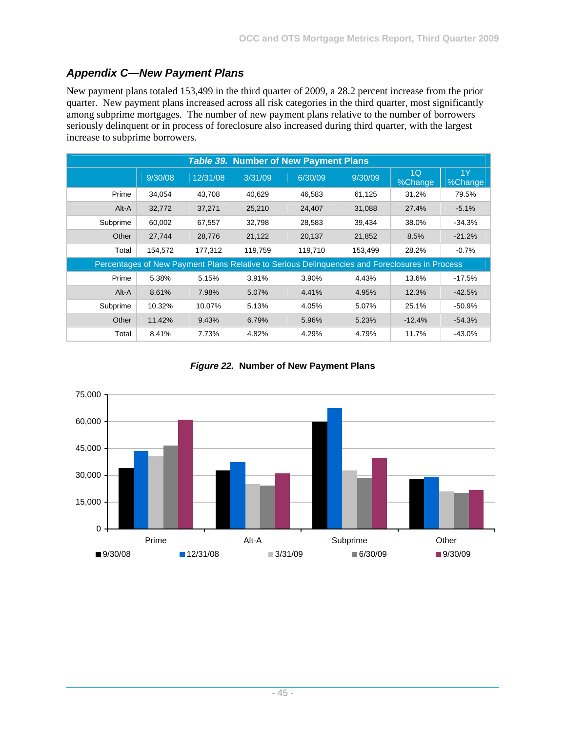## *Appendix C—New Payment Plans*

New payment plans totaled 153,499 in the third quarter of 2009, a 28.2 percent increase from the prior quarter. New payment plans increased across all risk categories in the third quarter, most significantly among subprime mortgages. The number of new payment plans relative to the number of borrowers seriously delinquent or in process of foreclosure also increased during third quarter, with the largest increase to subprime borrowers.

***Table 39.*** **Number of New Payment Plans**

| | 9/30/08 | 12/31/08 | 3/31/09 | 6/30/09 | 9/30/09 | 1Q %Change | 1Y %Change |
|---|---|---|---|---|---|---|---|
| Prime | 34,054 | 43,708 | 40,629 | 46,583 | 61,125 | 31.2% | 79.5% |
| Alt-A | 32,772 | 37,271 | 25,210 | 24,407 | 31,088 | 27.4% | -5.1% |
| Subprime | 60,002 | 67,557 | 32,798 | 28,583 | 39,434 | 38.0% | -34.3% |
| Other | 27,744 | 28,776 | 21,122 | 20,137 | 21,852 | 8.5% | -21.2% |
| Total | 154,572 | 177,312 | 119,759 | 119,710 | 153,499 | 28.2% | -0.7% |
| Percentages of New Payment Plans Relative to Serious Delinquencies and Foreclosures in Process | | | | | | | |
| Prime | 5.38% | 5.15% | 3.91% | 3.90% | 4.43% | 13.6% | -17.5% |
| Alt-A | 8.61% | 7.98% | 5.07% | 4.41% | 4.95% | 12.3% | -42.5% |
| Subprime | 10.32% | 10.07% | 5.13% | 4.05% | 5.07% | 25.1% | -50.9% |
| Other | 11.42% | 9.43% | 6.79% | 5.96% | 5.23% | -12.4% | -54.3% |
| Total | 8.41% | 7.73% | 4.82% | 4.29% | 4.79% | 11.7% | -43.0% |

***Figure 22.*** **Number of New Payment Plans**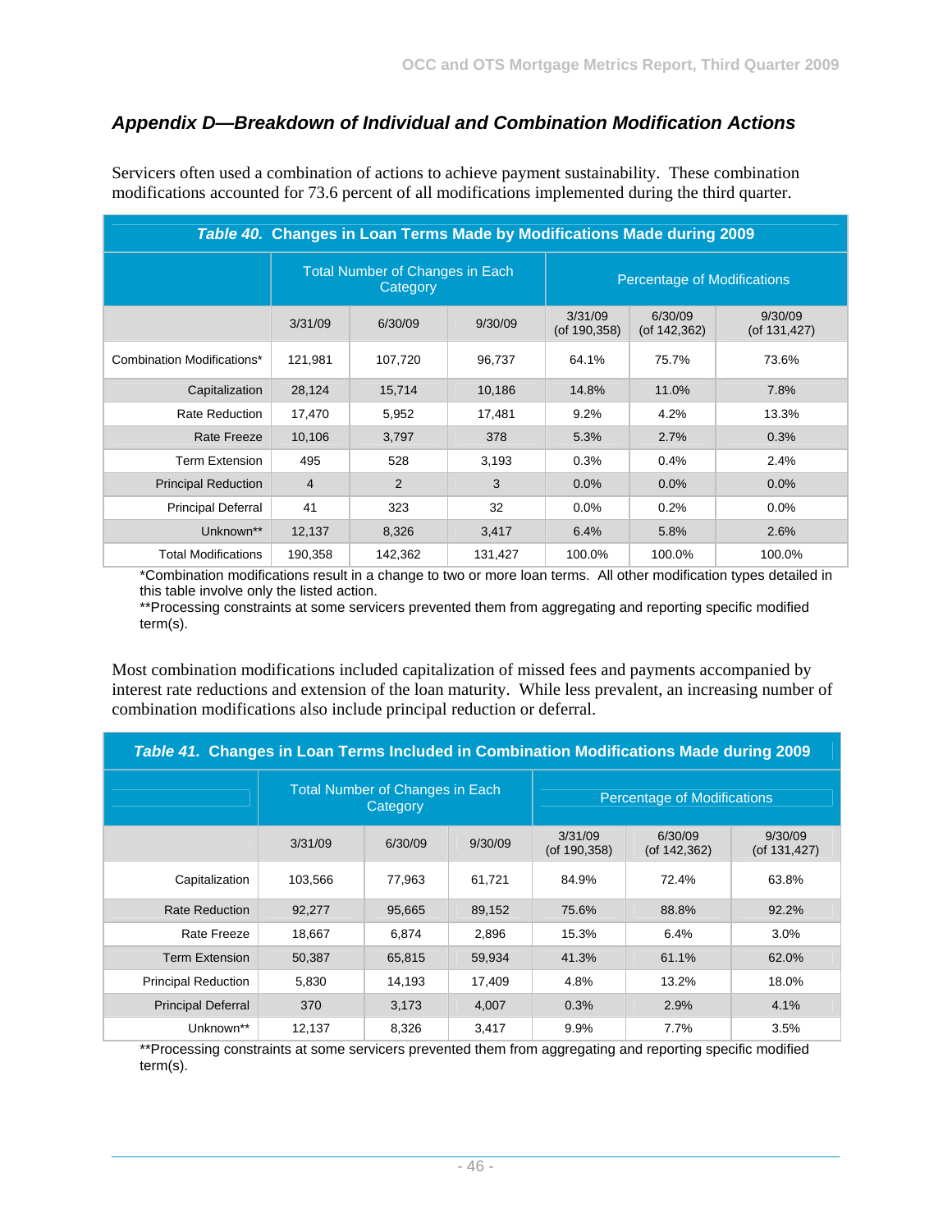## *Appendix D—Breakdown of Individual and Combination Modification Actions*

Servicers often used a combination of actions to achieve payment sustainability. These combination modifications accounted for 73.6 percent of all modifications implemented during the third quarter.

***Table 40.* Changes in Loan Terms Made by Modifications Made during 2009**

| | Total Number of Changes in Each Category | | | Percentage of Modifications | | |
|---|---|---|---|---|---|---|
| | 3/31/09 | 6/30/09 | 9/30/09 | 3/31/09 (of 190,358) | 6/30/09 (of 142,362) | 9/30/09 (of 131,427) |
| Combination Modifications* | 121,981 | 107,720 | 96,737 | 64.1% | 75.7% | 73.6% |
| Capitalization | 28,124 | 15,714 | 10,186 | 14.8% | 11.0% | 7.8% |
| Rate Reduction | 17,470 | 5,952 | 17,481 | 9.2% | 4.2% | 13.3% |
| Rate Freeze | 10,106 | 3,797 | 378 | 5.3% | 2.7% | 0.3% |
| Term Extension | 495 | 528 | 3,193 | 0.3% | 0.4% | 2.4% |
| Principal Reduction | 4 | 2 | 3 | 0.0% | 0.0% | 0.0% |
| Principal Deferral | 41 | 323 | 32 | 0.0% | 0.2% | 0.0% |
| Unknown** | 12,137 | 8,326 | 3,417 | 6.4% | 5.8% | 2.6% |
| Total Modifications | 190,358 | 142,362 | 131,427 | 100.0% | 100.0% | 100.0% |

*Combination modifications result in a change to two or more loan terms. All other modification types detailed in this table involve only the listed action.
**Processing constraints at some servicers prevented them from aggregating and reporting specific modified term(s).

Most combination modifications included capitalization of missed fees and payments accompanied by interest rate reductions and extension of the loan maturity. While less prevalent, an increasing number of combination modifications also include principal reduction or deferral.

***Table 41.* Changes in Loan Terms Included in Combination Modifications Made during 2009**

| | Total Number of Changes in Each Category | | | Percentage of Modifications | | |
|---|---|---|---|---|---|---|
| | 3/31/09 | 6/30/09 | 9/30/09 | 3/31/09 (of 190,358) | 6/30/09 (of 142,362) | 9/30/09 (of 131,427) |
| Capitalization | 103,566 | 77,963 | 61,721 | 84.9% | 72.4% | 63.8% |
| Rate Reduction | 92,277 | 95,665 | 89,152 | 75.6% | 88.8% | 92.2% |
| Rate Freeze | 18,667 | 6,874 | 2,896 | 15.3% | 6.4% | 3.0% |
| Term Extension | 50,387 | 65,815 | 59,934 | 41.3% | 61.1% | 62.0% |
| Principal Reduction | 5,830 | 14,193 | 17,409 | 4.8% | 13.2% | 18.0% |
| Principal Deferral | 370 | 3,173 | 4,007 | 0.3% | 2.9% | 4.1% |
| Unknown** | 12,137 | 8,326 | 3,417 | 9.9% | 7.7% | 3.5% |

**Processing constraints at some servicers prevented them from aggregating and reporting specific modified term(s).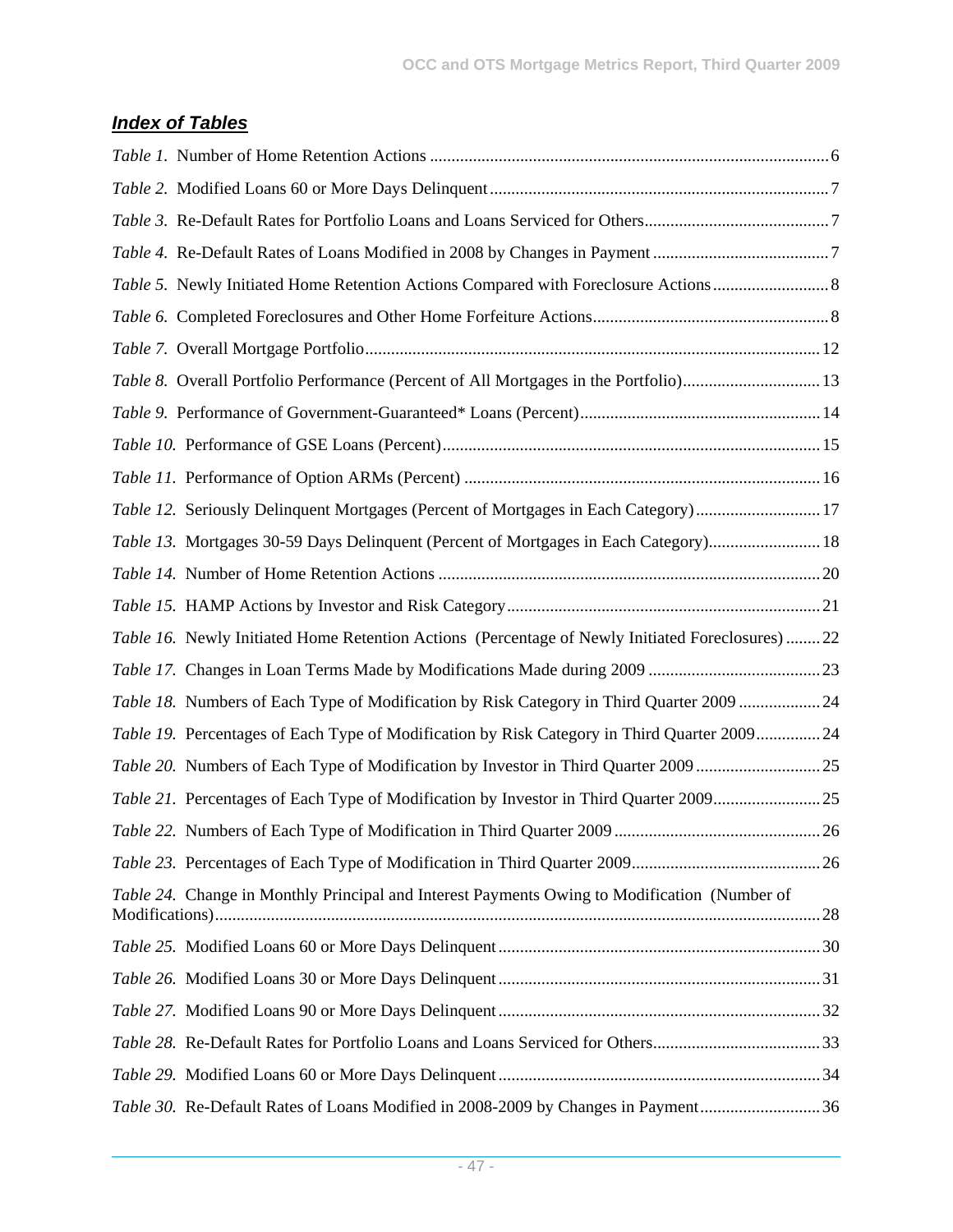## *Index of Tables*

*Table 1.* Number of Home Retention Actions ............................................................................................6

*Table 2.* Modified Loans 60 or More Days Delinquent ..............................................................................7

*Table 3.* Re-Default Rates for Portfolio Loans and Loans Serviced for Others...........................................7

*Table 4.* Re-Default Rates of Loans Modified in 2008 by Changes in Payment .........................................7

*Table 5.* Newly Initiated Home Retention Actions Compared with Foreclosure Actions ...........................8

*Table 6.* Completed Foreclosures and Other Home Forfeiture Actions.......................................................8

*Table 7.* Overall Mortgage Portfolio......................................................................................................... 12

*Table 8.* Overall Portfolio Performance (Percent of All Mortgages in the Portfolio)................................ 13

*Table 9.* Performance of Government-Guaranteed* Loans (Percent)........................................................ 14

*Table 10.* Performance of GSE Loans (Percent)........................................................................................ 15

*Table 11.* Performance of Option ARMs (Percent) .................................................................................. 16

*Table 12.* Seriously Delinquent Mortgages (Percent of Mortgages in Each Category) ............................. 17

*Table 13.* Mortgages 30-59 Days Delinquent (Percent of Mortgages in Each Category).......................... 18

*Table 14.* Number of Home Retention Actions ........................................................................................ 20

*Table 15.* HAMP Actions by Investor and Risk Category ......................................................................... 21

*Table 16.* Newly Initiated Home Retention Actions (Percentage of Newly Initiated Foreclosures) ........ 22

*Table 17.* Changes in Loan Terms Made by Modifications Made during 2009 ........................................ 23

*Table 18.* Numbers of Each Type of Modification by Risk Category in Third Quarter 2009 ................... 24

*Table 19.* Percentages of Each Type of Modification by Risk Category in Third Quarter 2009............... 24

*Table 20.* Numbers of Each Type of Modification by Investor in Third Quarter 2009 ............................. 25

*Table 21.* Percentages of Each Type of Modification by Investor in Third Quarter 2009......................... 25

*Table 22.* Numbers of Each Type of Modification in Third Quarter 2009 ................................................ 26

*Table 23.* Percentages of Each Type of Modification in Third Quarter 2009............................................ 26

*Table 24.* Change in Monthly Principal and Interest Payments Owing to Modification (Number of Modifications)............................................................................................................................................ 28

*Table 25.* Modified Loans 60 or More Days Delinquent ........................................................................... 30

*Table 26.* Modified Loans 30 or More Days Delinquent ........................................................................... 31

*Table 27.* Modified Loans 90 or More Days Delinquent ........................................................................... 32

*Table 28.* Re-Default Rates for Portfolio Loans and Loans Serviced for Others....................................... 33

*Table 29.* Modified Loans 60 or More Days Delinquent ........................................................................... 34

*Table 30.* Re-Default Rates of Loans Modified in 2008-2009 by Changes in Payment............................ 36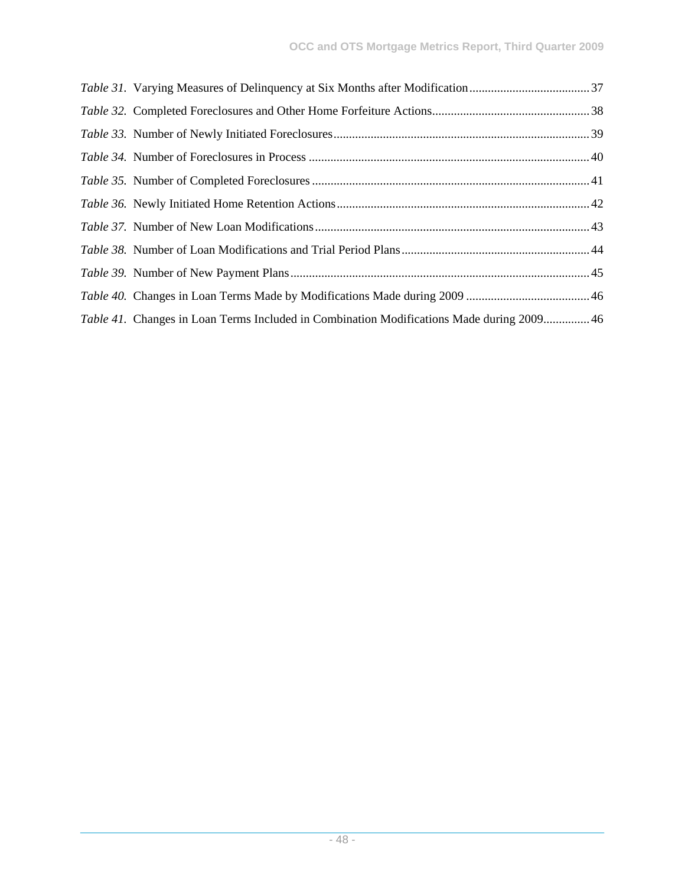*Table 31.* Varying Measures of Delinquency at Six Months after Modification ........................................ 37

*Table 32.* Completed Foreclosures and Other Home Forfeiture Actions ................................................... 38

*Table 33.* Number of Newly Initiated Foreclosures .................................................................................. 39

*Table 34.* Number of Foreclosures in Process .......................................................................................... 40

*Table 35.* Number of Completed Foreclosures ......................................................................................... 41

*Table 36.* Newly Initiated Home Retention Actions .................................................................................. 42

*Table 37.* Number of New Loan Modifications ........................................................................................ 43

*Table 38.* Number of Loan Modifications and Trial Period Plans ............................................................ 44

*Table 39.* Number of New Payment Plans ................................................................................................ 45

*Table 40.* Changes in Loan Terms Made by Modifications Made during 2009 ........................................ 46

*Table 41.* Changes in Loan Terms Included in Combination Modifications Made during 2009 ............... 46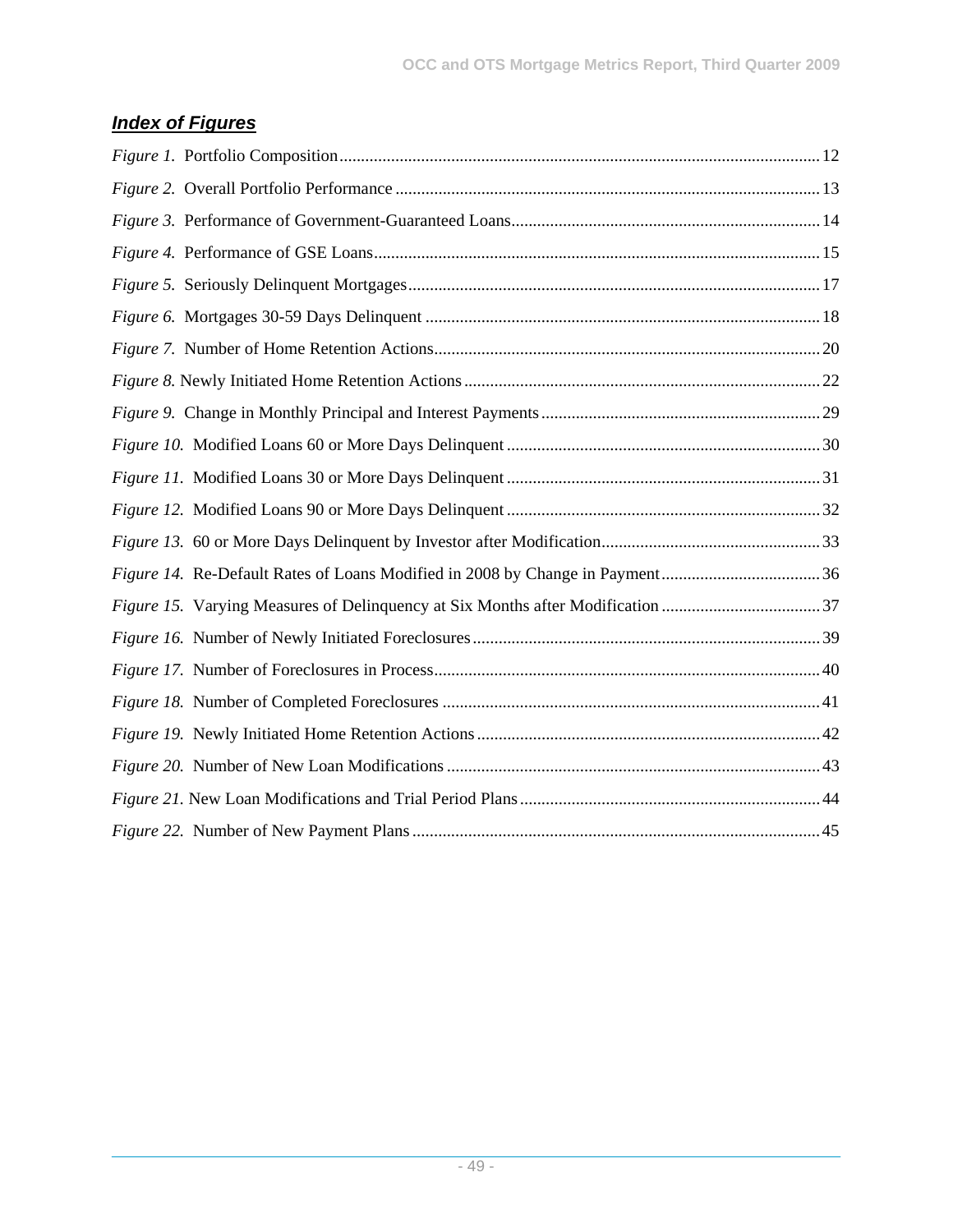## ***Index of Figures***

*Figure 1.* Portfolio Composition ........ 12

*Figure 2.* Overall Portfolio Performance ........ 13

*Figure 3.* Performance of Government-Guaranteed Loans ........ 14

*Figure 4.* Performance of GSE Loans ........ 15

*Figure 5.* Seriously Delinquent Mortgages ........ 17

*Figure 6.* Mortgages 30-59 Days Delinquent ........ 18

*Figure 7.* Number of Home Retention Actions ........ 20

*Figure 8.* Newly Initiated Home Retention Actions ........ 22

*Figure 9.* Change in Monthly Principal and Interest Payments ........ 29

*Figure 10.* Modified Loans 60 or More Days Delinquent ........ 30

*Figure 11.* Modified Loans 30 or More Days Delinquent ........ 31

*Figure 12.* Modified Loans 90 or More Days Delinquent ........ 32

*Figure 13.* 60 or More Days Delinquent by Investor after Modification ........ 33

*Figure 14.* Re-Default Rates of Loans Modified in 2008 by Change in Payment ........ 36

*Figure 15.* Varying Measures of Delinquency at Six Months after Modification ........ 37

*Figure 16.* Number of Newly Initiated Foreclosures ........ 39

*Figure 17.* Number of Foreclosures in Process ........ 40

*Figure 18.* Number of Completed Foreclosures ........ 41

*Figure 19.* Newly Initiated Home Retention Actions ........ 42

*Figure 20.* Number of New Loan Modifications ........ 43

*Figure 21.* New Loan Modifications and Trial Period Plans ........ 44

*Figure 22.* Number of New Payment Plans ........ 45